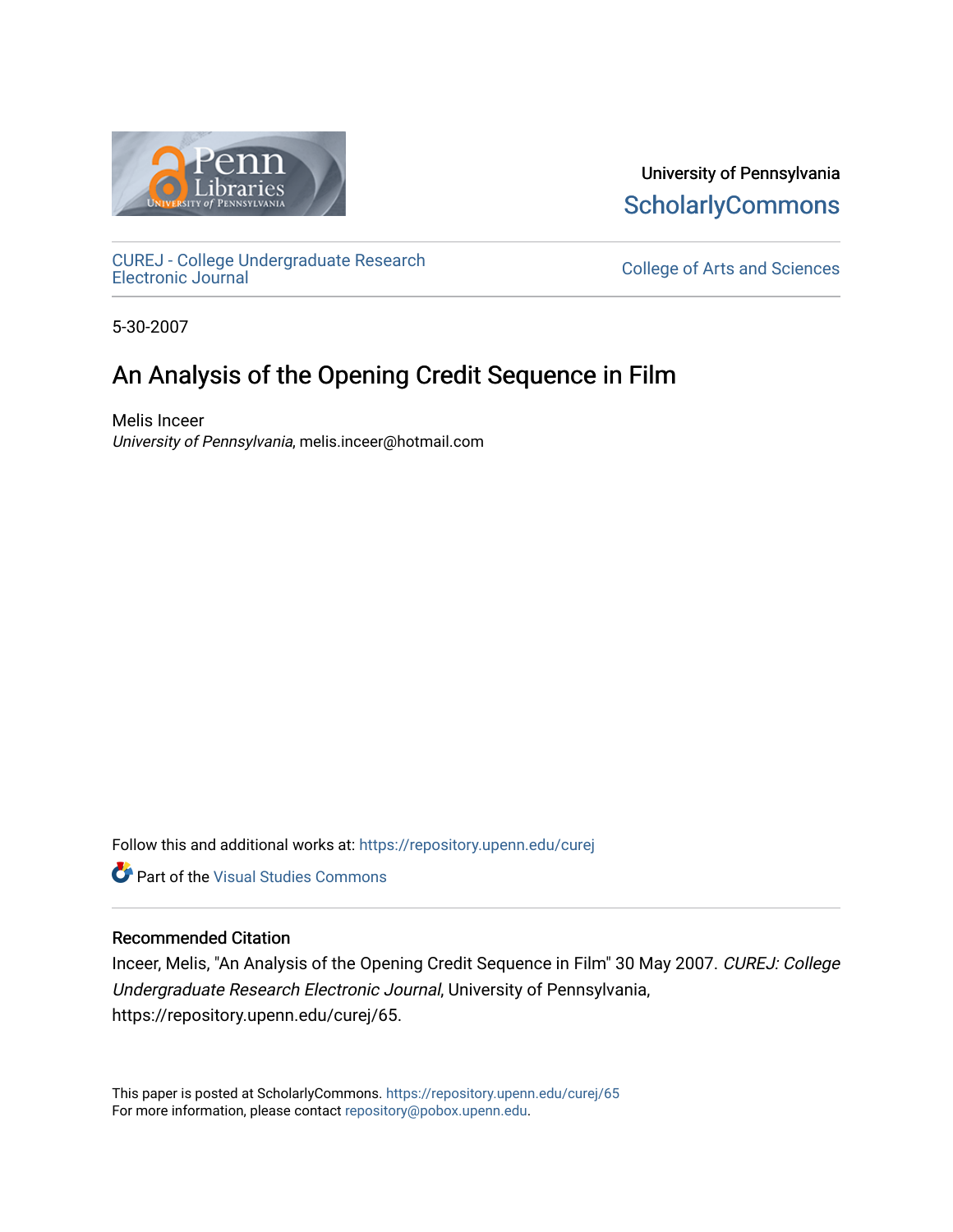University of Pennsylvania
ScholarlyCommons

CUREJ - College Undergraduate Research Electronic Journal

College of Arts and Sciences

5-30-2007

# An Analysis of the Opening Credit Sequence in Film

Melis Inceer
*University of Pennsylvania*, melis.inceer@hotmail.com

Follow this and additional works at: https://repository.upenn.edu/curej

Part of the Visual Studies Commons

### Recommended Citation

Inceer, Melis, "An Analysis of the Opening Credit Sequence in Film" 30 May 2007. *CUREJ: College Undergraduate Research Electronic Journal*, University of Pennsylvania, https://repository.upenn.edu/curej/65.

This paper is posted at ScholarlyCommons. https://repository.upenn.edu/curej/65
For more information, please contact repository@pobox.upenn.edu.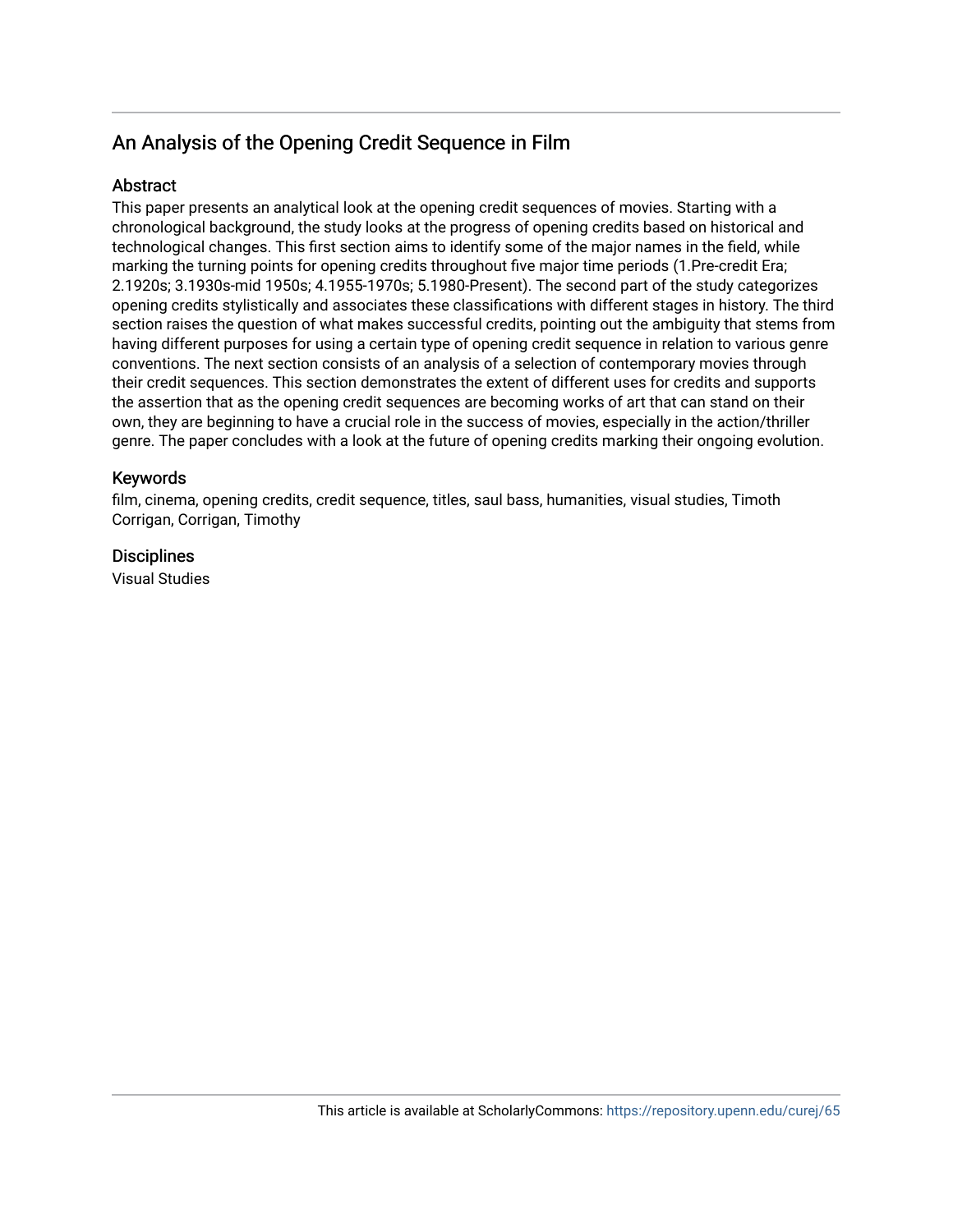## An Analysis of the Opening Credit Sequence in Film

### Abstract

This paper presents an analytical look at the opening credit sequences of movies. Starting with a chronological background, the study looks at the progress of opening credits based on historical and technological changes. This first section aims to identify some of the major names in the field, while marking the turning points for opening credits throughout five major time periods (1.Pre-credit Era; 2.1920s; 3.1930s-mid 1950s; 4.1955-1970s; 5.1980-Present). The second part of the study categorizes opening credits stylistically and associates these classifications with different stages in history. The third section raises the question of what makes successful credits, pointing out the ambiguity that stems from having different purposes for using a certain type of opening credit sequence in relation to various genre conventions. The next section consists of an analysis of a selection of contemporary movies through their credit sequences. This section demonstrates the extent of different uses for credits and supports the assertion that as the opening credit sequences are becoming works of art that can stand on their own, they are beginning to have a crucial role in the success of movies, especially in the action/thriller genre. The paper concludes with a look at the future of opening credits marking their ongoing evolution.

### Keywords

film, cinema, opening credits, credit sequence, titles, saul bass, humanities, visual studies, Timoth Corrigan, Corrigan, Timothy

### Disciplines

Visual Studies

This article is available at ScholarlyCommons: https://repository.upenn.edu/curej/65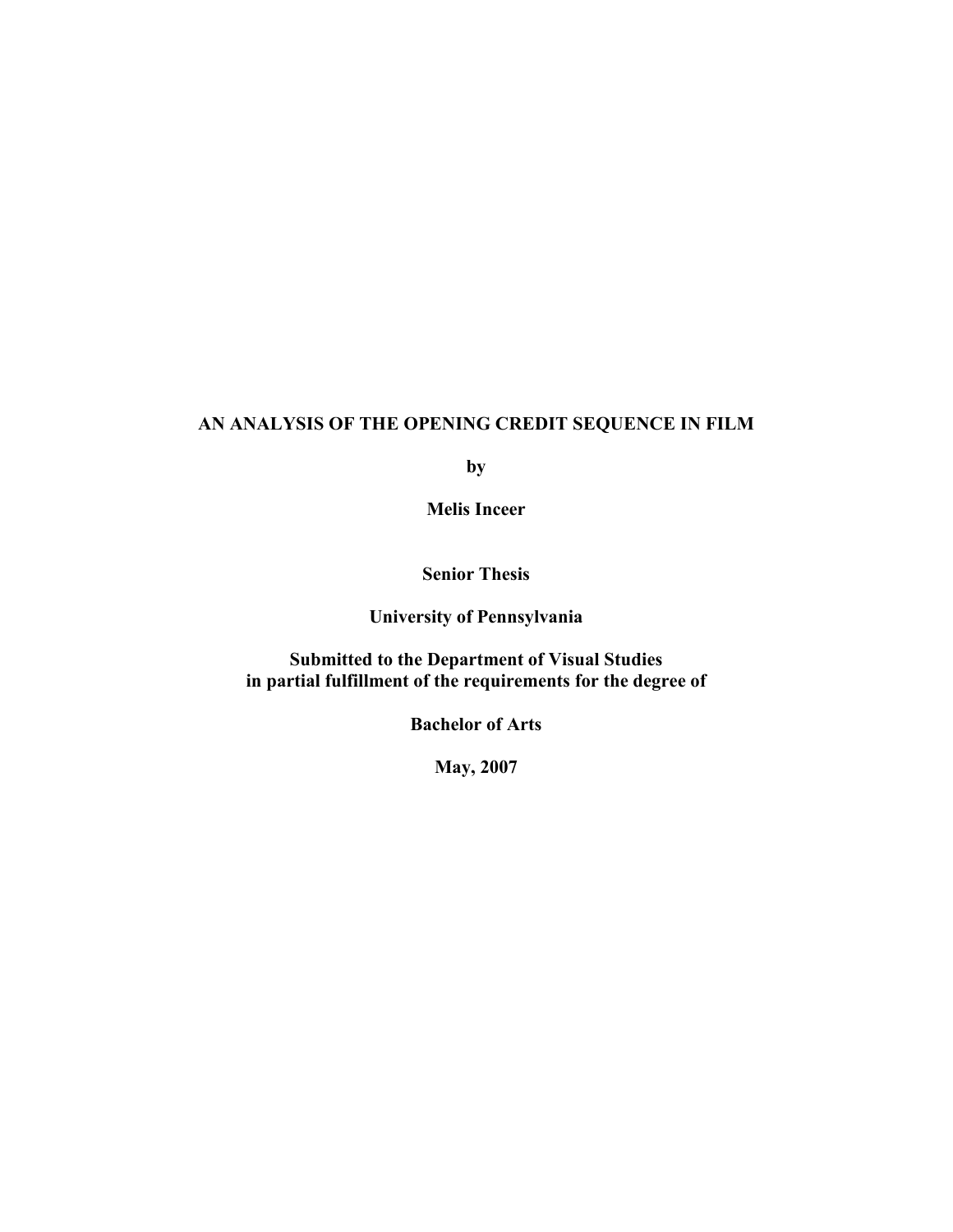# AN ANALYSIS OF THE OPENING CREDIT SEQUENCE IN FILM

**by**

**Melis Inceer**

**Senior Thesis**

**University of Pennsylvania**

**Submitted to the Department of Visual Studies**
**in partial fulfillment of the requirements for the degree of**

**Bachelor of Arts**

**May, 2007**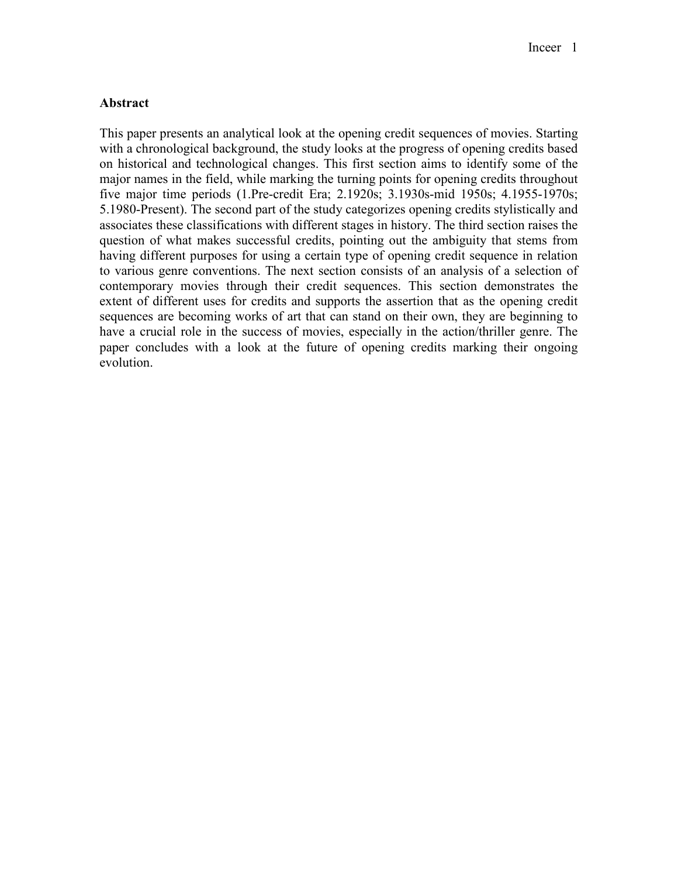**Abstract**

This paper presents an analytical look at the opening credit sequences of movies. Starting with a chronological background, the study looks at the progress of opening credits based on historical and technological changes. This first section aims to identify some of the major names in the field, while marking the turning points for opening credits throughout five major time periods (1.Pre-credit Era; 2.1920s; 3.1930s-mid 1950s; 4.1955-1970s; 5.1980-Present). The second part of the study categorizes opening credits stylistically and associates these classifications with different stages in history. The third section raises the question of what makes successful credits, pointing out the ambiguity that stems from having different purposes for using a certain type of opening credit sequence in relation to various genre conventions. The next section consists of an analysis of a selection of contemporary movies through their credit sequences. This section demonstrates the extent of different uses for credits and supports the assertion that as the opening credit sequences are becoming works of art that can stand on their own, they are beginning to have a crucial role in the success of movies, especially in the action/thriller genre. The paper concludes with a look at the future of opening credits marking their ongoing evolution.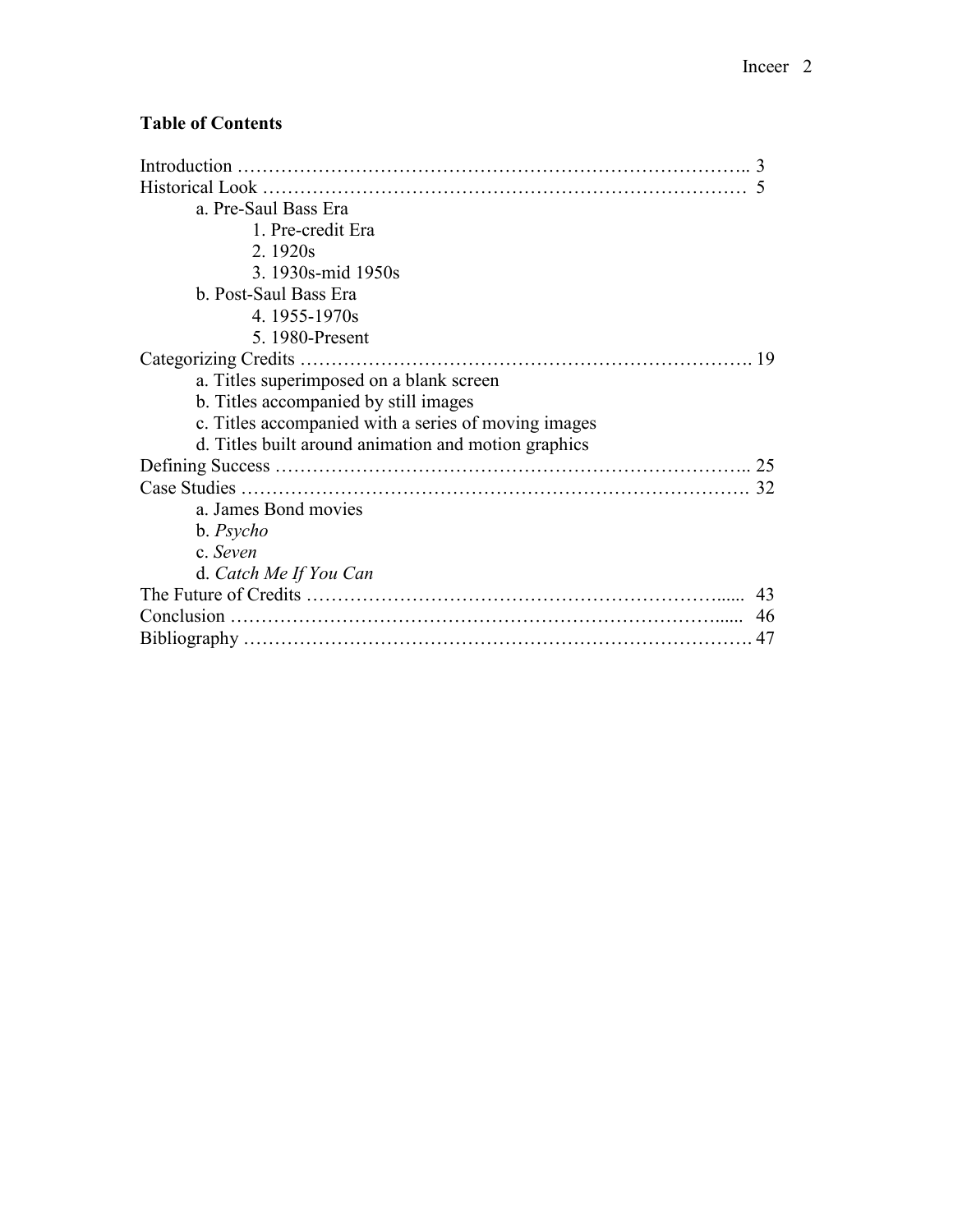## Table of Contents

Introduction …………………………………………………………………….. 3
Historical Look …………………………………………………………………  5
    a. Pre-Saul Bass Era
        1. Pre-credit Era
        2. 1920s
        3. 1930s-mid 1950s
    b. Post-Saul Bass Era
        4. 1955-1970s
        5. 1980-Present
Categorizing Credits ………………………………………………………………. 19
    a. Titles superimposed on a blank screen
    b. Titles accompanied by still images
    c. Titles accompanied with a series of moving images
    d. Titles built around animation and motion graphics
Defining Success ………………………………………………………………….. 25
Case Studies ………………………………………………………………………. 32
    a. James Bond movies
    b. *Psycho*
    c. *Seven*
    d. *Catch Me If You Can*
The Future of Credits …………………………………………………………......  43
Conclusion ……………………………………………………………………......  46
Bibliography ………………………………………………………………………. 47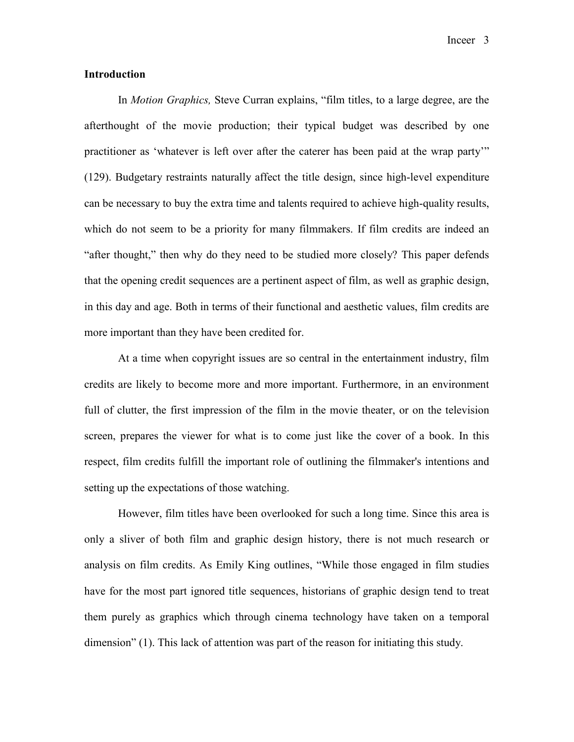## Introduction

In *Motion Graphics,* Steve Curran explains, "film titles, to a large degree, are the afterthought of the movie production; their typical budget was described by one practitioner as 'whatever is left over after the caterer has been paid at the wrap party'" (129). Budgetary restraints naturally affect the title design, since high-level expenditure can be necessary to buy the extra time and talents required to achieve high-quality results, which do not seem to be a priority for many filmmakers. If film credits are indeed an "after thought," then why do they need to be studied more closely? This paper defends that the opening credit sequences are a pertinent aspect of film, as well as graphic design, in this day and age. Both in terms of their functional and aesthetic values, film credits are more important than they have been credited for.

At a time when copyright issues are so central in the entertainment industry, film credits are likely to become more and more important. Furthermore, in an environment full of clutter, the first impression of the film in the movie theater, or on the television screen, prepares the viewer for what is to come just like the cover of a book. In this respect, film credits fulfill the important role of outlining the filmmaker's intentions and setting up the expectations of those watching.

However, film titles have been overlooked for such a long time. Since this area is only a sliver of both film and graphic design history, there is not much research or analysis on film credits. As Emily King outlines, "While those engaged in film studies have for the most part ignored title sequences, historians of graphic design tend to treat them purely as graphics which through cinema technology have taken on a temporal dimension" (1). This lack of attention was part of the reason for initiating this study.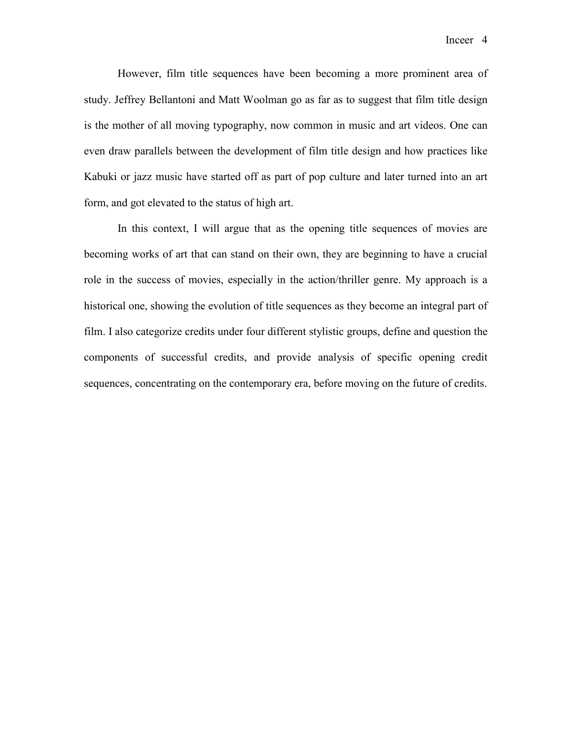However, film title sequences have been becoming a more prominent area of study. Jeffrey Bellantoni and Matt Woolman go as far as to suggest that film title design is the mother of all moving typography, now common in music and art videos. One can even draw parallels between the development of film title design and how practices like Kabuki or jazz music have started off as part of pop culture and later turned into an art form, and got elevated to the status of high art.

In this context, I will argue that as the opening title sequences of movies are becoming works of art that can stand on their own, they are beginning to have a crucial role in the success of movies, especially in the action/thriller genre. My approach is a historical one, showing the evolution of title sequences as they become an integral part of film. I also categorize credits under four different stylistic groups, define and question the components of successful credits, and provide analysis of specific opening credit sequences, concentrating on the contemporary era, before moving on the future of credits.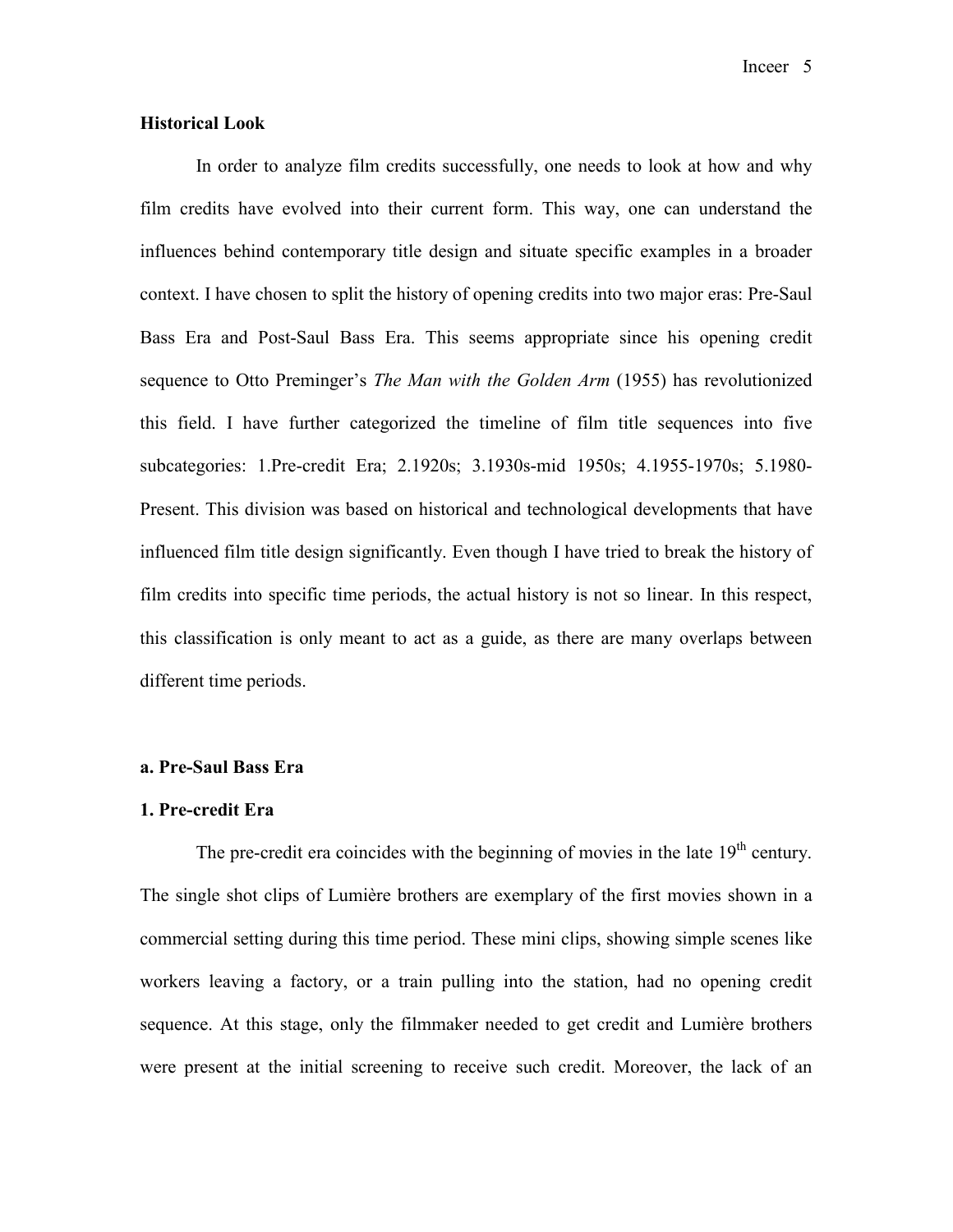## Historical Look

In order to analyze film credits successfully, one needs to look at how and why film credits have evolved into their current form. This way, one can understand the influences behind contemporary title design and situate specific examples in a broader context. I have chosen to split the history of opening credits into two major eras: Pre-Saul Bass Era and Post-Saul Bass Era. This seems appropriate since his opening credit sequence to Otto Preminger's *The Man with the Golden Arm* (1955) has revolutionized this field. I have further categorized the timeline of film title sequences into five subcategories: 1.Pre-credit Era; 2.1920s; 3.1930s-mid 1950s; 4.1955-1970s; 5.1980-Present. This division was based on historical and technological developments that have influenced film title design significantly. Even though I have tried to break the history of film credits into specific time periods, the actual history is not so linear. In this respect, this classification is only meant to act as a guide, as there are many overlaps between different time periods.

### a. Pre-Saul Bass Era

#### 1. Pre-credit Era

The pre-credit era coincides with the beginning of movies in the late 19th century. The single shot clips of Lumière brothers are exemplary of the first movies shown in a commercial setting during this time period. These mini clips, showing simple scenes like workers leaving a factory, or a train pulling into the station, had no opening credit sequence. At this stage, only the filmmaker needed to get credit and Lumière brothers were present at the initial screening to receive such credit. Moreover, the lack of an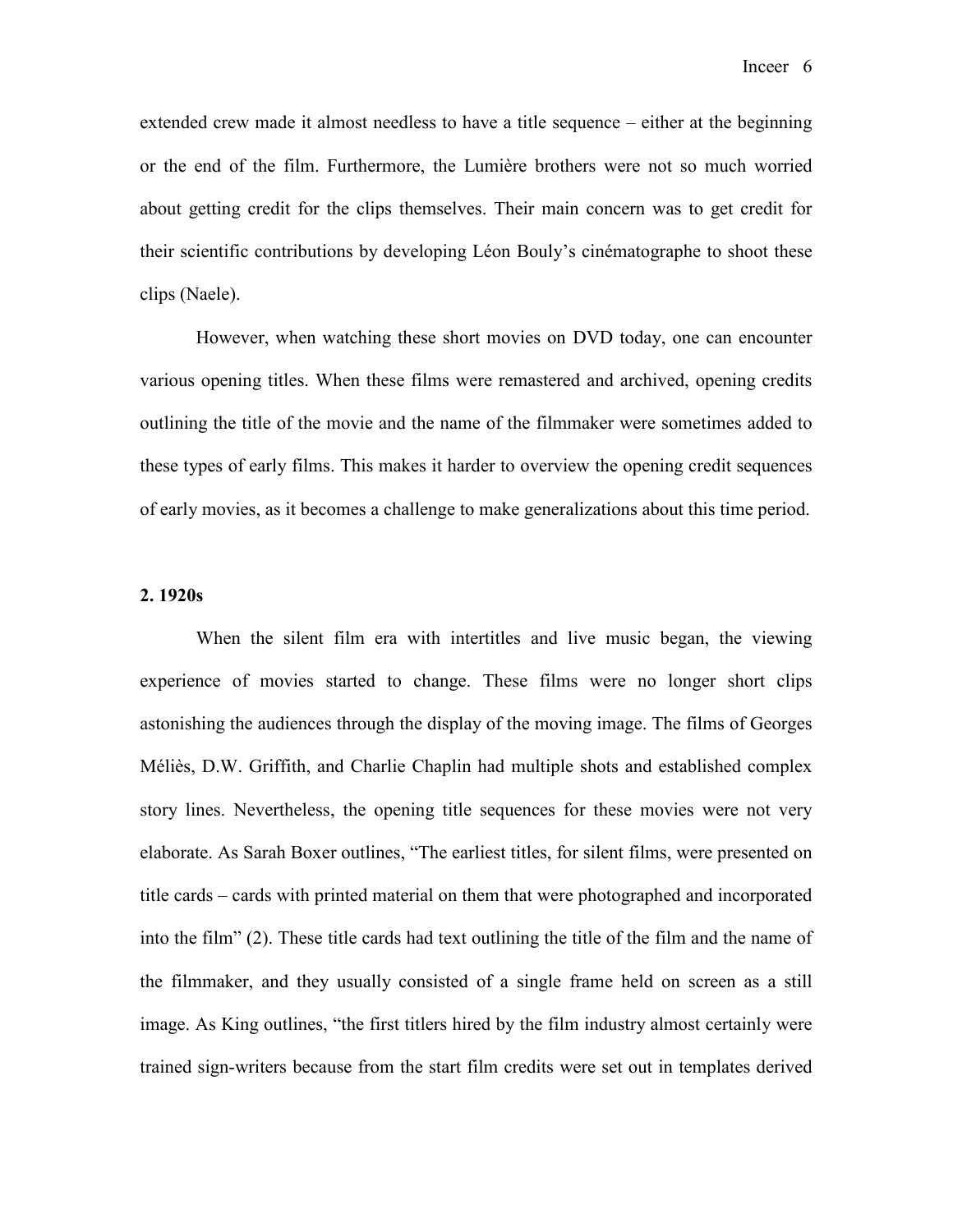extended crew made it almost needless to have a title sequence – either at the beginning or the end of the film. Furthermore, the Lumière brothers were not so much worried about getting credit for the clips themselves. Their main concern was to get credit for their scientific contributions by developing Léon Bouly's cinématographe to shoot these clips (Naele).

However, when watching these short movies on DVD today, one can encounter various opening titles. When these films were remastered and archived, opening credits outlining the title of the movie and the name of the filmmaker were sometimes added to these types of early films. This makes it harder to overview the opening credit sequences of early movies, as it becomes a challenge to make generalizations about this time period.

## 2. 1920s

When the silent film era with intertitles and live music began, the viewing experience of movies started to change. These films were no longer short clips astonishing the audiences through the display of the moving image. The films of Georges Méliès, D.W. Griffith, and Charlie Chaplin had multiple shots and established complex story lines. Nevertheless, the opening title sequences for these movies were not very elaborate. As Sarah Boxer outlines, "The earliest titles, for silent films, were presented on title cards – cards with printed material on them that were photographed and incorporated into the film" (2). These title cards had text outlining the title of the film and the name of the filmmaker, and they usually consisted of a single frame held on screen as a still image. As King outlines, "the first titlers hired by the film industry almost certainly were trained sign-writers because from the start film credits were set out in templates derived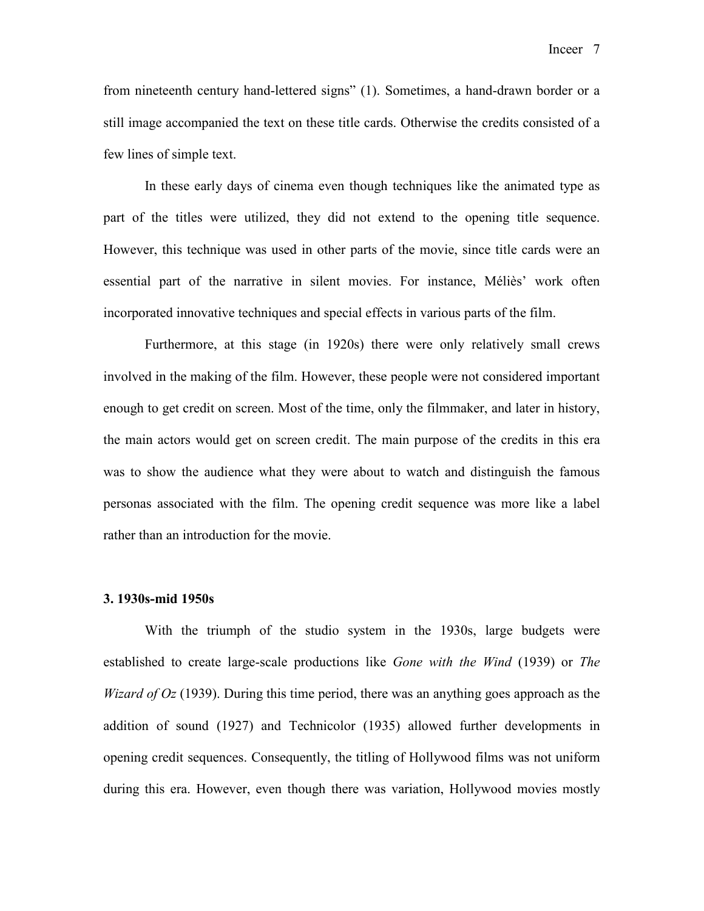from nineteenth century hand-lettered signs" (1). Sometimes, a hand-drawn border or a still image accompanied the text on these title cards. Otherwise the credits consisted of a few lines of simple text.

In these early days of cinema even though techniques like the animated type as part of the titles were utilized, they did not extend to the opening title sequence. However, this technique was used in other parts of the movie, since title cards were an essential part of the narrative in silent movies. For instance, Méliès' work often incorporated innovative techniques and special effects in various parts of the film.

Furthermore, at this stage (in 1920s) there were only relatively small crews involved in the making of the film. However, these people were not considered important enough to get credit on screen. Most of the time, only the filmmaker, and later in history, the main actors would get on screen credit. The main purpose of the credits in this era was to show the audience what they were about to watch and distinguish the famous personas associated with the film. The opening credit sequence was more like a label rather than an introduction for the movie.

### 3. 1930s-mid 1950s

With the triumph of the studio system in the 1930s, large budgets were established to create large-scale productions like *Gone with the Wind* (1939) or *The Wizard of Oz* (1939). During this time period, there was an anything goes approach as the addition of sound (1927) and Technicolor (1935) allowed further developments in opening credit sequences. Consequently, the titling of Hollywood films was not uniform during this era. However, even though there was variation, Hollywood movies mostly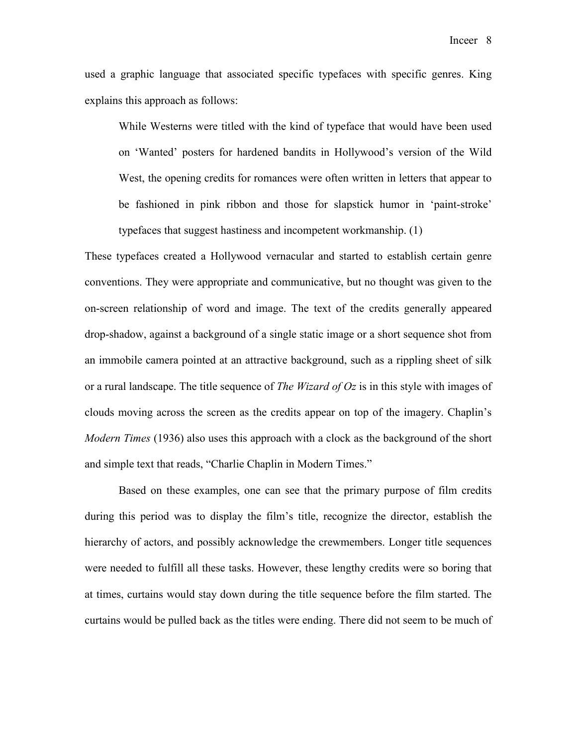used a graphic language that associated specific typefaces with specific genres. King explains this approach as follows:

> While Westerns were titled with the kind of typeface that would have been used on 'Wanted' posters for hardened bandits in Hollywood's version of the Wild West, the opening credits for romances were often written in letters that appear to be fashioned in pink ribbon and those for slapstick humor in 'paint-stroke' typefaces that suggest hastiness and incompetent workmanship. (1)

These typefaces created a Hollywood vernacular and started to establish certain genre conventions. They were appropriate and communicative, but no thought was given to the on-screen relationship of word and image. The text of the credits generally appeared drop-shadow, against a background of a single static image or a short sequence shot from an immobile camera pointed at an attractive background, such as a rippling sheet of silk or a rural landscape. The title sequence of *The Wizard of Oz* is in this style with images of clouds moving across the screen as the credits appear on top of the imagery. Chaplin's *Modern Times* (1936) also uses this approach with a clock as the background of the short and simple text that reads, "Charlie Chaplin in Modern Times."

Based on these examples, one can see that the primary purpose of film credits during this period was to display the film's title, recognize the director, establish the hierarchy of actors, and possibly acknowledge the crewmembers. Longer title sequences were needed to fulfill all these tasks. However, these lengthy credits were so boring that at times, curtains would stay down during the title sequence before the film started. The curtains would be pulled back as the titles were ending. There did not seem to be much of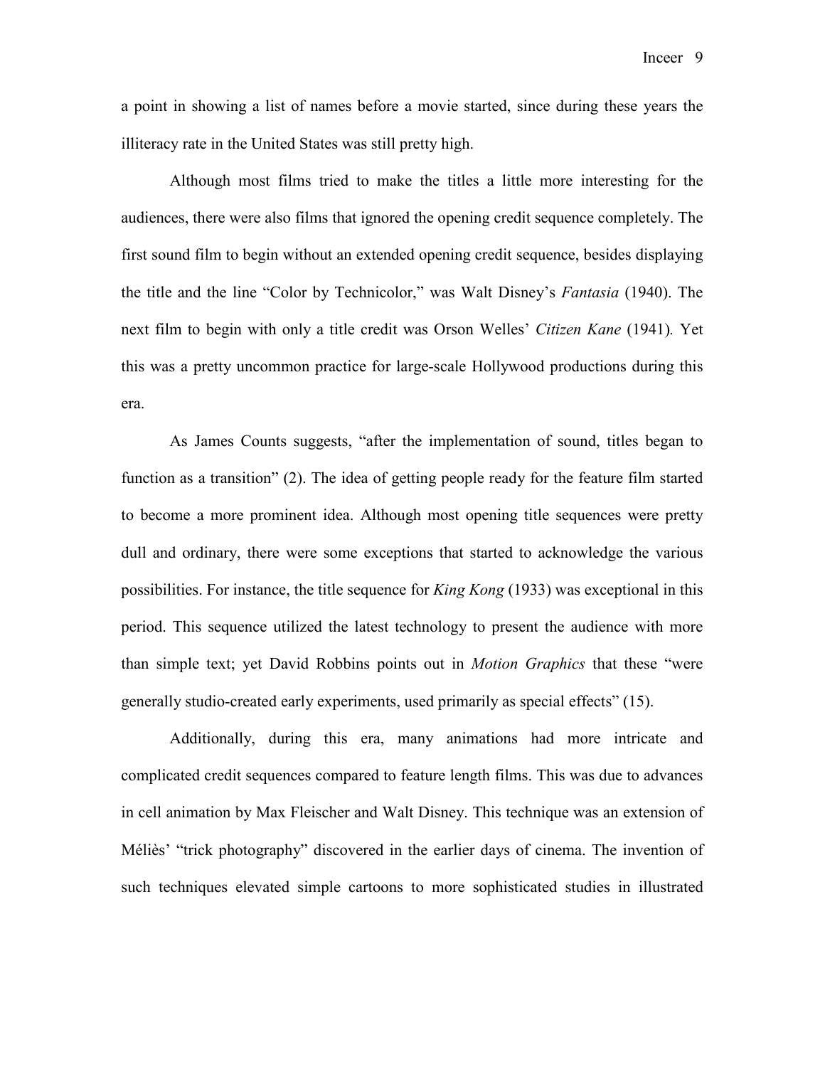a point in showing a list of names before a movie started, since during these years the illiteracy rate in the United States was still pretty high.

Although most films tried to make the titles a little more interesting for the audiences, there were also films that ignored the opening credit sequence completely. The first sound film to begin without an extended opening credit sequence, besides displaying the title and the line "Color by Technicolor," was Walt Disney's *Fantasia* (1940). The next film to begin with only a title credit was Orson Welles' *Citizen Kane* (1941)*.* Yet this was a pretty uncommon practice for large-scale Hollywood productions during this era.

As James Counts suggests, "after the implementation of sound, titles began to function as a transition" (2). The idea of getting people ready for the feature film started to become a more prominent idea. Although most opening title sequences were pretty dull and ordinary, there were some exceptions that started to acknowledge the various possibilities. For instance, the title sequence for *King Kong* (1933) was exceptional in this period. This sequence utilized the latest technology to present the audience with more than simple text; yet David Robbins points out in *Motion Graphics* that these "were generally studio-created early experiments, used primarily as special effects" (15).

Additionally, during this era, many animations had more intricate and complicated credit sequences compared to feature length films. This was due to advances in cell animation by Max Fleischer and Walt Disney. This technique was an extension of Méliès' "trick photography" discovered in the earlier days of cinema. The invention of such techniques elevated simple cartoons to more sophisticated studies in illustrated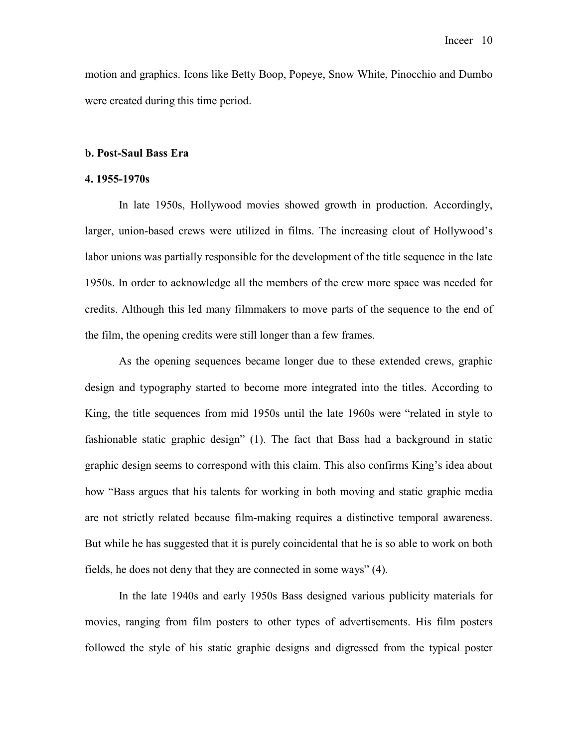motion and graphics. Icons like Betty Boop, Popeye, Snow White, Pinocchio and Dumbo were created during this time period.

**b. Post-Saul Bass Era**

**4. 1955-1970s**

In late 1950s, Hollywood movies showed growth in production. Accordingly, larger, union-based crews were utilized in films. The increasing clout of Hollywood's labor unions was partially responsible for the development of the title sequence in the late 1950s. In order to acknowledge all the members of the crew more space was needed for credits. Although this led many filmmakers to move parts of the sequence to the end of the film, the opening credits were still longer than a few frames.

As the opening sequences became longer due to these extended crews, graphic design and typography started to become more integrated into the titles. According to King, the title sequences from mid 1950s until the late 1960s were "related in style to fashionable static graphic design" (1). The fact that Bass had a background in static graphic design seems to correspond with this claim. This also confirms King's idea about how "Bass argues that his talents for working in both moving and static graphic media are not strictly related because film-making requires a distinctive temporal awareness. But while he has suggested that it is purely coincidental that he is so able to work on both fields, he does not deny that they are connected in some ways" (4).

In the late 1940s and early 1950s Bass designed various publicity materials for movies, ranging from film posters to other types of advertisements. His film posters followed the style of his static graphic designs and digressed from the typical poster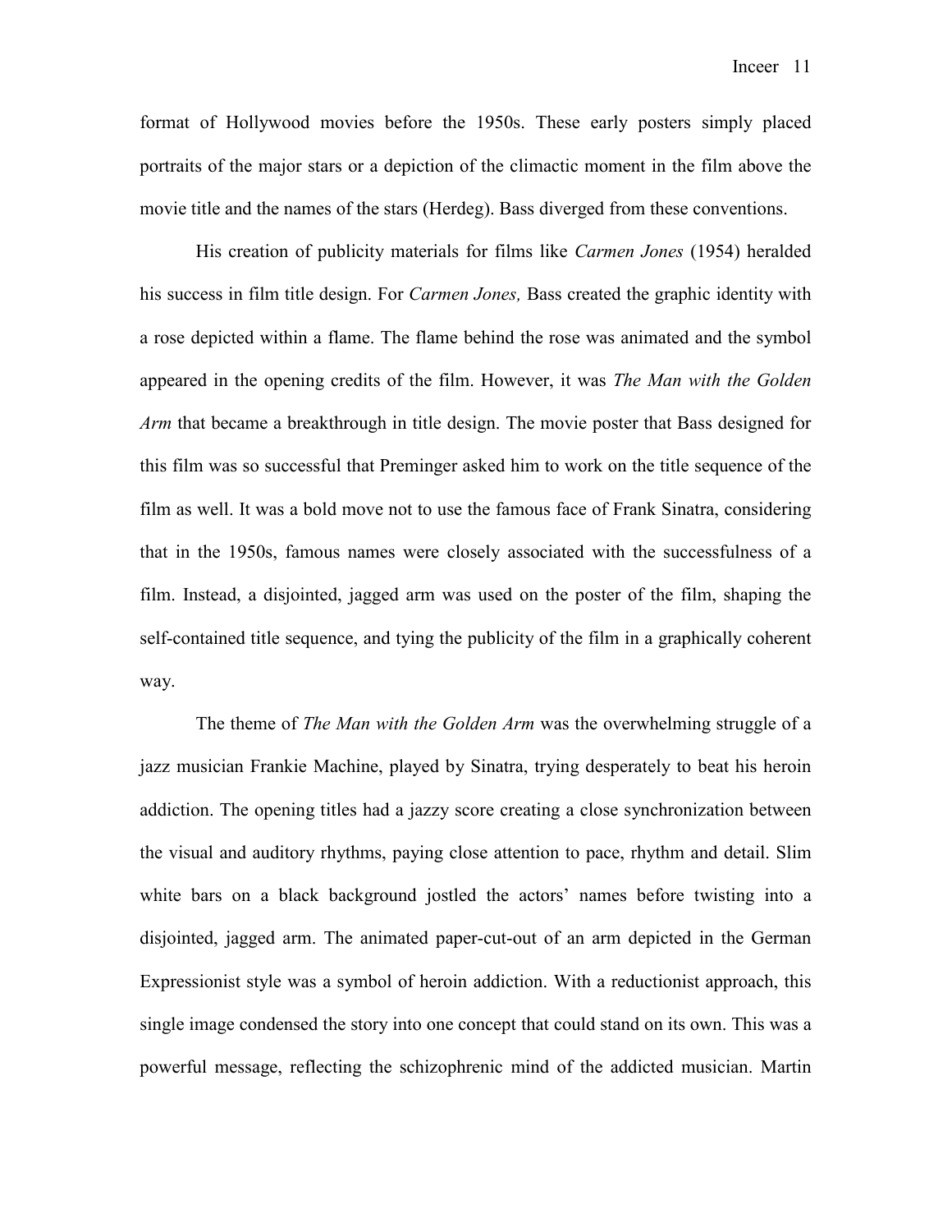format of Hollywood movies before the 1950s. These early posters simply placed portraits of the major stars or a depiction of the climactic moment in the film above the movie title and the names of the stars (Herdeg). Bass diverged from these conventions.

His creation of publicity materials for films like *Carmen Jones* (1954) heralded his success in film title design. For *Carmen Jones,* Bass created the graphic identity with a rose depicted within a flame. The flame behind the rose was animated and the symbol appeared in the opening credits of the film. However, it was *The Man with the Golden Arm* that became a breakthrough in title design. The movie poster that Bass designed for this film was so successful that Preminger asked him to work on the title sequence of the film as well. It was a bold move not to use the famous face of Frank Sinatra, considering that in the 1950s, famous names were closely associated with the successfulness of a film. Instead, a disjointed, jagged arm was used on the poster of the film, shaping the self-contained title sequence, and tying the publicity of the film in a graphically coherent way.

The theme of *The Man with the Golden Arm* was the overwhelming struggle of a jazz musician Frankie Machine, played by Sinatra, trying desperately to beat his heroin addiction. The opening titles had a jazzy score creating a close synchronization between the visual and auditory rhythms, paying close attention to pace, rhythm and detail. Slim white bars on a black background jostled the actors' names before twisting into a disjointed, jagged arm. The animated paper-cut-out of an arm depicted in the German Expressionist style was a symbol of heroin addiction. With a reductionist approach, this single image condensed the story into one concept that could stand on its own. This was a powerful message, reflecting the schizophrenic mind of the addicted musician. Martin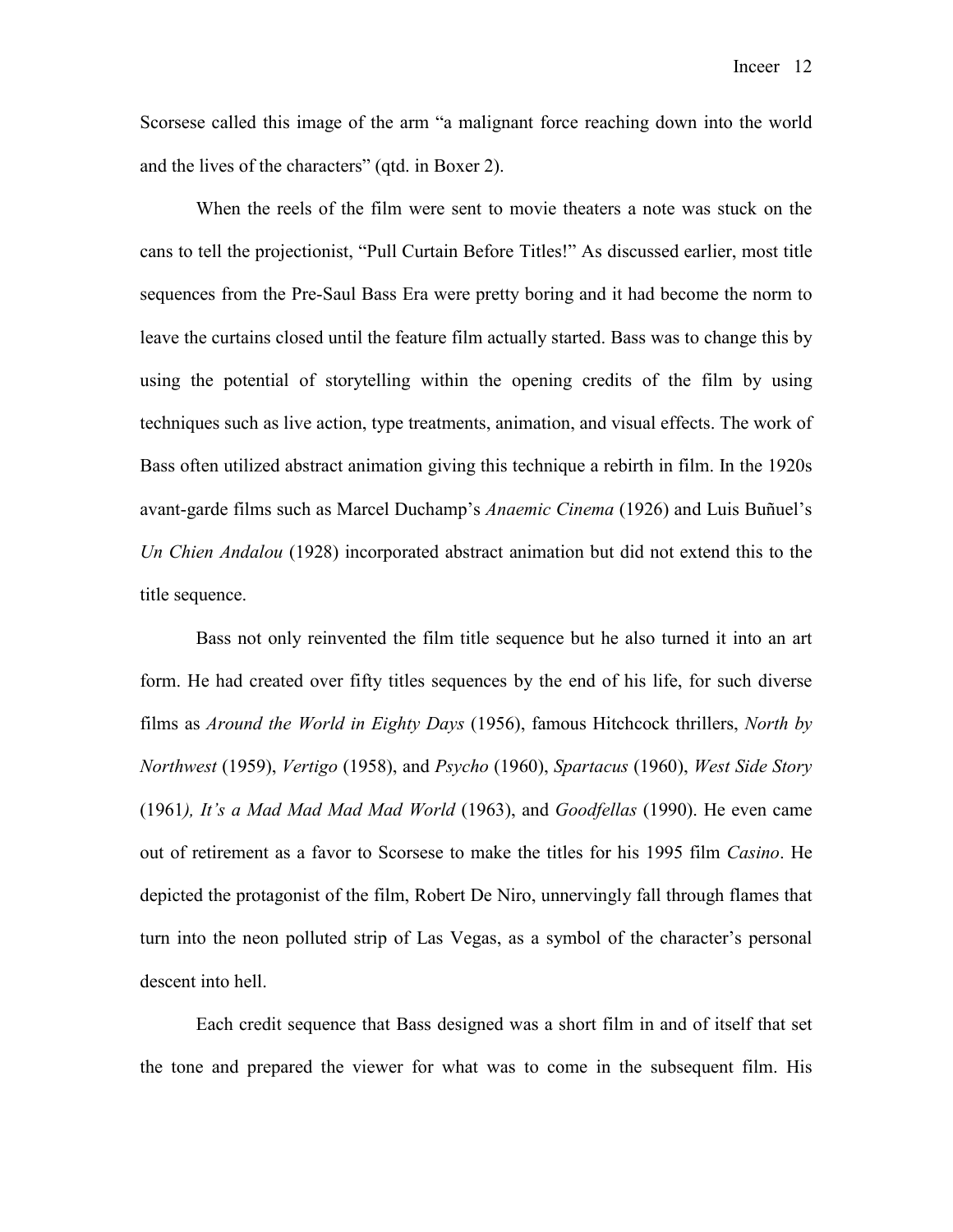Scorsese called this image of the arm "a malignant force reaching down into the world and the lives of the characters" (qtd. in Boxer 2).

When the reels of the film were sent to movie theaters a note was stuck on the cans to tell the projectionist, "Pull Curtain Before Titles!" As discussed earlier, most title sequences from the Pre-Saul Bass Era were pretty boring and it had become the norm to leave the curtains closed until the feature film actually started. Bass was to change this by using the potential of storytelling within the opening credits of the film by using techniques such as live action, type treatments, animation, and visual effects. The work of Bass often utilized abstract animation giving this technique a rebirth in film. In the 1920s avant-garde films such as Marcel Duchamp's *Anaemic Cinema* (1926) and Luis Buñuel's *Un Chien Andalou* (1928) incorporated abstract animation but did not extend this to the title sequence.

Bass not only reinvented the film title sequence but he also turned it into an art form. He had created over fifty titles sequences by the end of his life, for such diverse films as *Around the World in Eighty Days* (1956), famous Hitchcock thrillers, *North by Northwest* (1959), *Vertigo* (1958), and *Psycho* (1960), *Spartacus* (1960), *West Side Story* (1961*), It's a Mad Mad Mad Mad World* (1963), and *Goodfellas* (1990). He even came out of retirement as a favor to Scorsese to make the titles for his 1995 film *Casino*. He depicted the protagonist of the film, Robert De Niro, unnervingly fall through flames that turn into the neon polluted strip of Las Vegas, as a symbol of the character's personal descent into hell.

Each credit sequence that Bass designed was a short film in and of itself that set the tone and prepared the viewer for what was to come in the subsequent film. His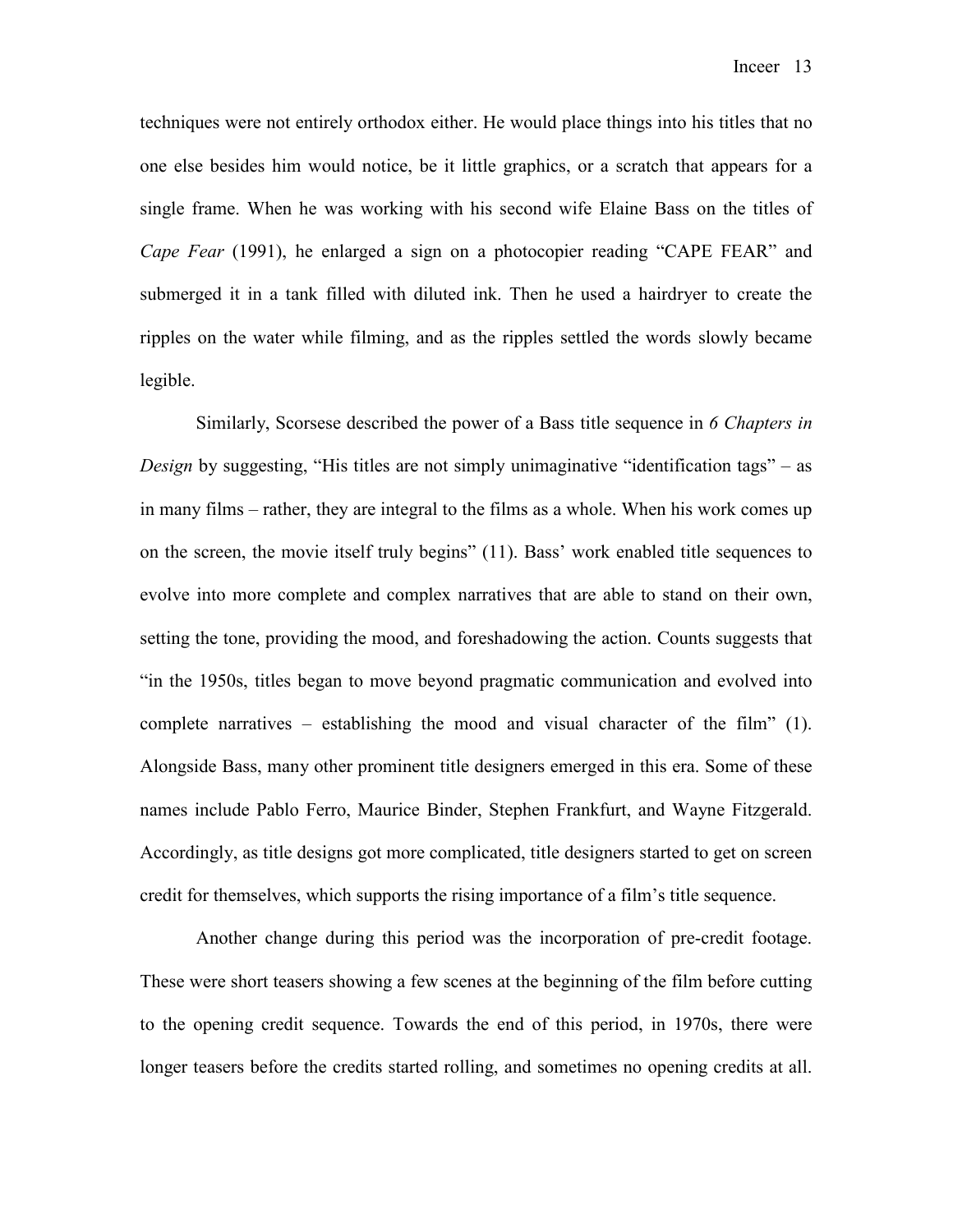techniques were not entirely orthodox either. He would place things into his titles that no one else besides him would notice, be it little graphics, or a scratch that appears for a single frame. When he was working with his second wife Elaine Bass on the titles of *Cape Fear* (1991), he enlarged a sign on a photocopier reading "CAPE FEAR" and submerged it in a tank filled with diluted ink. Then he used a hairdryer to create the ripples on the water while filming, and as the ripples settled the words slowly became legible.

Similarly, Scorsese described the power of a Bass title sequence in *6 Chapters in Design* by suggesting, "His titles are not simply unimaginative "identification tags" – as in many films – rather, they are integral to the films as a whole. When his work comes up on the screen, the movie itself truly begins" (11). Bass' work enabled title sequences to evolve into more complete and complex narratives that are able to stand on their own, setting the tone, providing the mood, and foreshadowing the action. Counts suggests that "in the 1950s, titles began to move beyond pragmatic communication and evolved into complete narratives – establishing the mood and visual character of the film" (1). Alongside Bass, many other prominent title designers emerged in this era. Some of these names include Pablo Ferro, Maurice Binder, Stephen Frankfurt, and Wayne Fitzgerald. Accordingly, as title designs got more complicated, title designers started to get on screen credit for themselves, which supports the rising importance of a film's title sequence.

Another change during this period was the incorporation of pre-credit footage. These were short teasers showing a few scenes at the beginning of the film before cutting to the opening credit sequence. Towards the end of this period, in 1970s, there were longer teasers before the credits started rolling, and sometimes no opening credits at all.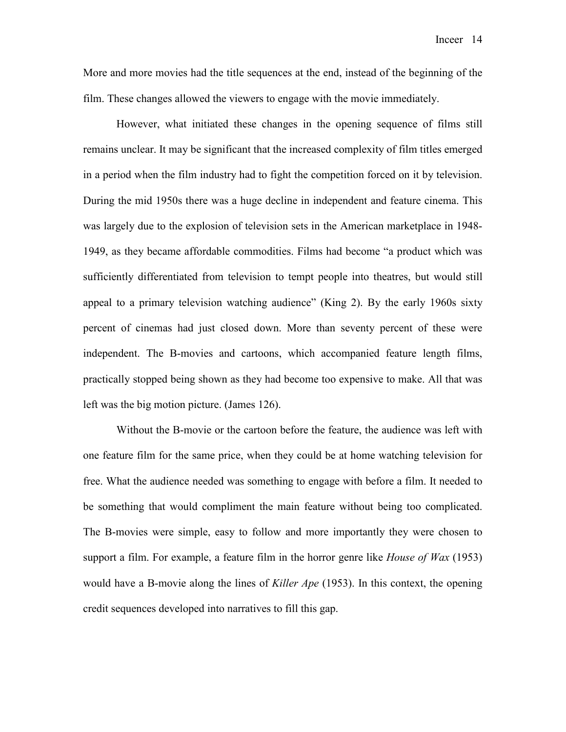More and more movies had the title sequences at the end, instead of the beginning of the film. These changes allowed the viewers to engage with the movie immediately.

However, what initiated these changes in the opening sequence of films still remains unclear. It may be significant that the increased complexity of film titles emerged in a period when the film industry had to fight the competition forced on it by television. During the mid 1950s there was a huge decline in independent and feature cinema. This was largely due to the explosion of television sets in the American marketplace in 1948-1949, as they became affordable commodities. Films had become "a product which was sufficiently differentiated from television to tempt people into theatres, but would still appeal to a primary television watching audience" (King 2). By the early 1960s sixty percent of cinemas had just closed down. More than seventy percent of these were independent. The B-movies and cartoons, which accompanied feature length films, practically stopped being shown as they had become too expensive to make. All that was left was the big motion picture. (James 126).

Without the B-movie or the cartoon before the feature, the audience was left with one feature film for the same price, when they could be at home watching television for free. What the audience needed was something to engage with before a film. It needed to be something that would compliment the main feature without being too complicated. The B-movies were simple, easy to follow and more importantly they were chosen to support a film. For example, a feature film in the horror genre like *House of Wax* (1953) would have a B-movie along the lines of *Killer Ape* (1953). In this context, the opening credit sequences developed into narratives to fill this gap.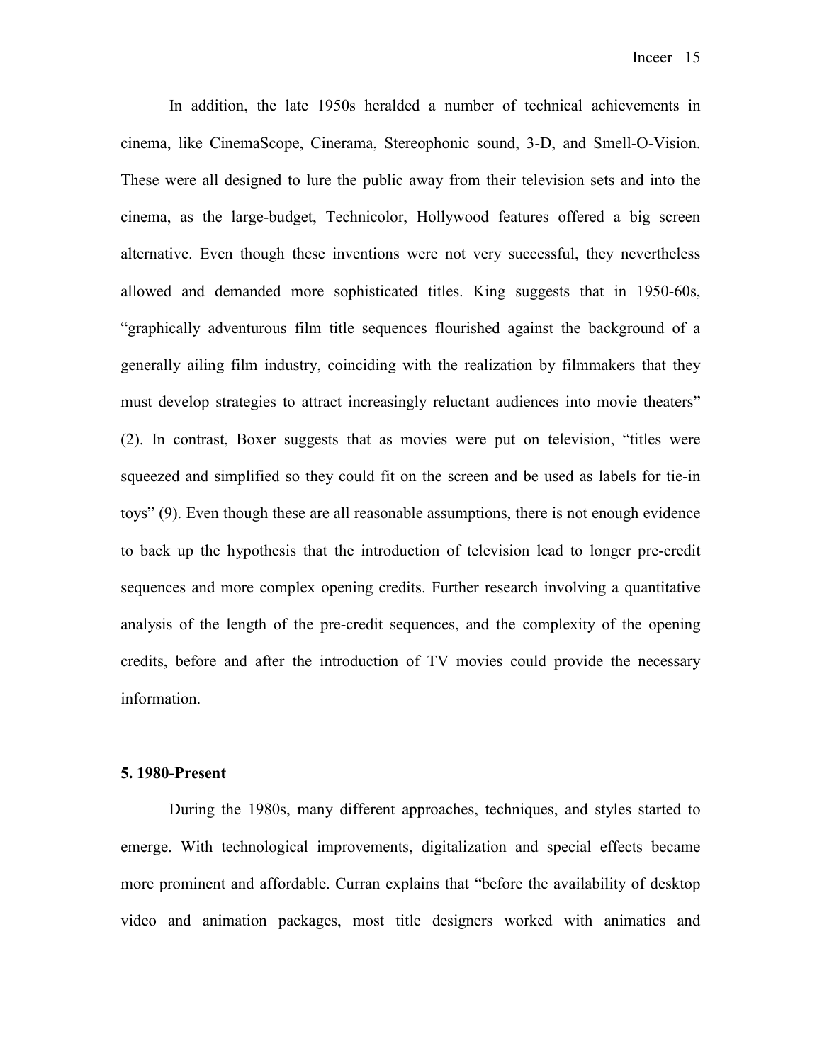In addition, the late 1950s heralded a number of technical achievements in cinema, like CinemaScope, Cinerama, Stereophonic sound, 3-D, and Smell-O-Vision. These were all designed to lure the public away from their television sets and into the cinema, as the large-budget, Technicolor, Hollywood features offered a big screen alternative. Even though these inventions were not very successful, they nevertheless allowed and demanded more sophisticated titles. King suggests that in 1950-60s, "graphically adventurous film title sequences flourished against the background of a generally ailing film industry, coinciding with the realization by filmmakers that they must develop strategies to attract increasingly reluctant audiences into movie theaters" (2). In contrast, Boxer suggests that as movies were put on television, "titles were squeezed and simplified so they could fit on the screen and be used as labels for tie-in toys" (9). Even though these are all reasonable assumptions, there is not enough evidence to back up the hypothesis that the introduction of television lead to longer pre-credit sequences and more complex opening credits. Further research involving a quantitative analysis of the length of the pre-credit sequences, and the complexity of the opening credits, before and after the introduction of TV movies could provide the necessary information.

**5. 1980-Present**

During the 1980s, many different approaches, techniques, and styles started to emerge. With technological improvements, digitalization and special effects became more prominent and affordable. Curran explains that "before the availability of desktop video and animation packages, most title designers worked with animatics and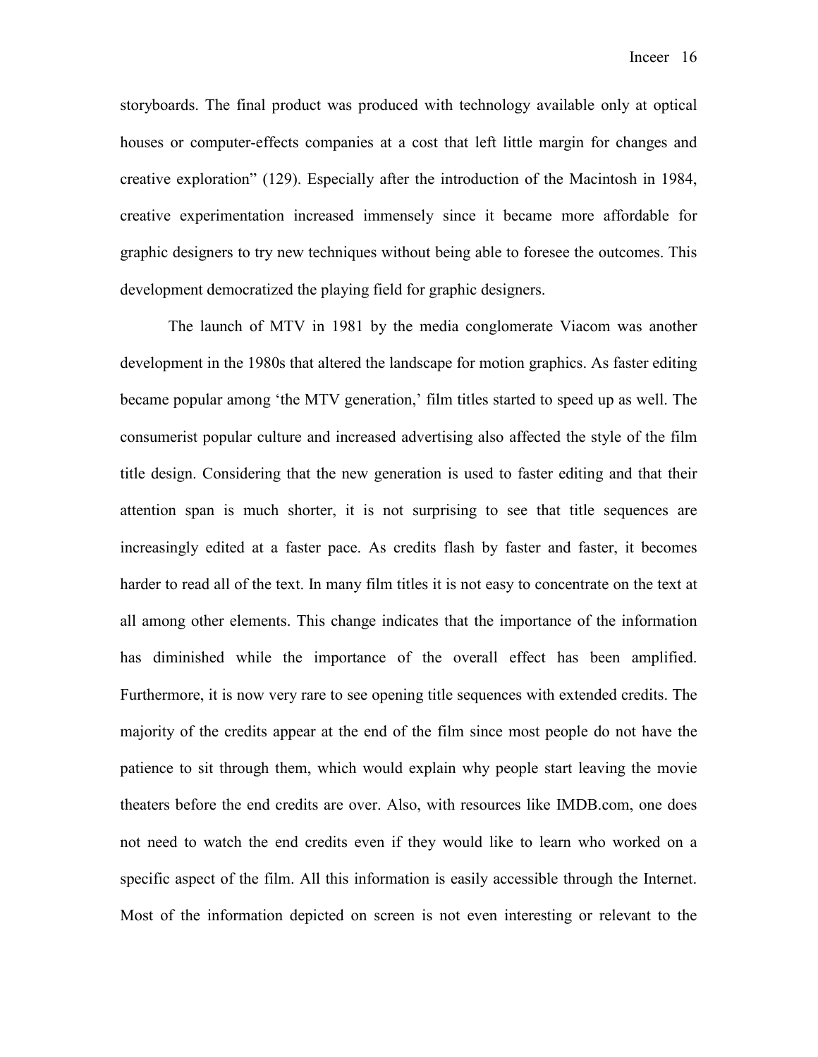storyboards. The final product was produced with technology available only at optical houses or computer-effects companies at a cost that left little margin for changes and creative exploration" (129). Especially after the introduction of the Macintosh in 1984, creative experimentation increased immensely since it became more affordable for graphic designers to try new techniques without being able to foresee the outcomes. This development democratized the playing field for graphic designers.

The launch of MTV in 1981 by the media conglomerate Viacom was another development in the 1980s that altered the landscape for motion graphics. As faster editing became popular among 'the MTV generation,' film titles started to speed up as well. The consumerist popular culture and increased advertising also affected the style of the film title design. Considering that the new generation is used to faster editing and that their attention span is much shorter, it is not surprising to see that title sequences are increasingly edited at a faster pace. As credits flash by faster and faster, it becomes harder to read all of the text. In many film titles it is not easy to concentrate on the text at all among other elements. This change indicates that the importance of the information has diminished while the importance of the overall effect has been amplified. Furthermore, it is now very rare to see opening title sequences with extended credits. The majority of the credits appear at the end of the film since most people do not have the patience to sit through them, which would explain why people start leaving the movie theaters before the end credits are over. Also, with resources like IMDB.com, one does not need to watch the end credits even if they would like to learn who worked on a specific aspect of the film. All this information is easily accessible through the Internet. Most of the information depicted on screen is not even interesting or relevant to the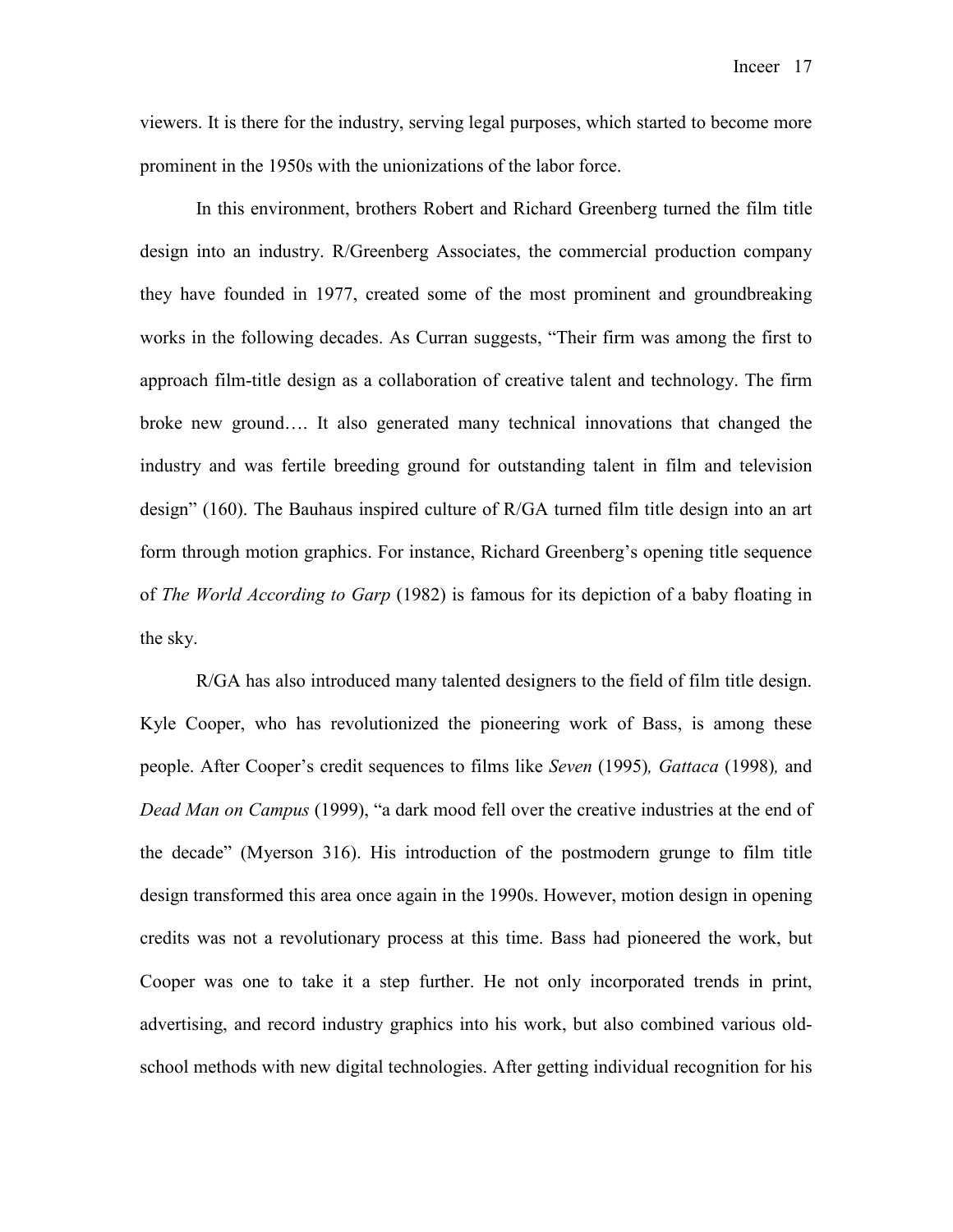viewers. It is there for the industry, serving legal purposes, which started to become more prominent in the 1950s with the unionizations of the labor force.

In this environment, brothers Robert and Richard Greenberg turned the film title design into an industry. R/Greenberg Associates, the commercial production company they have founded in 1977, created some of the most prominent and groundbreaking works in the following decades. As Curran suggests, "Their firm was among the first to approach film-title design as a collaboration of creative talent and technology. The firm broke new ground…. It also generated many technical innovations that changed the industry and was fertile breeding ground for outstanding talent in film and television design" (160). The Bauhaus inspired culture of R/GA turned film title design into an art form through motion graphics. For instance, Richard Greenberg's opening title sequence of *The World According to Garp* (1982) is famous for its depiction of a baby floating in the sky.

R/GA has also introduced many talented designers to the field of film title design. Kyle Cooper, who has revolutionized the pioneering work of Bass, is among these people. After Cooper's credit sequences to films like *Seven* (1995), *Gattaca* (1998), and *Dead Man on Campus* (1999), "a dark mood fell over the creative industries at the end of the decade" (Myerson 316). His introduction of the postmodern grunge to film title design transformed this area once again in the 1990s. However, motion design in opening credits was not a revolutionary process at this time. Bass had pioneered the work, but Cooper was one to take it a step further. He not only incorporated trends in print, advertising, and record industry graphics into his work, but also combined various old-school methods with new digital technologies. After getting individual recognition for his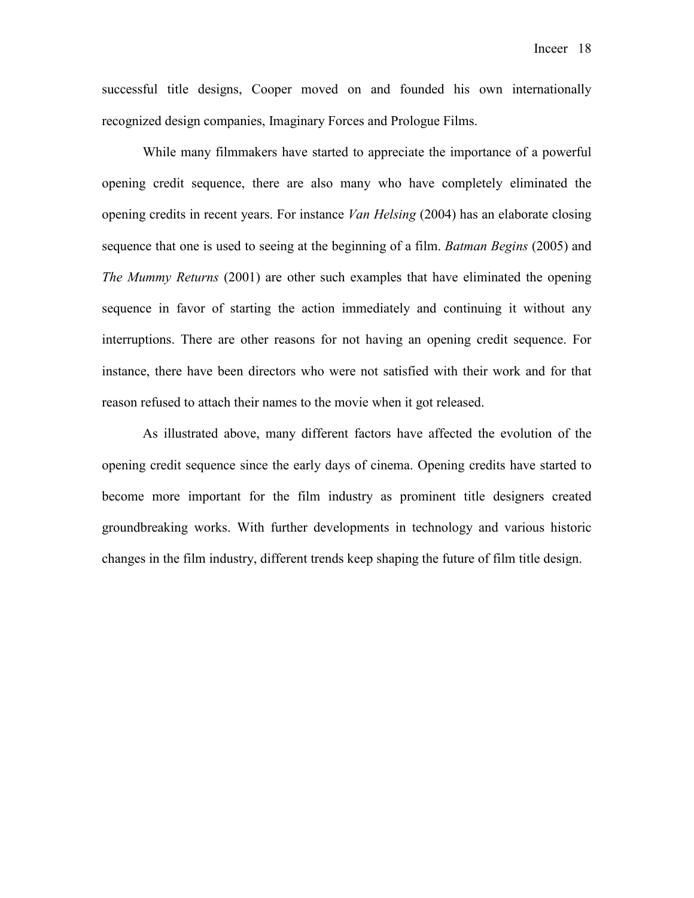successful title designs, Cooper moved on and founded his own internationally recognized design companies, Imaginary Forces and Prologue Films.

While many filmmakers have started to appreciate the importance of a powerful opening credit sequence, there are also many who have completely eliminated the opening credits in recent years. For instance *Van Helsing* (2004) has an elaborate closing sequence that one is used to seeing at the beginning of a film. *Batman Begins* (2005) and *The Mummy Returns* (2001) are other such examples that have eliminated the opening sequence in favor of starting the action immediately and continuing it without any interruptions. There are other reasons for not having an opening credit sequence. For instance, there have been directors who were not satisfied with their work and for that reason refused to attach their names to the movie when it got released.

As illustrated above, many different factors have affected the evolution of the opening credit sequence since the early days of cinema. Opening credits have started to become more important for the film industry as prominent title designers created groundbreaking works. With further developments in technology and various historic changes in the film industry, different trends keep shaping the future of film title design.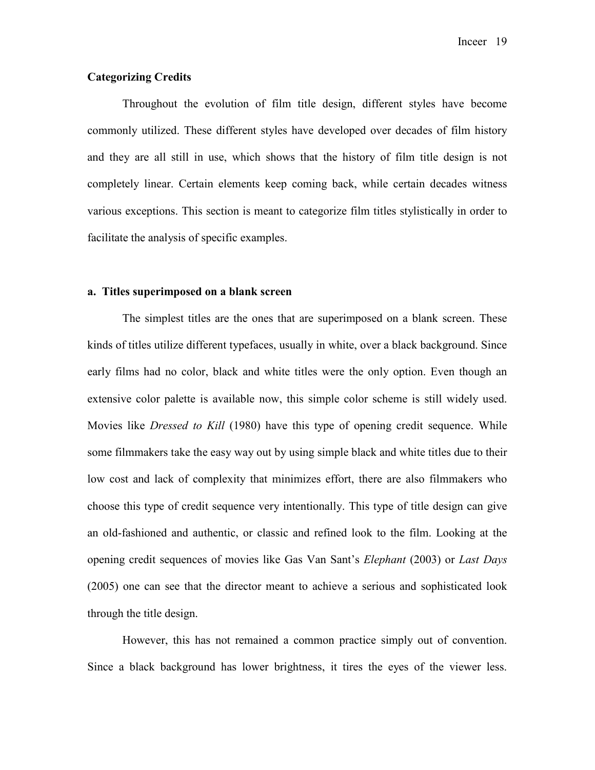## Categorizing Credits

Throughout the evolution of film title design, different styles have become commonly utilized. These different styles have developed over decades of film history and they are all still in use, which shows that the history of film title design is not completely linear. Certain elements keep coming back, while certain decades witness various exceptions. This section is meant to categorize film titles stylistically in order to facilitate the analysis of specific examples.

### a. Titles superimposed on a blank screen

The simplest titles are the ones that are superimposed on a blank screen. These kinds of titles utilize different typefaces, usually in white, over a black background. Since early films had no color, black and white titles were the only option. Even though an extensive color palette is available now, this simple color scheme is still widely used. Movies like *Dressed to Kill* (1980) have this type of opening credit sequence. While some filmmakers take the easy way out by using simple black and white titles due to their low cost and lack of complexity that minimizes effort, there are also filmmakers who choose this type of credit sequence very intentionally. This type of title design can give an old-fashioned and authentic, or classic and refined look to the film. Looking at the opening credit sequences of movies like Gas Van Sant's *Elephant* (2003) or *Last Days* (2005) one can see that the director meant to achieve a serious and sophisticated look through the title design.

However, this has not remained a common practice simply out of convention. Since a black background has lower brightness, it tires the eyes of the viewer less.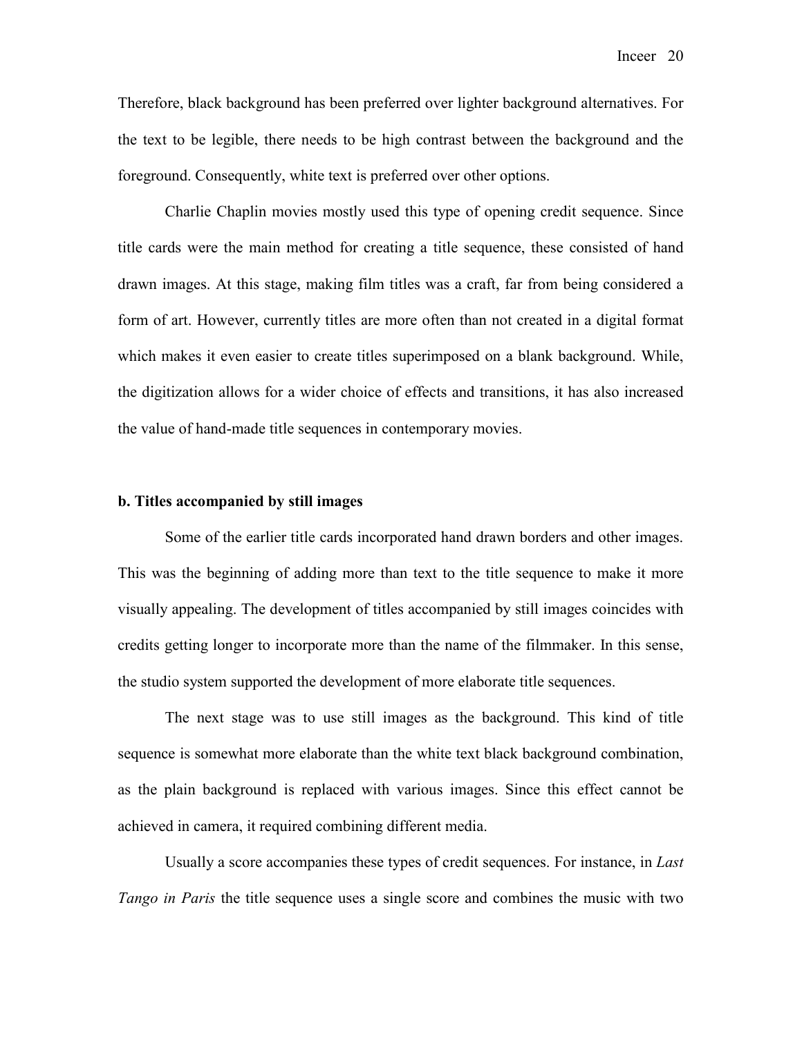Therefore, black background has been preferred over lighter background alternatives. For the text to be legible, there needs to be high contrast between the background and the foreground. Consequently, white text is preferred over other options.

Charlie Chaplin movies mostly used this type of opening credit sequence. Since title cards were the main method for creating a title sequence, these consisted of hand drawn images. At this stage, making film titles was a craft, far from being considered a form of art. However, currently titles are more often than not created in a digital format which makes it even easier to create titles superimposed on a blank background. While, the digitization allows for a wider choice of effects and transitions, it has also increased the value of hand-made title sequences in contemporary movies.

**b. Titles accompanied by still images**

Some of the earlier title cards incorporated hand drawn borders and other images. This was the beginning of adding more than text to the title sequence to make it more visually appealing. The development of titles accompanied by still images coincides with credits getting longer to incorporate more than the name of the filmmaker. In this sense, the studio system supported the development of more elaborate title sequences.

The next stage was to use still images as the background. This kind of title sequence is somewhat more elaborate than the white text black background combination, as the plain background is replaced with various images. Since this effect cannot be achieved in camera, it required combining different media.

Usually a score accompanies these types of credit sequences. For instance, in *Last Tango in Paris* the title sequence uses a single score and combines the music with two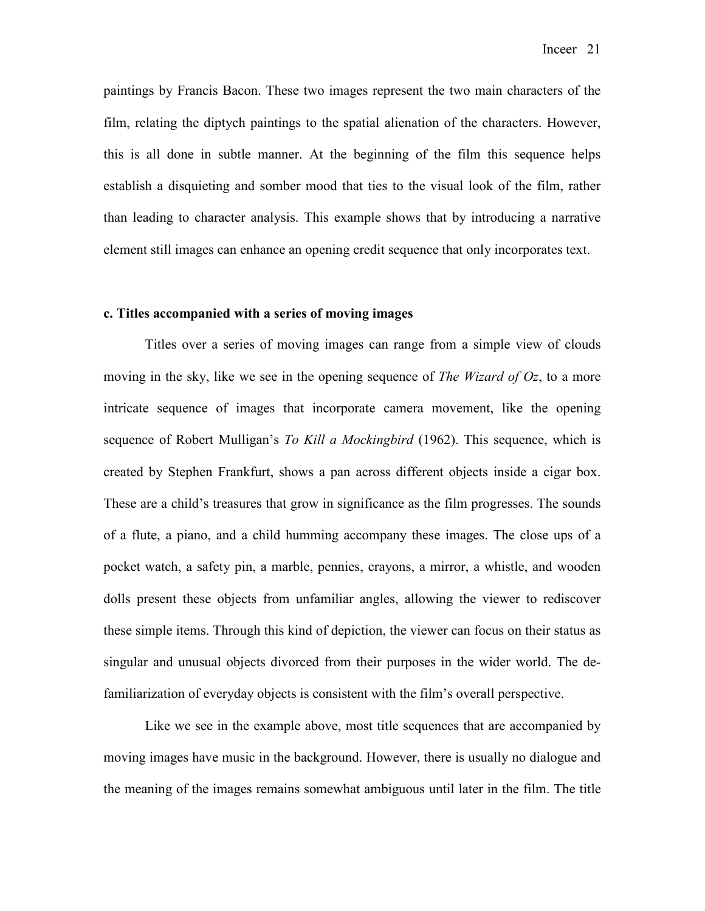paintings by Francis Bacon. These two images represent the two main characters of the film, relating the diptych paintings to the spatial alienation of the characters. However, this is all done in subtle manner. At the beginning of the film this sequence helps establish a disquieting and somber mood that ties to the visual look of the film, rather than leading to character analysis. This example shows that by introducing a narrative element still images can enhance an opening credit sequence that only incorporates text.

**c. Titles accompanied with a series of moving images**

Titles over a series of moving images can range from a simple view of clouds moving in the sky, like we see in the opening sequence of *The Wizard of Oz*, to a more intricate sequence of images that incorporate camera movement, like the opening sequence of Robert Mulligan's *To Kill a Mockingbird* (1962). This sequence, which is created by Stephen Frankfurt, shows a pan across different objects inside a cigar box. These are a child's treasures that grow in significance as the film progresses. The sounds of a flute, a piano, and a child humming accompany these images. The close ups of a pocket watch, a safety pin, a marble, pennies, crayons, a mirror, a whistle, and wooden dolls present these objects from unfamiliar angles, allowing the viewer to rediscover these simple items. Through this kind of depiction, the viewer can focus on their status as singular and unusual objects divorced from their purposes in the wider world. The de-familiarization of everyday objects is consistent with the film's overall perspective.

Like we see in the example above, most title sequences that are accompanied by moving images have music in the background. However, there is usually no dialogue and the meaning of the images remains somewhat ambiguous until later in the film. The title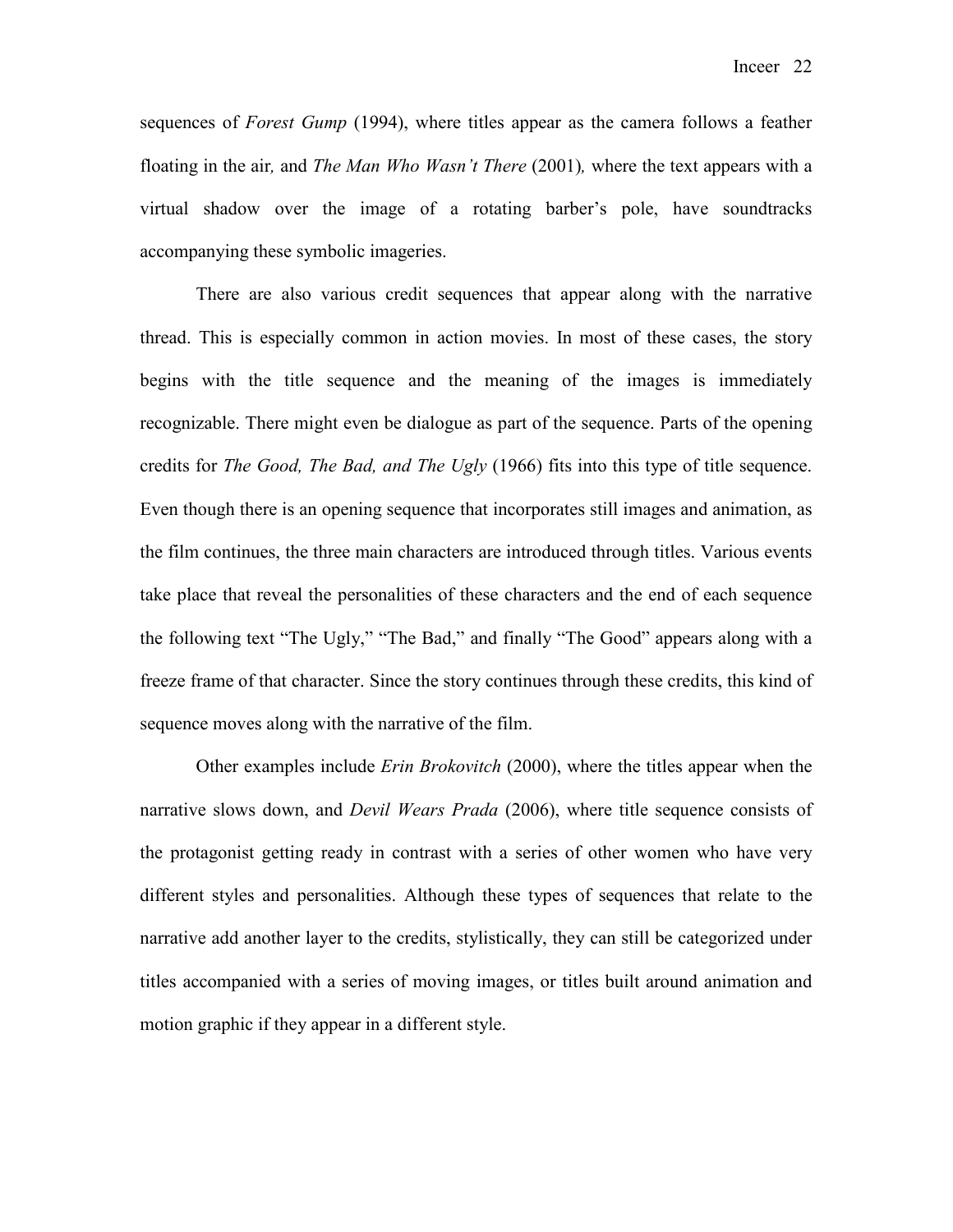sequences of *Forest Gump* (1994), where titles appear as the camera follows a feather floating in the air*,* and *The Man Who Wasn't There* (2001)*,* where the text appears with a virtual shadow over the image of a rotating barber's pole, have soundtracks accompanying these symbolic imageries.

There are also various credit sequences that appear along with the narrative thread. This is especially common in action movies. In most of these cases, the story begins with the title sequence and the meaning of the images is immediately recognizable. There might even be dialogue as part of the sequence. Parts of the opening credits for *The Good, The Bad, and The Ugly* (1966) fits into this type of title sequence. Even though there is an opening sequence that incorporates still images and animation, as the film continues, the three main characters are introduced through titles. Various events take place that reveal the personalities of these characters and the end of each sequence the following text "The Ugly," "The Bad," and finally "The Good" appears along with a freeze frame of that character. Since the story continues through these credits, this kind of sequence moves along with the narrative of the film.

Other examples include *Erin Brokovitch* (2000), where the titles appear when the narrative slows down, and *Devil Wears Prada* (2006), where title sequence consists of the protagonist getting ready in contrast with a series of other women who have very different styles and personalities. Although these types of sequences that relate to the narrative add another layer to the credits, stylistically, they can still be categorized under titles accompanied with a series of moving images, or titles built around animation and motion graphic if they appear in a different style.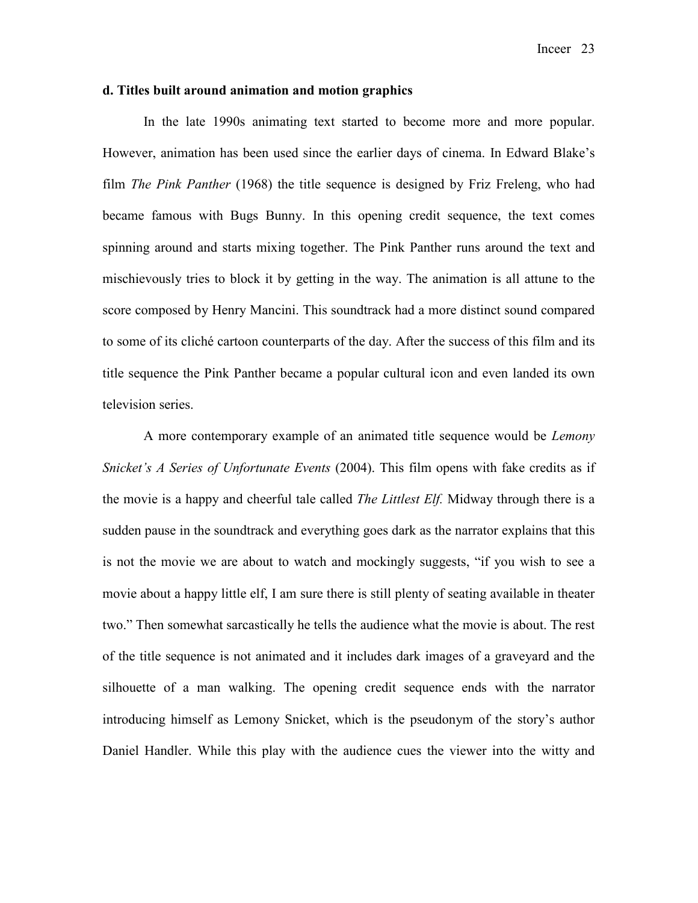**d. Titles built around animation and motion graphics**

In the late 1990s animating text started to become more and more popular. However, animation has been used since the earlier days of cinema. In Edward Blake's film *The Pink Panther* (1968) the title sequence is designed by Friz Freleng, who had became famous with Bugs Bunny. In this opening credit sequence, the text comes spinning around and starts mixing together. The Pink Panther runs around the text and mischievously tries to block it by getting in the way. The animation is all attune to the score composed by Henry Mancini. This soundtrack had a more distinct sound compared to some of its cliché cartoon counterparts of the day. After the success of this film and its title sequence the Pink Panther became a popular cultural icon and even landed its own television series.

A more contemporary example of an animated title sequence would be *Lemony Snicket's A Series of Unfortunate Events* (2004). This film opens with fake credits as if the movie is a happy and cheerful tale called *The Littlest Elf.* Midway through there is a sudden pause in the soundtrack and everything goes dark as the narrator explains that this is not the movie we are about to watch and mockingly suggests, "if you wish to see a movie about a happy little elf, I am sure there is still plenty of seating available in theater two." Then somewhat sarcastically he tells the audience what the movie is about. The rest of the title sequence is not animated and it includes dark images of a graveyard and the silhouette of a man walking. The opening credit sequence ends with the narrator introducing himself as Lemony Snicket, which is the pseudonym of the story's author Daniel Handler. While this play with the audience cues the viewer into the witty and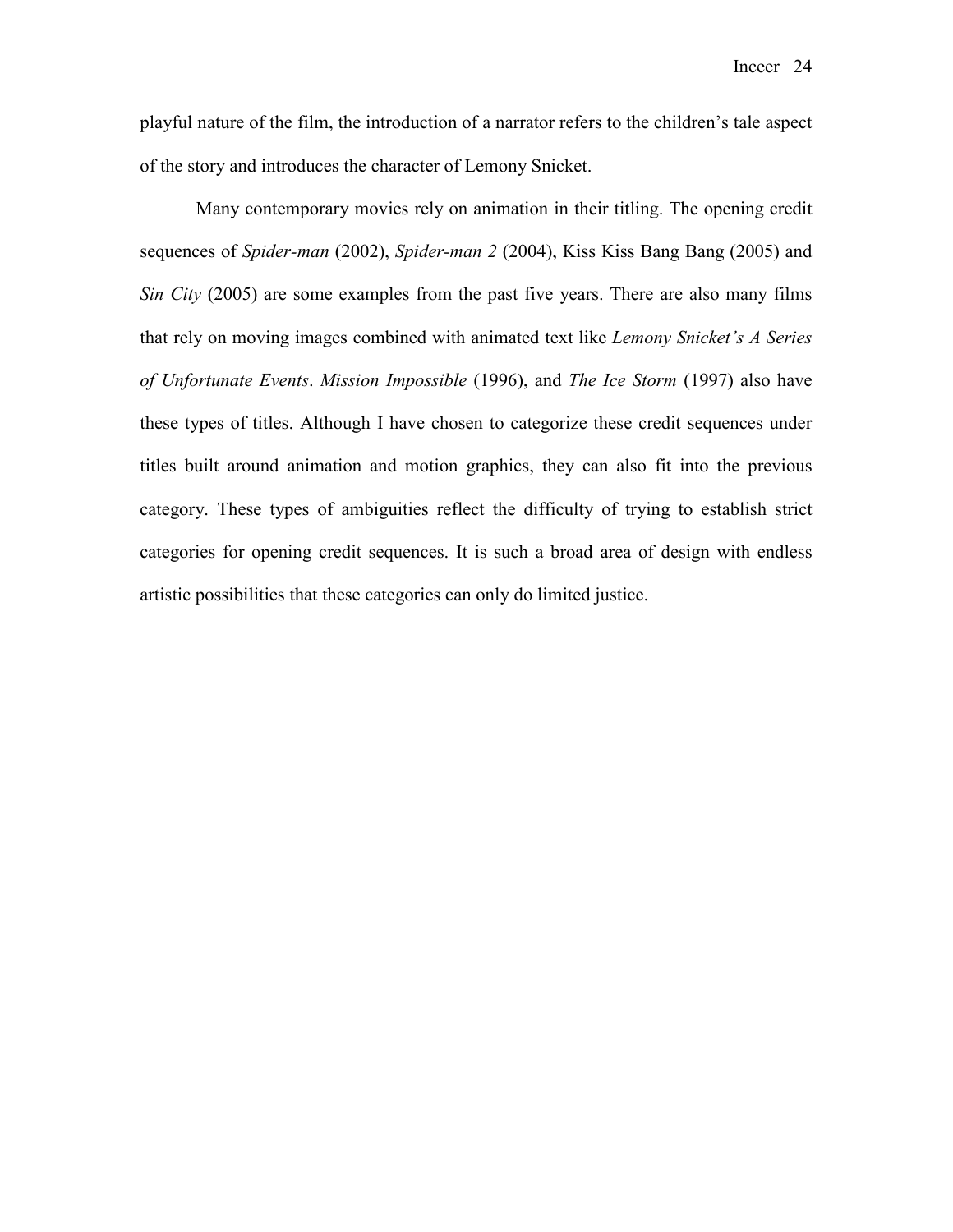playful nature of the film, the introduction of a narrator refers to the children's tale aspect of the story and introduces the character of Lemony Snicket.

Many contemporary movies rely on animation in their titling. The opening credit sequences of *Spider-man* (2002), *Spider-man 2* (2004), Kiss Kiss Bang Bang (2005) and *Sin City* (2005) are some examples from the past five years. There are also many films that rely on moving images combined with animated text like *Lemony Snicket's A Series of Unfortunate Events*. *Mission Impossible* (1996), and *The Ice Storm* (1997) also have these types of titles. Although I have chosen to categorize these credit sequences under titles built around animation and motion graphics, they can also fit into the previous category. These types of ambiguities reflect the difficulty of trying to establish strict categories for opening credit sequences. It is such a broad area of design with endless artistic possibilities that these categories can only do limited justice.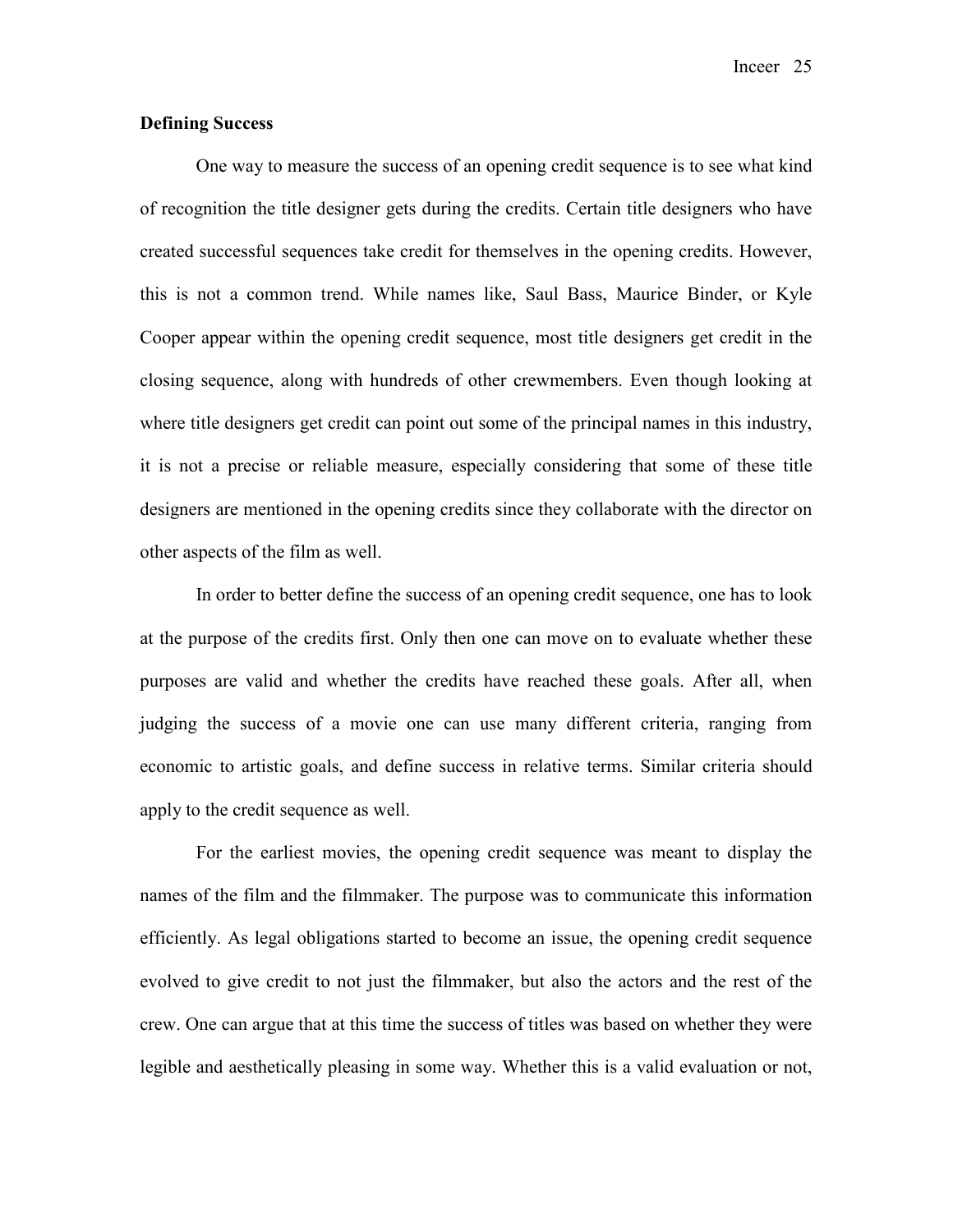**Defining Success**

One way to measure the success of an opening credit sequence is to see what kind of recognition the title designer gets during the credits. Certain title designers who have created successful sequences take credit for themselves in the opening credits. However, this is not a common trend. While names like, Saul Bass, Maurice Binder, or Kyle Cooper appear within the opening credit sequence, most title designers get credit in the closing sequence, along with hundreds of other crewmembers. Even though looking at where title designers get credit can point out some of the principal names in this industry, it is not a precise or reliable measure, especially considering that some of these title designers are mentioned in the opening credits since they collaborate with the director on other aspects of the film as well.

In order to better define the success of an opening credit sequence, one has to look at the purpose of the credits first. Only then one can move on to evaluate whether these purposes are valid and whether the credits have reached these goals. After all, when judging the success of a movie one can use many different criteria, ranging from economic to artistic goals, and define success in relative terms. Similar criteria should apply to the credit sequence as well.

For the earliest movies, the opening credit sequence was meant to display the names of the film and the filmmaker. The purpose was to communicate this information efficiently. As legal obligations started to become an issue, the opening credit sequence evolved to give credit to not just the filmmaker, but also the actors and the rest of the crew. One can argue that at this time the success of titles was based on whether they were legible and aesthetically pleasing in some way. Whether this is a valid evaluation or not,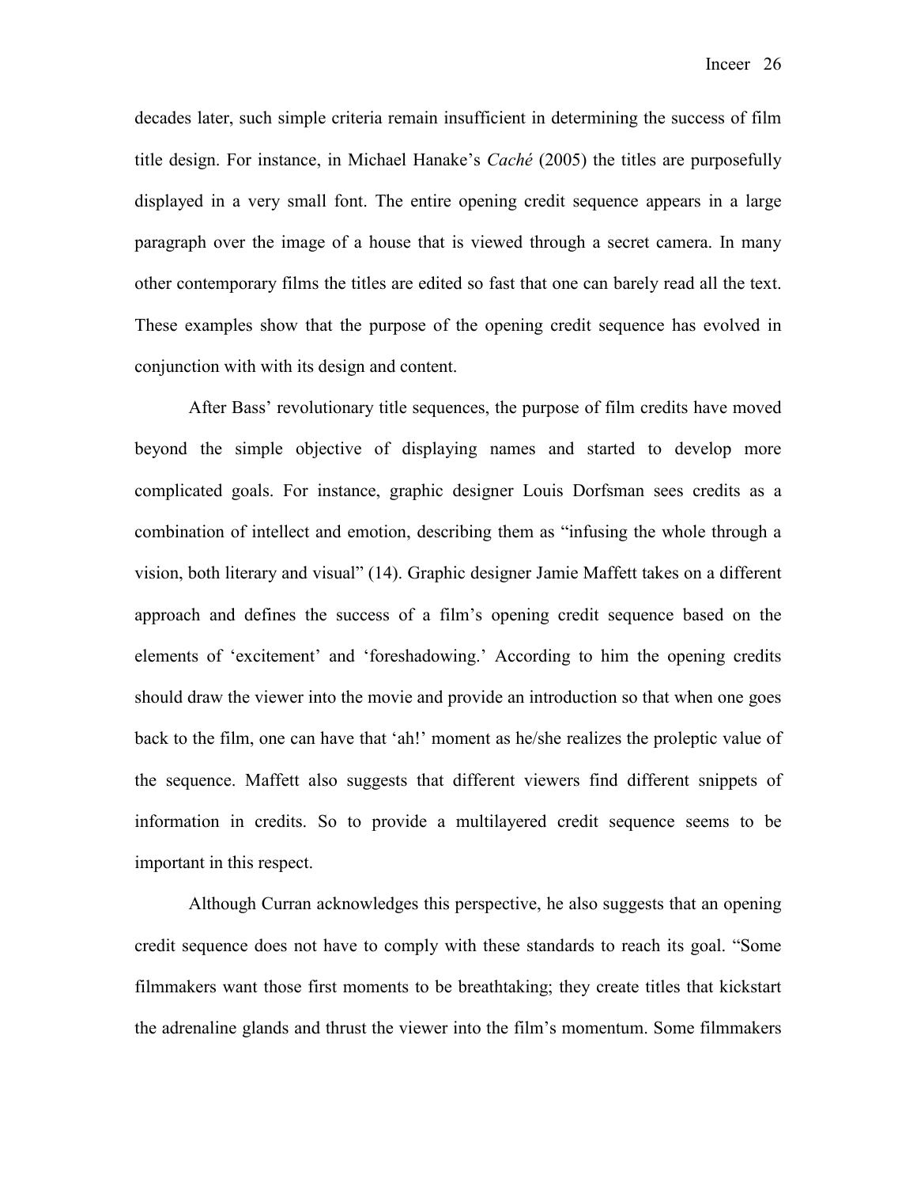decades later, such simple criteria remain insufficient in determining the success of film title design. For instance, in Michael Hanake's *Caché* (2005) the titles are purposefully displayed in a very small font. The entire opening credit sequence appears in a large paragraph over the image of a house that is viewed through a secret camera. In many other contemporary films the titles are edited so fast that one can barely read all the text. These examples show that the purpose of the opening credit sequence has evolved in conjunction with with its design and content.

After Bass' revolutionary title sequences, the purpose of film credits have moved beyond the simple objective of displaying names and started to develop more complicated goals. For instance, graphic designer Louis Dorfsman sees credits as a combination of intellect and emotion, describing them as "infusing the whole through a vision, both literary and visual" (14). Graphic designer Jamie Maffett takes on a different approach and defines the success of a film's opening credit sequence based on the elements of 'excitement' and 'foreshadowing.' According to him the opening credits should draw the viewer into the movie and provide an introduction so that when one goes back to the film, one can have that 'ah!' moment as he/she realizes the proleptic value of the sequence. Maffett also suggests that different viewers find different snippets of information in credits. So to provide a multilayered credit sequence seems to be important in this respect.

Although Curran acknowledges this perspective, he also suggests that an opening credit sequence does not have to comply with these standards to reach its goal. "Some filmmakers want those first moments to be breathtaking; they create titles that kickstart the adrenaline glands and thrust the viewer into the film's momentum. Some filmmakers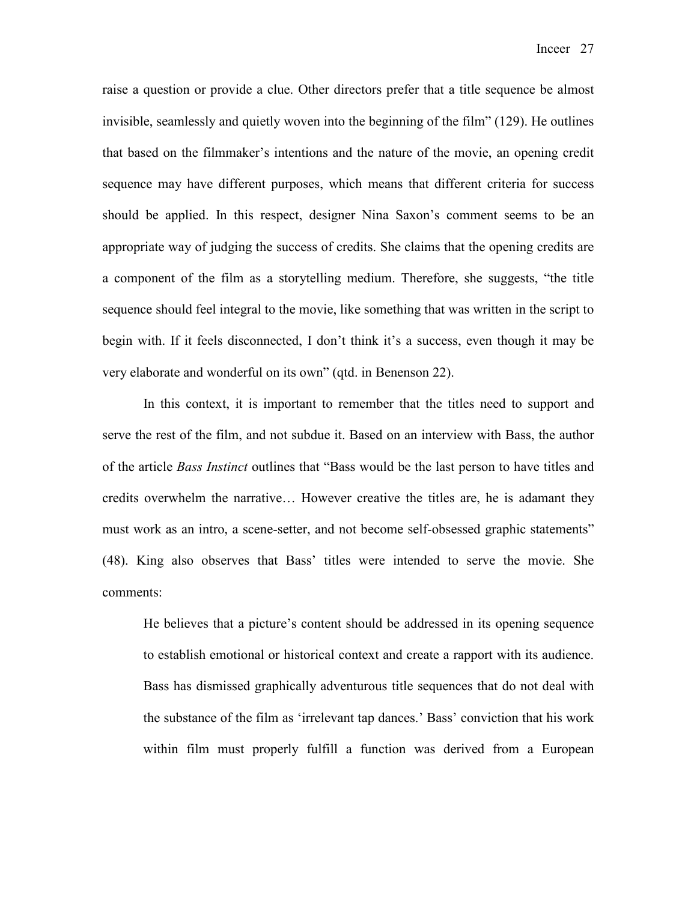raise a question or provide a clue. Other directors prefer that a title sequence be almost invisible, seamlessly and quietly woven into the beginning of the film" (129). He outlines that based on the filmmaker's intentions and the nature of the movie, an opening credit sequence may have different purposes, which means that different criteria for success should be applied. In this respect, designer Nina Saxon's comment seems to be an appropriate way of judging the success of credits. She claims that the opening credits are a component of the film as a storytelling medium. Therefore, she suggests, "the title sequence should feel integral to the movie, like something that was written in the script to begin with. If it feels disconnected, I don't think it's a success, even though it may be very elaborate and wonderful on its own" (qtd. in Benenson 22).

In this context, it is important to remember that the titles need to support and serve the rest of the film, and not subdue it. Based on an interview with Bass, the author of the article *Bass Instinct* outlines that "Bass would be the last person to have titles and credits overwhelm the narrative… However creative the titles are, he is adamant they must work as an intro, a scene-setter, and not become self-obsessed graphic statements" (48). King also observes that Bass' titles were intended to serve the movie. She comments:

> He believes that a picture's content should be addressed in its opening sequence to establish emotional or historical context and create a rapport with its audience. Bass has dismissed graphically adventurous title sequences that do not deal with the substance of the film as 'irrelevant tap dances.' Bass' conviction that his work within film must properly fulfill a function was derived from a European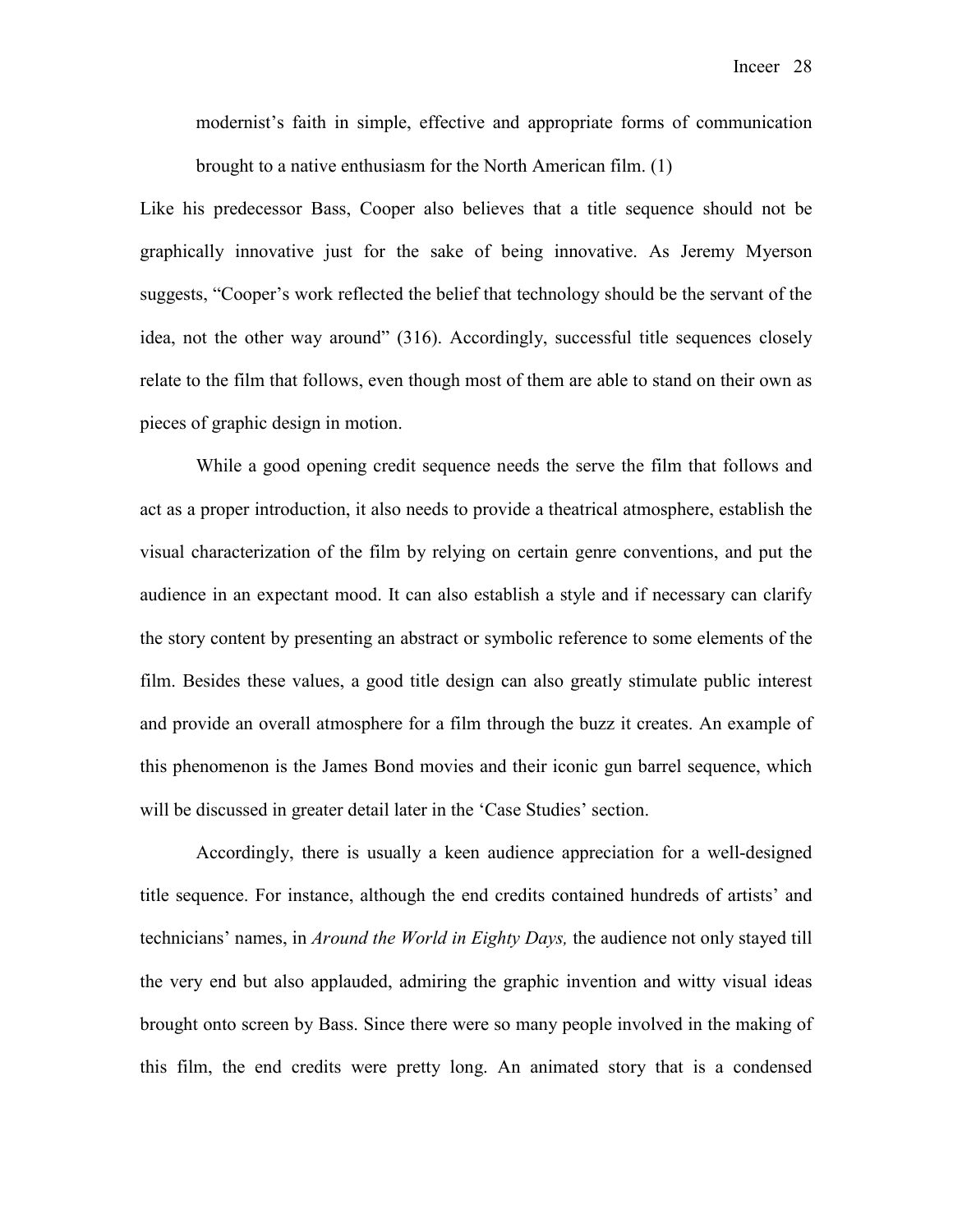modernist's faith in simple, effective and appropriate forms of communication brought to a native enthusiasm for the North American film. (1)

Like his predecessor Bass, Cooper also believes that a title sequence should not be graphically innovative just for the sake of being innovative. As Jeremy Myerson suggests, "Cooper's work reflected the belief that technology should be the servant of the idea, not the other way around" (316). Accordingly, successful title sequences closely relate to the film that follows, even though most of them are able to stand on their own as pieces of graphic design in motion.

While a good opening credit sequence needs the serve the film that follows and act as a proper introduction, it also needs to provide a theatrical atmosphere, establish the visual characterization of the film by relying on certain genre conventions, and put the audience in an expectant mood. It can also establish a style and if necessary can clarify the story content by presenting an abstract or symbolic reference to some elements of the film. Besides these values, a good title design can also greatly stimulate public interest and provide an overall atmosphere for a film through the buzz it creates. An example of this phenomenon is the James Bond movies and their iconic gun barrel sequence, which will be discussed in greater detail later in the 'Case Studies' section.

Accordingly, there is usually a keen audience appreciation for a well-designed title sequence. For instance, although the end credits contained hundreds of artists' and technicians' names, in *Around the World in Eighty Days,* the audience not only stayed till the very end but also applauded, admiring the graphic invention and witty visual ideas brought onto screen by Bass. Since there were so many people involved in the making of this film, the end credits were pretty long. An animated story that is a condensed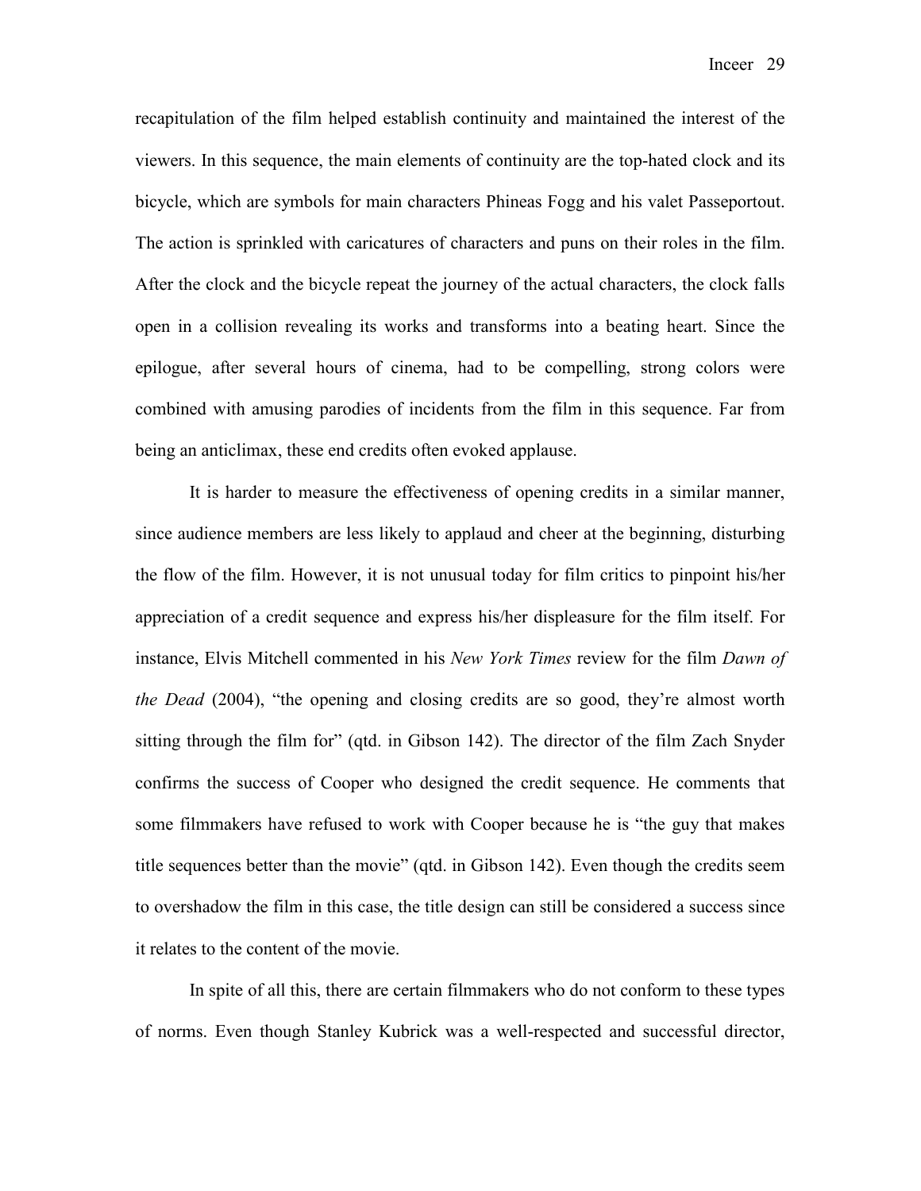recapitulation of the film helped establish continuity and maintained the interest of the viewers. In this sequence, the main elements of continuity are the top-hated clock and its bicycle, which are symbols for main characters Phineas Fogg and his valet Passeportout. The action is sprinkled with caricatures of characters and puns on their roles in the film. After the clock and the bicycle repeat the journey of the actual characters, the clock falls open in a collision revealing its works and transforms into a beating heart. Since the epilogue, after several hours of cinema, had to be compelling, strong colors were combined with amusing parodies of incidents from the film in this sequence. Far from being an anticlimax, these end credits often evoked applause.

It is harder to measure the effectiveness of opening credits in a similar manner, since audience members are less likely to applaud and cheer at the beginning, disturbing the flow of the film. However, it is not unusual today for film critics to pinpoint his/her appreciation of a credit sequence and express his/her displeasure for the film itself. For instance, Elvis Mitchell commented in his *New York Times* review for the film *Dawn of the Dead* (2004), "the opening and closing credits are so good, they're almost worth sitting through the film for" (qtd. in Gibson 142). The director of the film Zach Snyder confirms the success of Cooper who designed the credit sequence. He comments that some filmmakers have refused to work with Cooper because he is "the guy that makes title sequences better than the movie" (qtd. in Gibson 142). Even though the credits seem to overshadow the film in this case, the title design can still be considered a success since it relates to the content of the movie.

In spite of all this, there are certain filmmakers who do not conform to these types of norms. Even though Stanley Kubrick was a well-respected and successful director,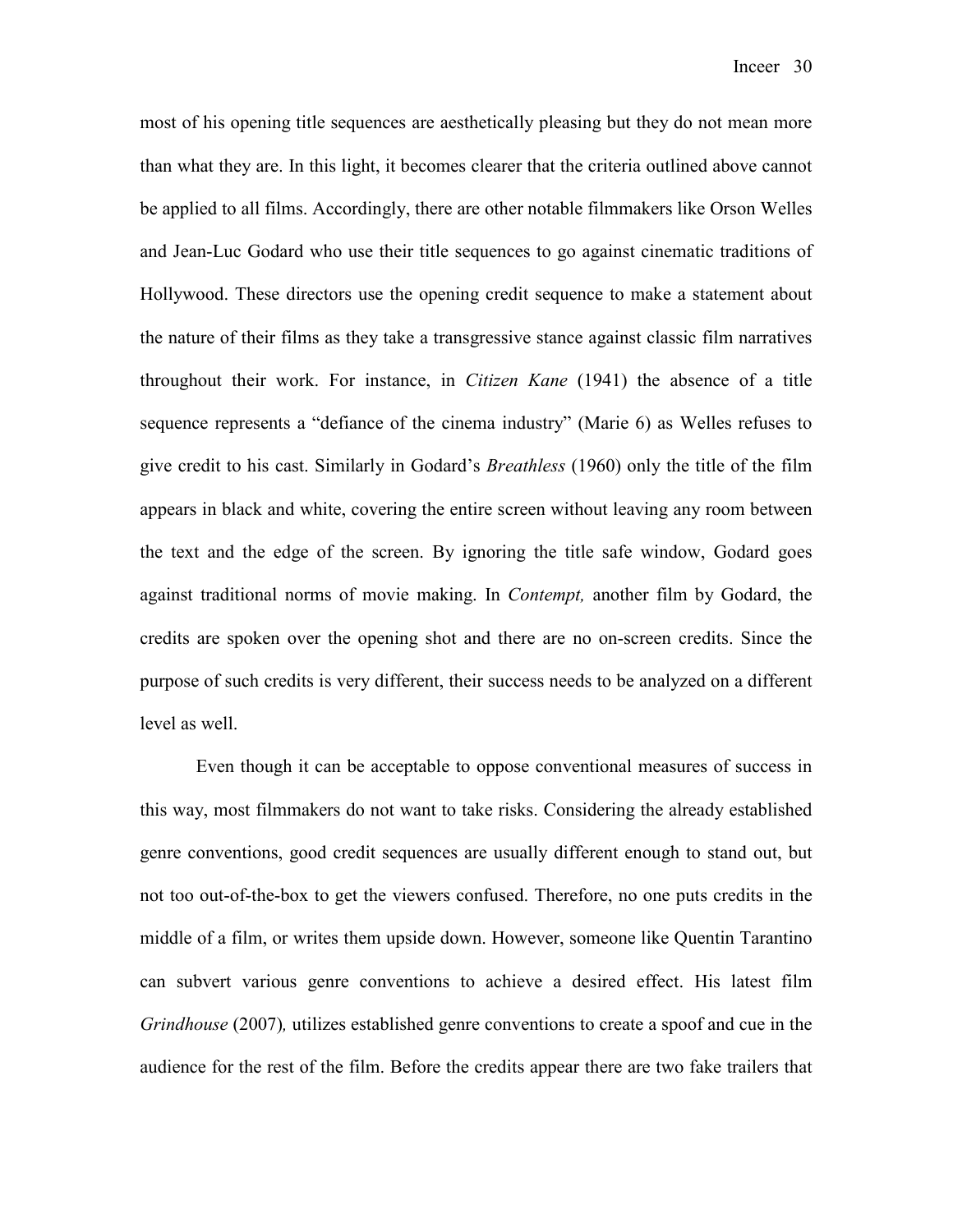most of his opening title sequences are aesthetically pleasing but they do not mean more than what they are. In this light, it becomes clearer that the criteria outlined above cannot be applied to all films. Accordingly, there are other notable filmmakers like Orson Welles and Jean-Luc Godard who use their title sequences to go against cinematic traditions of Hollywood. These directors use the opening credit sequence to make a statement about the nature of their films as they take a transgressive stance against classic film narratives throughout their work. For instance, in *Citizen Kane* (1941) the absence of a title sequence represents a "defiance of the cinema industry" (Marie 6) as Welles refuses to give credit to his cast. Similarly in Godard's *Breathless* (1960) only the title of the film appears in black and white, covering the entire screen without leaving any room between the text and the edge of the screen. By ignoring the title safe window, Godard goes against traditional norms of movie making. In *Contempt,* another film by Godard, the credits are spoken over the opening shot and there are no on-screen credits. Since the purpose of such credits is very different, their success needs to be analyzed on a different level as well.

Even though it can be acceptable to oppose conventional measures of success in this way, most filmmakers do not want to take risks. Considering the already established genre conventions, good credit sequences are usually different enough to stand out, but not too out-of-the-box to get the viewers confused. Therefore, no one puts credits in the middle of a film, or writes them upside down. However, someone like Quentin Tarantino can subvert various genre conventions to achieve a desired effect. His latest film *Grindhouse* (2007)*,* utilizes established genre conventions to create a spoof and cue in the audience for the rest of the film. Before the credits appear there are two fake trailers that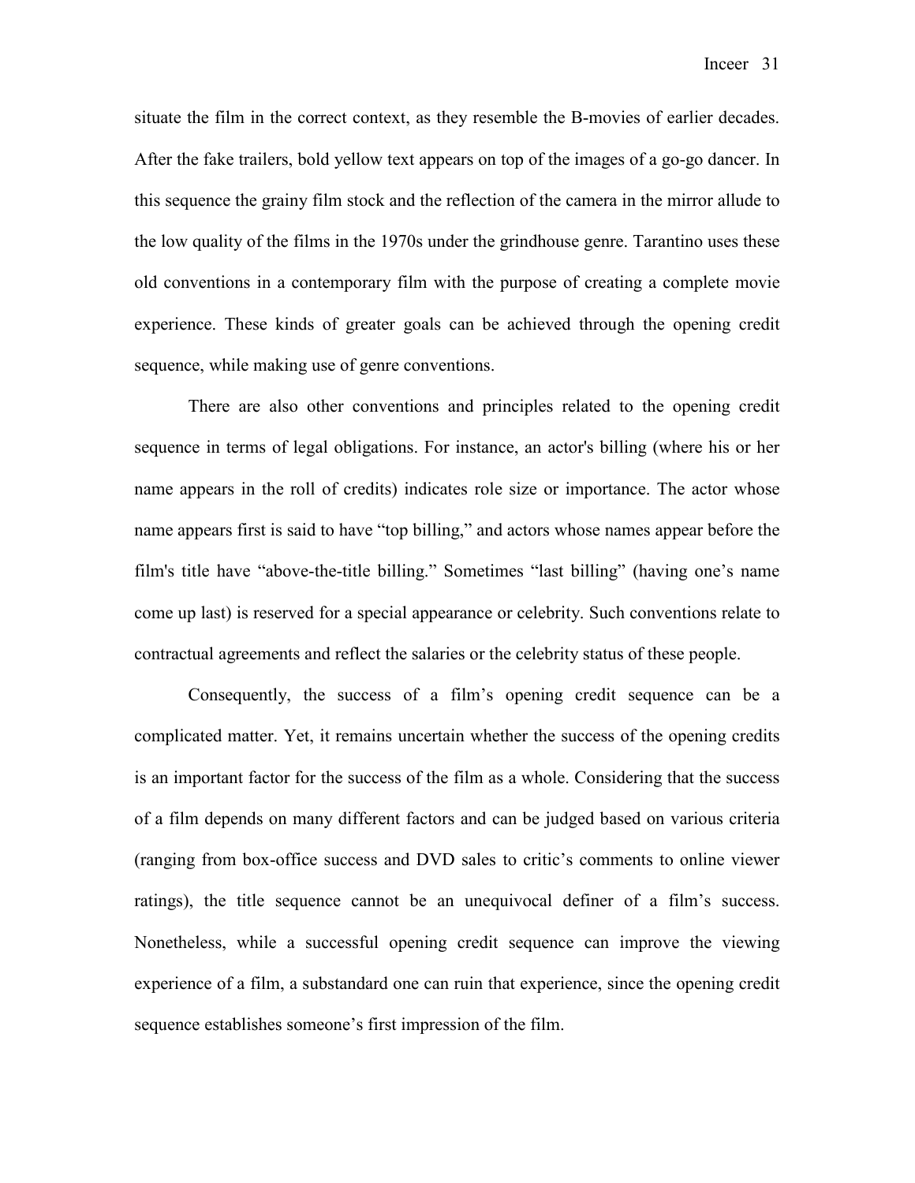situate the film in the correct context, as they resemble the B-movies of earlier decades. After the fake trailers, bold yellow text appears on top of the images of a go-go dancer. In this sequence the grainy film stock and the reflection of the camera in the mirror allude to the low quality of the films in the 1970s under the grindhouse genre. Tarantino uses these old conventions in a contemporary film with the purpose of creating a complete movie experience. These kinds of greater goals can be achieved through the opening credit sequence, while making use of genre conventions.

There are also other conventions and principles related to the opening credit sequence in terms of legal obligations. For instance, an actor's billing (where his or her name appears in the roll of credits) indicates role size or importance. The actor whose name appears first is said to have "top billing," and actors whose names appear before the film's title have "above-the-title billing." Sometimes "last billing" (having one's name come up last) is reserved for a special appearance or celebrity. Such conventions relate to contractual agreements and reflect the salaries or the celebrity status of these people.

Consequently, the success of a film's opening credit sequence can be a complicated matter. Yet, it remains uncertain whether the success of the opening credits is an important factor for the success of the film as a whole. Considering that the success of a film depends on many different factors and can be judged based on various criteria (ranging from box-office success and DVD sales to critic's comments to online viewer ratings), the title sequence cannot be an unequivocal definer of a film's success. Nonetheless, while a successful opening credit sequence can improve the viewing experience of a film, a substandard one can ruin that experience, since the opening credit sequence establishes someone's first impression of the film.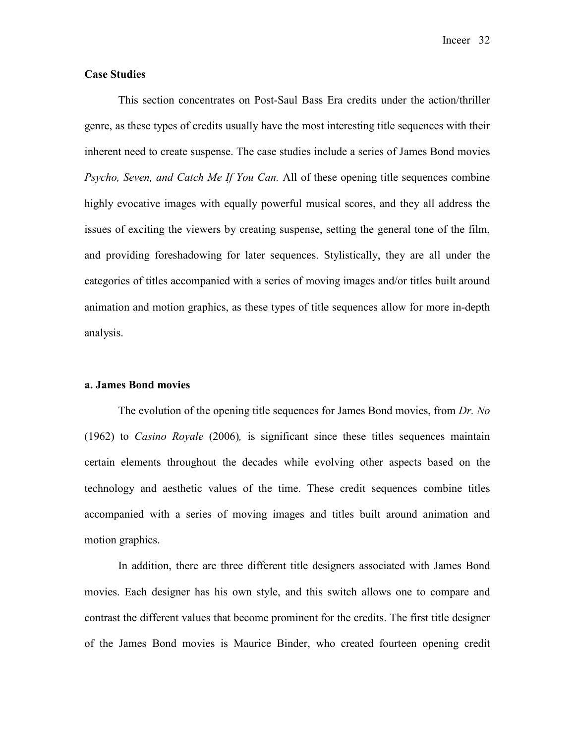**Case Studies**

This section concentrates on Post-Saul Bass Era credits under the action/thriller genre, as these types of credits usually have the most interesting title sequences with their inherent need to create suspense. The case studies include a series of James Bond movies *Psycho, Seven, and Catch Me If You Can.* All of these opening title sequences combine highly evocative images with equally powerful musical scores, and they all address the issues of exciting the viewers by creating suspense, setting the general tone of the film, and providing foreshadowing for later sequences. Stylistically, they are all under the categories of titles accompanied with a series of moving images and/or titles built around animation and motion graphics, as these types of title sequences allow for more in-depth analysis.

**a. James Bond movies**

The evolution of the opening title sequences for James Bond movies, from *Dr. No* (1962) to *Casino Royale* (2006)*,* is significant since these titles sequences maintain certain elements throughout the decades while evolving other aspects based on the technology and aesthetic values of the time. These credit sequences combine titles accompanied with a series of moving images and titles built around animation and motion graphics.

In addition, there are three different title designers associated with James Bond movies. Each designer has his own style, and this switch allows one to compare and contrast the different values that become prominent for the credits. The first title designer of the James Bond movies is Maurice Binder, who created fourteen opening credit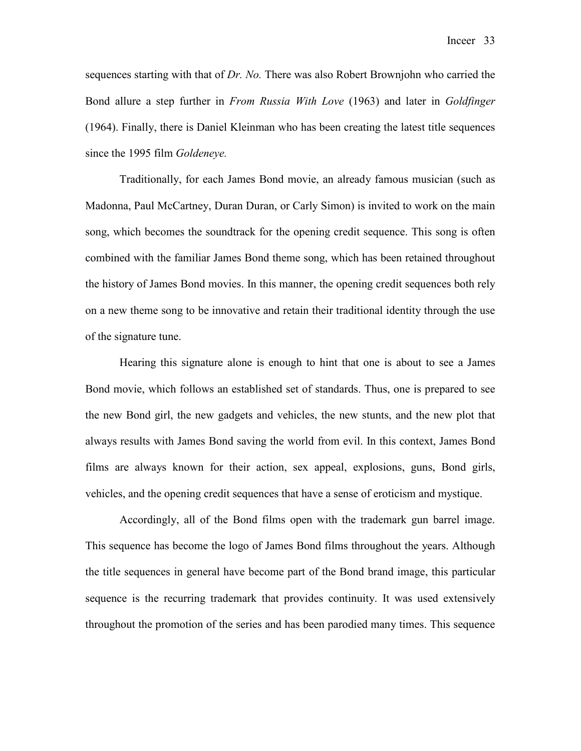sequences starting with that of *Dr. No.* There was also Robert Brownjohn who carried the Bond allure a step further in *From Russia With Love* (1963) and later in *Goldfinger* (1964). Finally, there is Daniel Kleinman who has been creating the latest title sequences since the 1995 film *Goldeneye.*

Traditionally, for each James Bond movie, an already famous musician (such as Madonna, Paul McCartney, Duran Duran, or Carly Simon) is invited to work on the main song, which becomes the soundtrack for the opening credit sequence. This song is often combined with the familiar James Bond theme song, which has been retained throughout the history of James Bond movies. In this manner, the opening credit sequences both rely on a new theme song to be innovative and retain their traditional identity through the use of the signature tune.

Hearing this signature alone is enough to hint that one is about to see a James Bond movie, which follows an established set of standards. Thus, one is prepared to see the new Bond girl, the new gadgets and vehicles, the new stunts, and the new plot that always results with James Bond saving the world from evil. In this context, James Bond films are always known for their action, sex appeal, explosions, guns, Bond girls, vehicles, and the opening credit sequences that have a sense of eroticism and mystique.

Accordingly, all of the Bond films open with the trademark gun barrel image. This sequence has become the logo of James Bond films throughout the years. Although the title sequences in general have become part of the Bond brand image, this particular sequence is the recurring trademark that provides continuity. It was used extensively throughout the promotion of the series and has been parodied many times. This sequence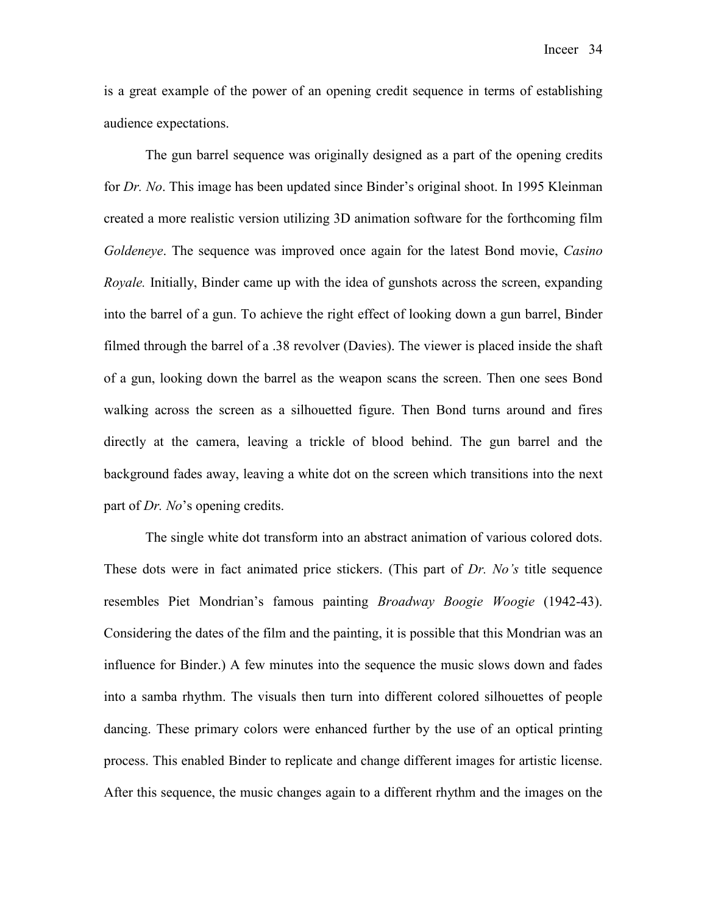is a great example of the power of an opening credit sequence in terms of establishing audience expectations.

The gun barrel sequence was originally designed as a part of the opening credits for *Dr. No*. This image has been updated since Binder's original shoot. In 1995 Kleinman created a more realistic version utilizing 3D animation software for the forthcoming film *Goldeneye*. The sequence was improved once again for the latest Bond movie, *Casino Royale.* Initially, Binder came up with the idea of gunshots across the screen, expanding into the barrel of a gun. To achieve the right effect of looking down a gun barrel, Binder filmed through the barrel of a .38 revolver (Davies). The viewer is placed inside the shaft of a gun, looking down the barrel as the weapon scans the screen. Then one sees Bond walking across the screen as a silhouetted figure. Then Bond turns around and fires directly at the camera, leaving a trickle of blood behind. The gun barrel and the background fades away, leaving a white dot on the screen which transitions into the next part of *Dr. No*'s opening credits.

The single white dot transform into an abstract animation of various colored dots. These dots were in fact animated price stickers. (This part of *Dr. No's* title sequence resembles Piet Mondrian's famous painting *Broadway Boogie Woogie* (1942-43). Considering the dates of the film and the painting, it is possible that this Mondrian was an influence for Binder.) A few minutes into the sequence the music slows down and fades into a samba rhythm. The visuals then turn into different colored silhouettes of people dancing. These primary colors were enhanced further by the use of an optical printing process. This enabled Binder to replicate and change different images for artistic license. After this sequence, the music changes again to a different rhythm and the images on the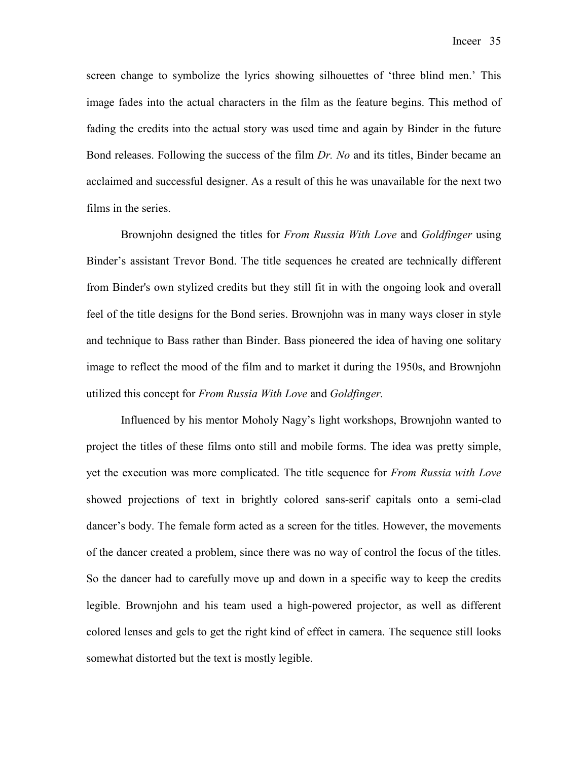screen change to symbolize the lyrics showing silhouettes of 'three blind men.' This image fades into the actual characters in the film as the feature begins. This method of fading the credits into the actual story was used time and again by Binder in the future Bond releases. Following the success of the film *Dr. No* and its titles, Binder became an acclaimed and successful designer. As a result of this he was unavailable for the next two films in the series.

Brownjohn designed the titles for *From Russia With Love* and *Goldfinger* using Binder's assistant Trevor Bond. The title sequences he created are technically different from Binder's own stylized credits but they still fit in with the ongoing look and overall feel of the title designs for the Bond series. Brownjohn was in many ways closer in style and technique to Bass rather than Binder. Bass pioneered the idea of having one solitary image to reflect the mood of the film and to market it during the 1950s, and Brownjohn utilized this concept for *From Russia With Love* and *Goldfinger.*

Influenced by his mentor Moholy Nagy's light workshops, Brownjohn wanted to project the titles of these films onto still and mobile forms. The idea was pretty simple, yet the execution was more complicated. The title sequence for *From Russia with Love* showed projections of text in brightly colored sans-serif capitals onto a semi-clad dancer's body. The female form acted as a screen for the titles. However, the movements of the dancer created a problem, since there was no way of control the focus of the titles. So the dancer had to carefully move up and down in a specific way to keep the credits legible. Brownjohn and his team used a high-powered projector, as well as different colored lenses and gels to get the right kind of effect in camera. The sequence still looks somewhat distorted but the text is mostly legible.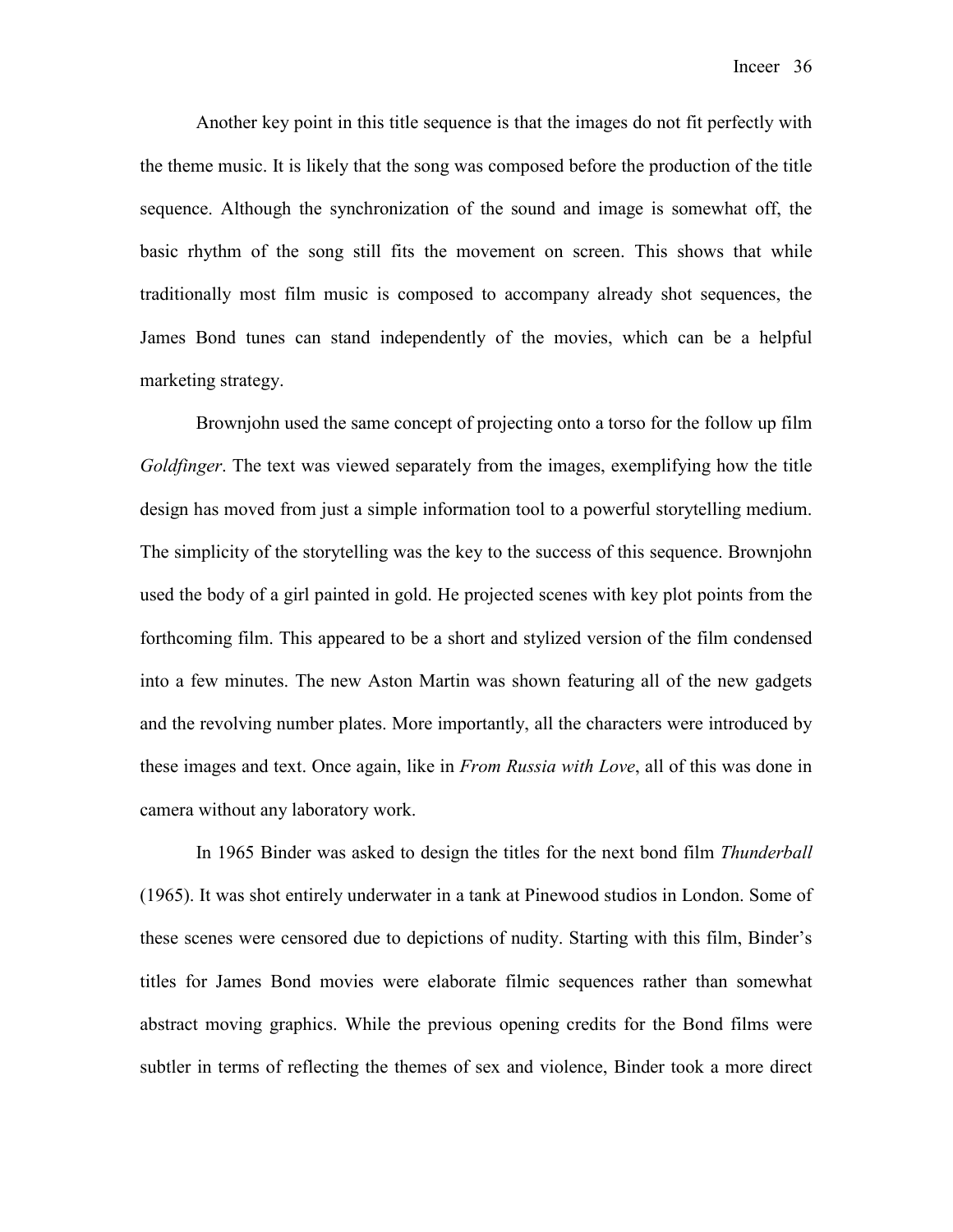Another key point in this title sequence is that the images do not fit perfectly with the theme music. It is likely that the song was composed before the production of the title sequence. Although the synchronization of the sound and image is somewhat off, the basic rhythm of the song still fits the movement on screen. This shows that while traditionally most film music is composed to accompany already shot sequences, the James Bond tunes can stand independently of the movies, which can be a helpful marketing strategy.

Brownjohn used the same concept of projecting onto a torso for the follow up film *Goldfinger*. The text was viewed separately from the images, exemplifying how the title design has moved from just a simple information tool to a powerful storytelling medium. The simplicity of the storytelling was the key to the success of this sequence. Brownjohn used the body of a girl painted in gold. He projected scenes with key plot points from the forthcoming film. This appeared to be a short and stylized version of the film condensed into a few minutes. The new Aston Martin was shown featuring all of the new gadgets and the revolving number plates. More importantly, all the characters were introduced by these images and text. Once again, like in *From Russia with Love*, all of this was done in camera without any laboratory work.

In 1965 Binder was asked to design the titles for the next bond film *Thunderball* (1965). It was shot entirely underwater in a tank at Pinewood studios in London. Some of these scenes were censored due to depictions of nudity. Starting with this film, Binder's titles for James Bond movies were elaborate filmic sequences rather than somewhat abstract moving graphics. While the previous opening credits for the Bond films were subtler in terms of reflecting the themes of sex and violence, Binder took a more direct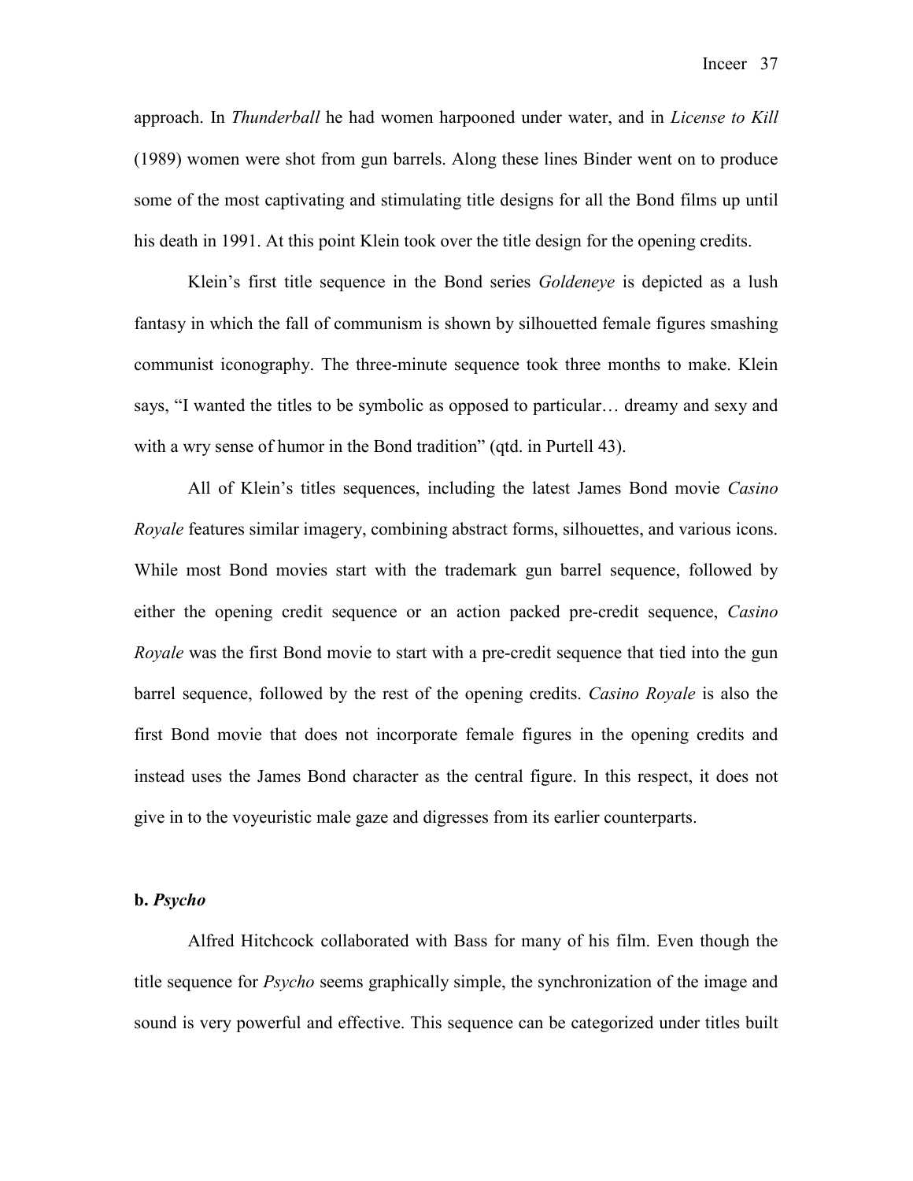approach. In *Thunderball* he had women harpooned under water, and in *License to Kill* (1989) women were shot from gun barrels. Along these lines Binder went on to produce some of the most captivating and stimulating title designs for all the Bond films up until his death in 1991. At this point Klein took over the title design for the opening credits.

Klein's first title sequence in the Bond series *Goldeneye* is depicted as a lush fantasy in which the fall of communism is shown by silhouetted female figures smashing communist iconography. The three-minute sequence took three months to make. Klein says, "I wanted the titles to be symbolic as opposed to particular… dreamy and sexy and with a wry sense of humor in the Bond tradition" (qtd. in Purtell 43).

All of Klein's titles sequences, including the latest James Bond movie *Casino Royale* features similar imagery, combining abstract forms, silhouettes, and various icons. While most Bond movies start with the trademark gun barrel sequence, followed by either the opening credit sequence or an action packed pre-credit sequence, *Casino Royale* was the first Bond movie to start with a pre-credit sequence that tied into the gun barrel sequence, followed by the rest of the opening credits. *Casino Royale* is also the first Bond movie that does not incorporate female figures in the opening credits and instead uses the James Bond character as the central figure. In this respect, it does not give in to the voyeuristic male gaze and digresses from its earlier counterparts.

**b. *Psycho***

Alfred Hitchcock collaborated with Bass for many of his film. Even though the title sequence for *Psycho* seems graphically simple, the synchronization of the image and sound is very powerful and effective. This sequence can be categorized under titles built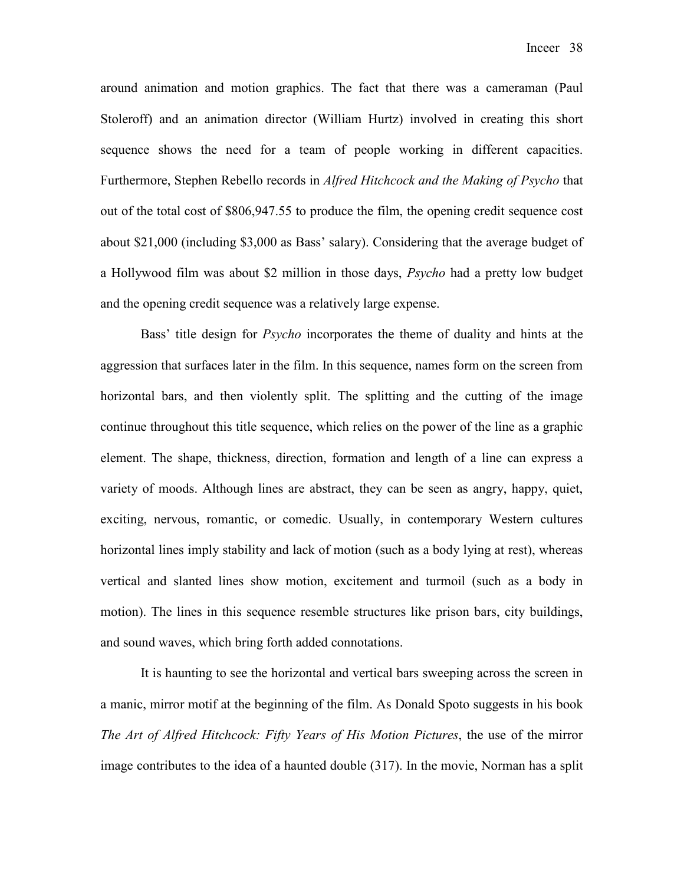around animation and motion graphics. The fact that there was a cameraman (Paul Stoleroff) and an animation director (William Hurtz) involved in creating this short sequence shows the need for a team of people working in different capacities. Furthermore, Stephen Rebello records in *Alfred Hitchcock and the Making of Psycho* that out of the total cost of $806,947.55 to produce the film, the opening credit sequence cost about $21,000 (including $3,000 as Bass' salary). Considering that the average budget of a Hollywood film was about $2 million in those days, *Psycho* had a pretty low budget and the opening credit sequence was a relatively large expense.

Bass' title design for *Psycho* incorporates the theme of duality and hints at the aggression that surfaces later in the film. In this sequence, names form on the screen from horizontal bars, and then violently split. The splitting and the cutting of the image continue throughout this title sequence, which relies on the power of the line as a graphic element. The shape, thickness, direction, formation and length of a line can express a variety of moods. Although lines are abstract, they can be seen as angry, happy, quiet, exciting, nervous, romantic, or comedic. Usually, in contemporary Western cultures horizontal lines imply stability and lack of motion (such as a body lying at rest), whereas vertical and slanted lines show motion, excitement and turmoil (such as a body in motion). The lines in this sequence resemble structures like prison bars, city buildings, and sound waves, which bring forth added connotations.

It is haunting to see the horizontal and vertical bars sweeping across the screen in a manic, mirror motif at the beginning of the film. As Donald Spoto suggests in his book *The Art of Alfred Hitchcock: Fifty Years of His Motion Pictures*, the use of the mirror image contributes to the idea of a haunted double (317). In the movie, Norman has a split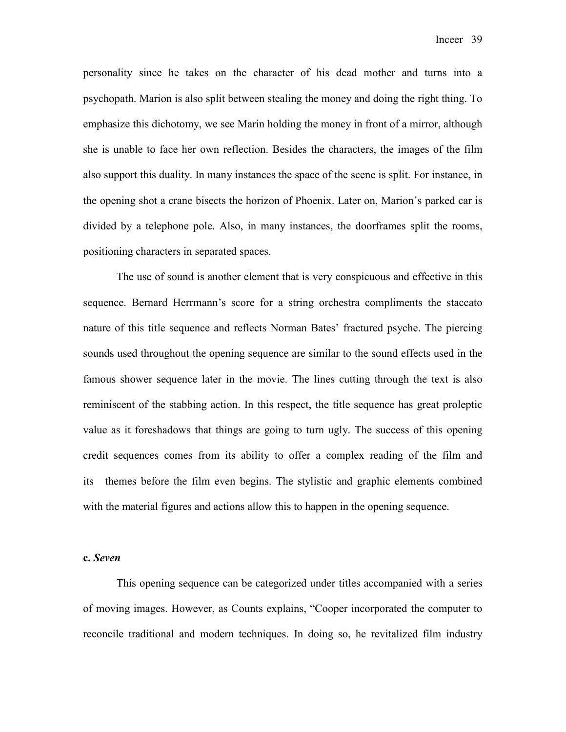personality since he takes on the character of his dead mother and turns into a psychopath. Marion is also split between stealing the money and doing the right thing. To emphasize this dichotomy, we see Marin holding the money in front of a mirror, although she is unable to face her own reflection. Besides the characters, the images of the film also support this duality. In many instances the space of the scene is split. For instance, in the opening shot a crane bisects the horizon of Phoenix. Later on, Marion's parked car is divided by a telephone pole. Also, in many instances, the doorframes split the rooms, positioning characters in separated spaces.

The use of sound is another element that is very conspicuous and effective in this sequence. Bernard Herrmann's score for a string orchestra compliments the staccato nature of this title sequence and reflects Norman Bates' fractured psyche. The piercing sounds used throughout the opening sequence are similar to the sound effects used in the famous shower sequence later in the movie. The lines cutting through the text is also reminiscent of the stabbing action. In this respect, the title sequence has great proleptic value as it foreshadows that things are going to turn ugly. The success of this opening credit sequences comes from its ability to offer a complex reading of the film and its themes before the film even begins. The stylistic and graphic elements combined with the material figures and actions allow this to happen in the opening sequence.

**c. *Seven***

This opening sequence can be categorized under titles accompanied with a series of moving images. However, as Counts explains, "Cooper incorporated the computer to reconcile traditional and modern techniques. In doing so, he revitalized film industry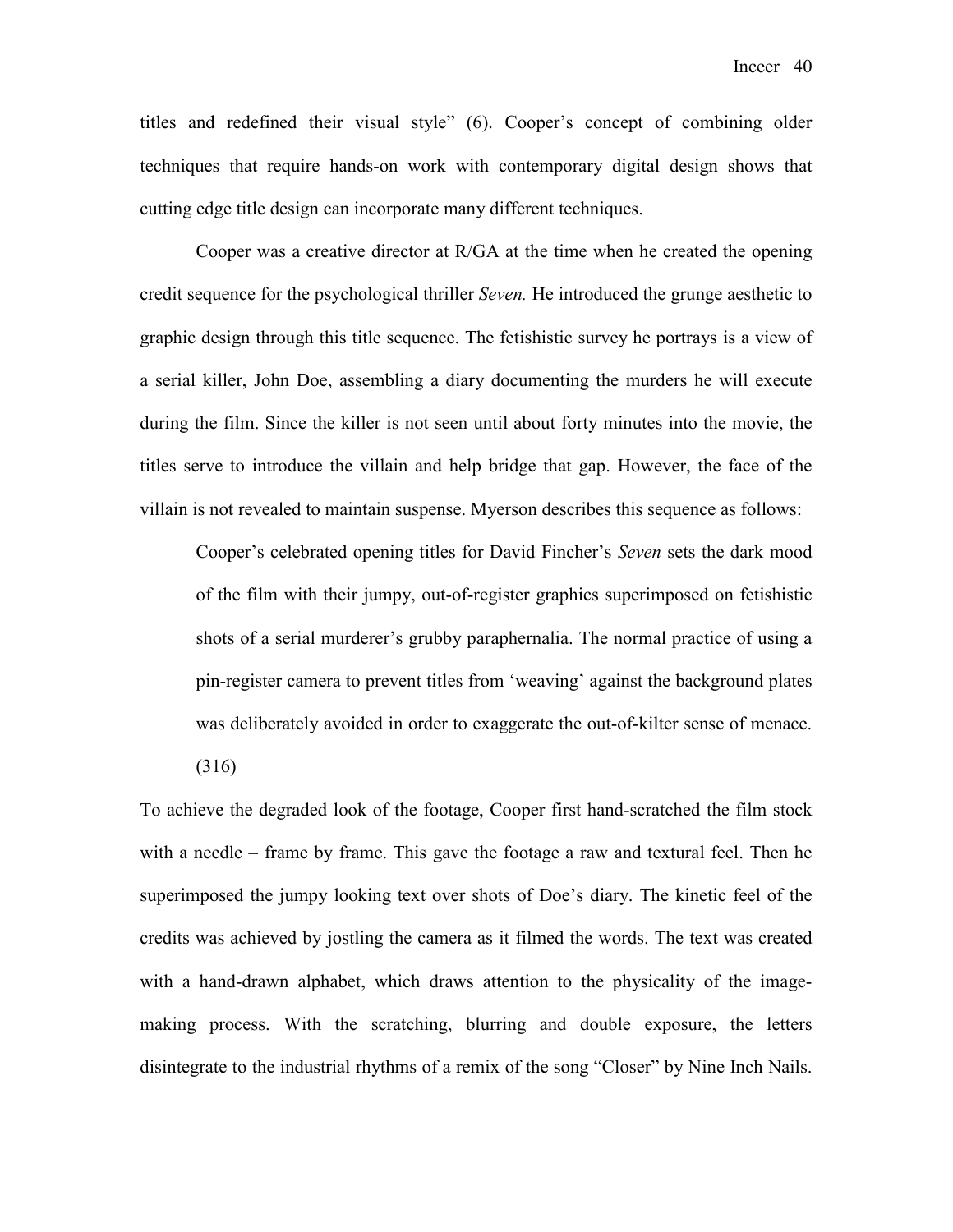titles and redefined their visual style" (6). Cooper's concept of combining older techniques that require hands-on work with contemporary digital design shows that cutting edge title design can incorporate many different techniques.

Cooper was a creative director at R/GA at the time when he created the opening credit sequence for the psychological thriller *Seven.* He introduced the grunge aesthetic to graphic design through this title sequence. The fetishistic survey he portrays is a view of a serial killer, John Doe, assembling a diary documenting the murders he will execute during the film. Since the killer is not seen until about forty minutes into the movie, the titles serve to introduce the villain and help bridge that gap. However, the face of the villain is not revealed to maintain suspense. Myerson describes this sequence as follows:

> Cooper's celebrated opening titles for David Fincher's *Seven* sets the dark mood of the film with their jumpy, out-of-register graphics superimposed on fetishistic shots of a serial murderer's grubby paraphernalia. The normal practice of using a pin-register camera to prevent titles from 'weaving' against the background plates was deliberately avoided in order to exaggerate the out-of-kilter sense of menace. (316)

To achieve the degraded look of the footage, Cooper first hand-scratched the film stock with a needle – frame by frame. This gave the footage a raw and textural feel. Then he superimposed the jumpy looking text over shots of Doe's diary. The kinetic feel of the credits was achieved by jostling the camera as it filmed the words. The text was created with a hand-drawn alphabet, which draws attention to the physicality of the image-making process. With the scratching, blurring and double exposure, the letters disintegrate to the industrial rhythms of a remix of the song "Closer" by Nine Inch Nails.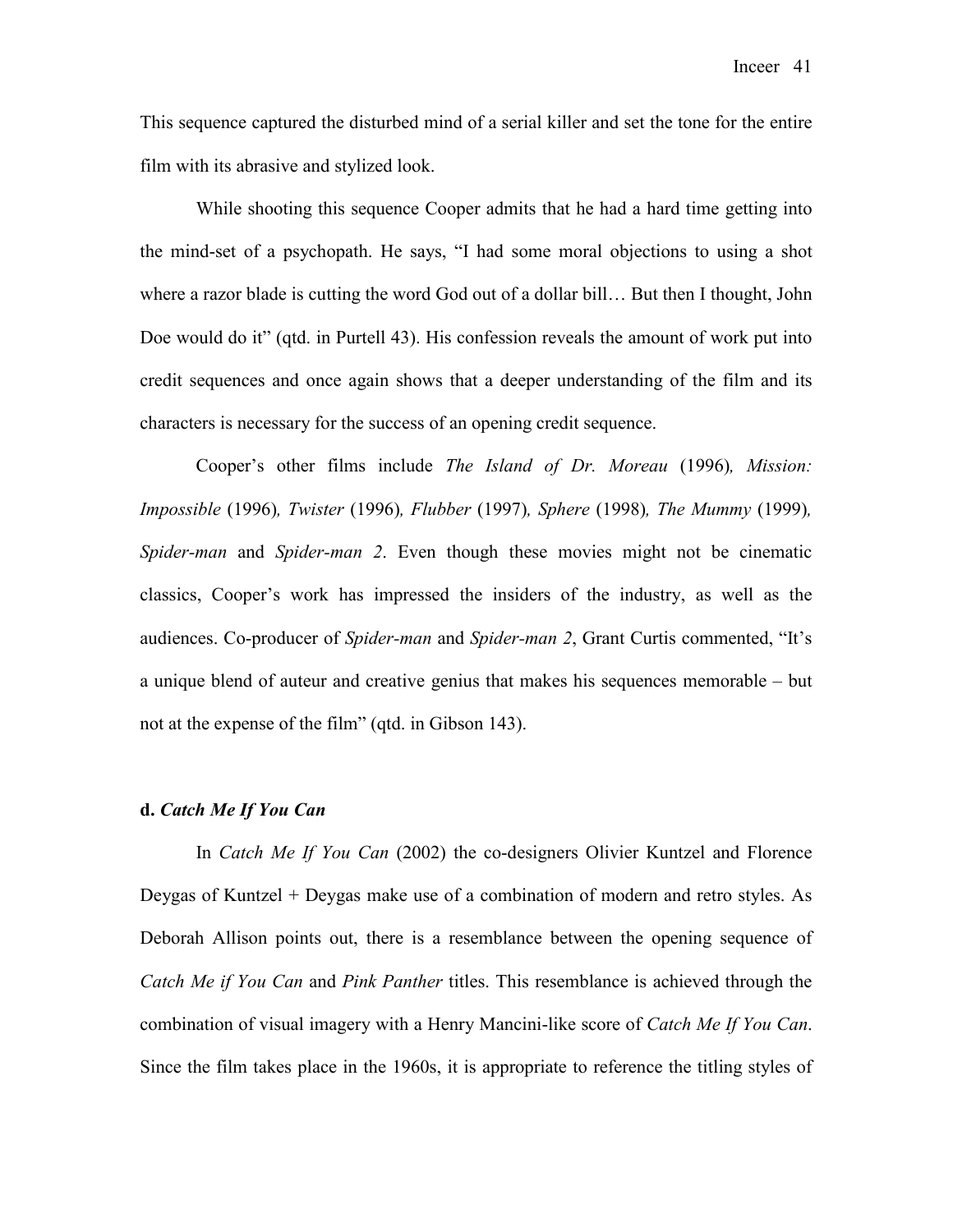This sequence captured the disturbed mind of a serial killer and set the tone for the entire film with its abrasive and stylized look.

While shooting this sequence Cooper admits that he had a hard time getting into the mind-set of a psychopath. He says, "I had some moral objections to using a shot where a razor blade is cutting the word God out of a dollar bill… But then I thought, John Doe would do it" (qtd. in Purtell 43). His confession reveals the amount of work put into credit sequences and once again shows that a deeper understanding of the film and its characters is necessary for the success of an opening credit sequence.

Cooper's other films include *The Island of Dr. Moreau* (1996)*, Mission: Impossible* (1996)*, Twister* (1996)*, Flubber* (1997)*, Sphere* (1998)*, The Mummy* (1999)*, Spider-man* and *Spider-man 2*. Even though these movies might not be cinematic classics, Cooper's work has impressed the insiders of the industry, as well as the audiences. Co-producer of *Spider-man* and *Spider-man 2*, Grant Curtis commented, "It's a unique blend of auteur and creative genius that makes his sequences memorable – but not at the expense of the film" (qtd. in Gibson 143).

**d. *Catch Me If You Can***

In *Catch Me If You Can* (2002) the co-designers Olivier Kuntzel and Florence Deygas of Kuntzel + Deygas make use of a combination of modern and retro styles. As Deborah Allison points out, there is a resemblance between the opening sequence of *Catch Me if You Can* and *Pink Panther* titles. This resemblance is achieved through the combination of visual imagery with a Henry Mancini-like score of *Catch Me If You Can*. Since the film takes place in the 1960s, it is appropriate to reference the titling styles of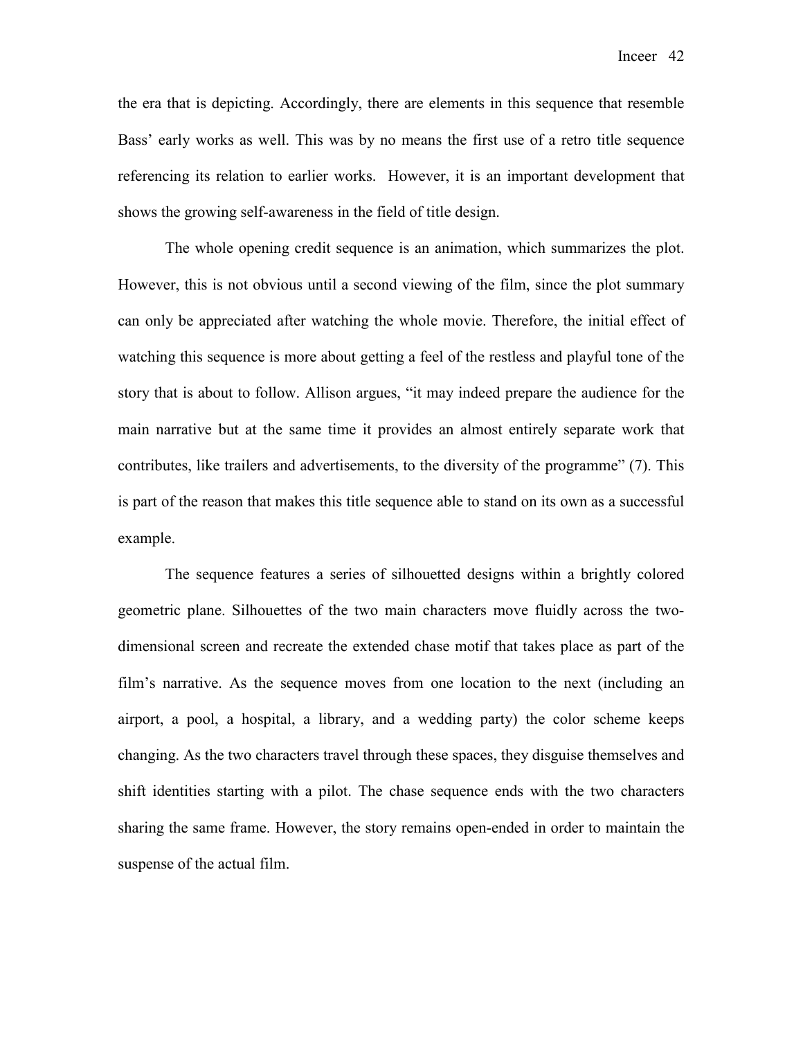the era that is depicting. Accordingly, there are elements in this sequence that resemble Bass' early works as well. This was by no means the first use of a retro title sequence referencing its relation to earlier works. However, it is an important development that shows the growing self-awareness in the field of title design.

The whole opening credit sequence is an animation, which summarizes the plot. However, this is not obvious until a second viewing of the film, since the plot summary can only be appreciated after watching the whole movie. Therefore, the initial effect of watching this sequence is more about getting a feel of the restless and playful tone of the story that is about to follow. Allison argues, "it may indeed prepare the audience for the main narrative but at the same time it provides an almost entirely separate work that contributes, like trailers and advertisements, to the diversity of the programme" (7). This is part of the reason that makes this title sequence able to stand on its own as a successful example.

The sequence features a series of silhouetted designs within a brightly colored geometric plane. Silhouettes of the two main characters move fluidly across the two-dimensional screen and recreate the extended chase motif that takes place as part of the film's narrative. As the sequence moves from one location to the next (including an airport, a pool, a hospital, a library, and a wedding party) the color scheme keeps changing. As the two characters travel through these spaces, they disguise themselves and shift identities starting with a pilot. The chase sequence ends with the two characters sharing the same frame. However, the story remains open-ended in order to maintain the suspense of the actual film.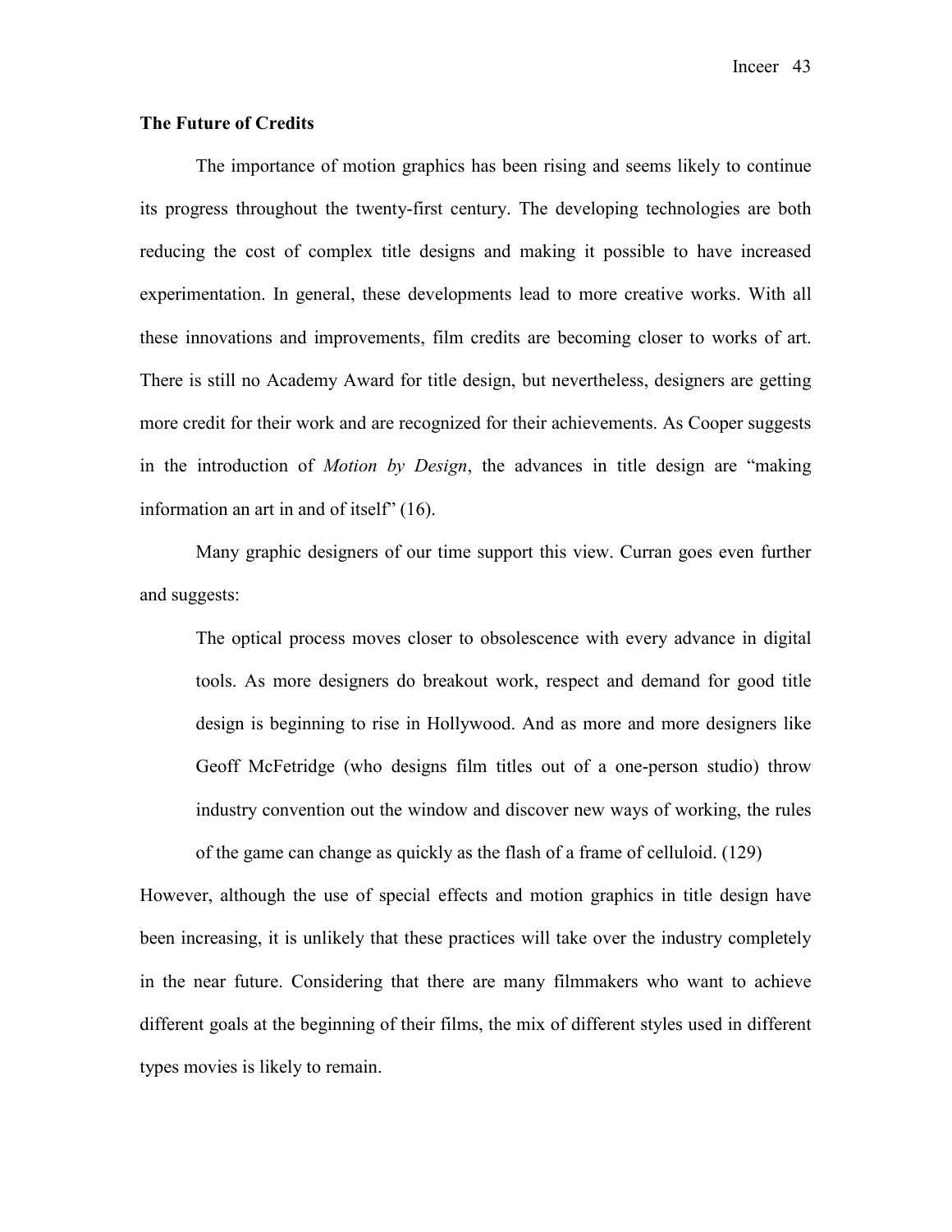## The Future of Credits

The importance of motion graphics has been rising and seems likely to continue its progress throughout the twenty-first century. The developing technologies are both reducing the cost of complex title designs and making it possible to have increased experimentation. In general, these developments lead to more creative works. With all these innovations and improvements, film credits are becoming closer to works of art. There is still no Academy Award for title design, but nevertheless, designers are getting more credit for their work and are recognized for their achievements. As Cooper suggests in the introduction of *Motion by Design*, the advances in title design are "making information an art in and of itself" (16).

Many graphic designers of our time support this view. Curran goes even further and suggests:

> The optical process moves closer to obsolescence with every advance in digital tools. As more designers do breakout work, respect and demand for good title design is beginning to rise in Hollywood. And as more and more designers like Geoff McFetridge (who designs film titles out of a one-person studio) throw industry convention out the window and discover new ways of working, the rules of the game can change as quickly as the flash of a frame of celluloid. (129)

However, although the use of special effects and motion graphics in title design have been increasing, it is unlikely that these practices will take over the industry completely in the near future. Considering that there are many filmmakers who want to achieve different goals at the beginning of their films, the mix of different styles used in different types movies is likely to remain.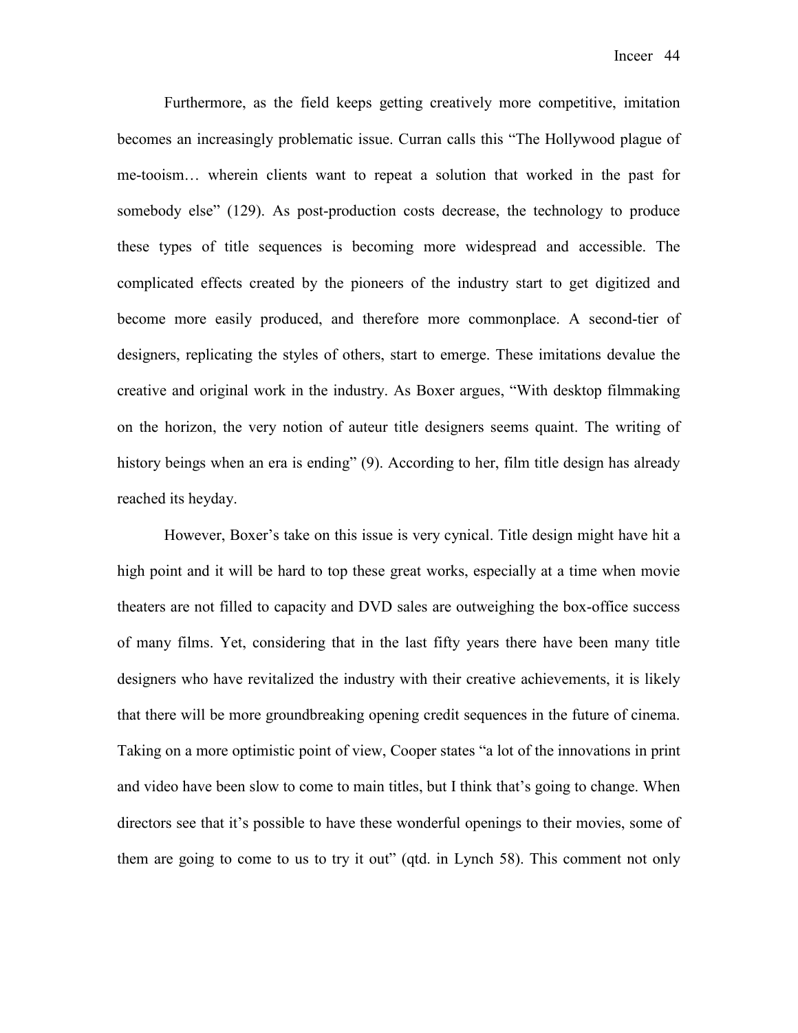Furthermore, as the field keeps getting creatively more competitive, imitation becomes an increasingly problematic issue. Curran calls this "The Hollywood plague of me-tooism… wherein clients want to repeat a solution that worked in the past for somebody else" (129). As post-production costs decrease, the technology to produce these types of title sequences is becoming more widespread and accessible. The complicated effects created by the pioneers of the industry start to get digitized and become more easily produced, and therefore more commonplace. A second-tier of designers, replicating the styles of others, start to emerge. These imitations devalue the creative and original work in the industry. As Boxer argues, "With desktop filmmaking on the horizon, the very notion of auteur title designers seems quaint. The writing of history beings when an era is ending" (9). According to her, film title design has already reached its heyday.

However, Boxer's take on this issue is very cynical. Title design might have hit a high point and it will be hard to top these great works, especially at a time when movie theaters are not filled to capacity and DVD sales are outweighing the box-office success of many films. Yet, considering that in the last fifty years there have been many title designers who have revitalized the industry with their creative achievements, it is likely that there will be more groundbreaking opening credit sequences in the future of cinema. Taking on a more optimistic point of view, Cooper states "a lot of the innovations in print and video have been slow to come to main titles, but I think that's going to change. When directors see that it's possible to have these wonderful openings to their movies, some of them are going to come to us to try it out" (qtd. in Lynch 58). This comment not only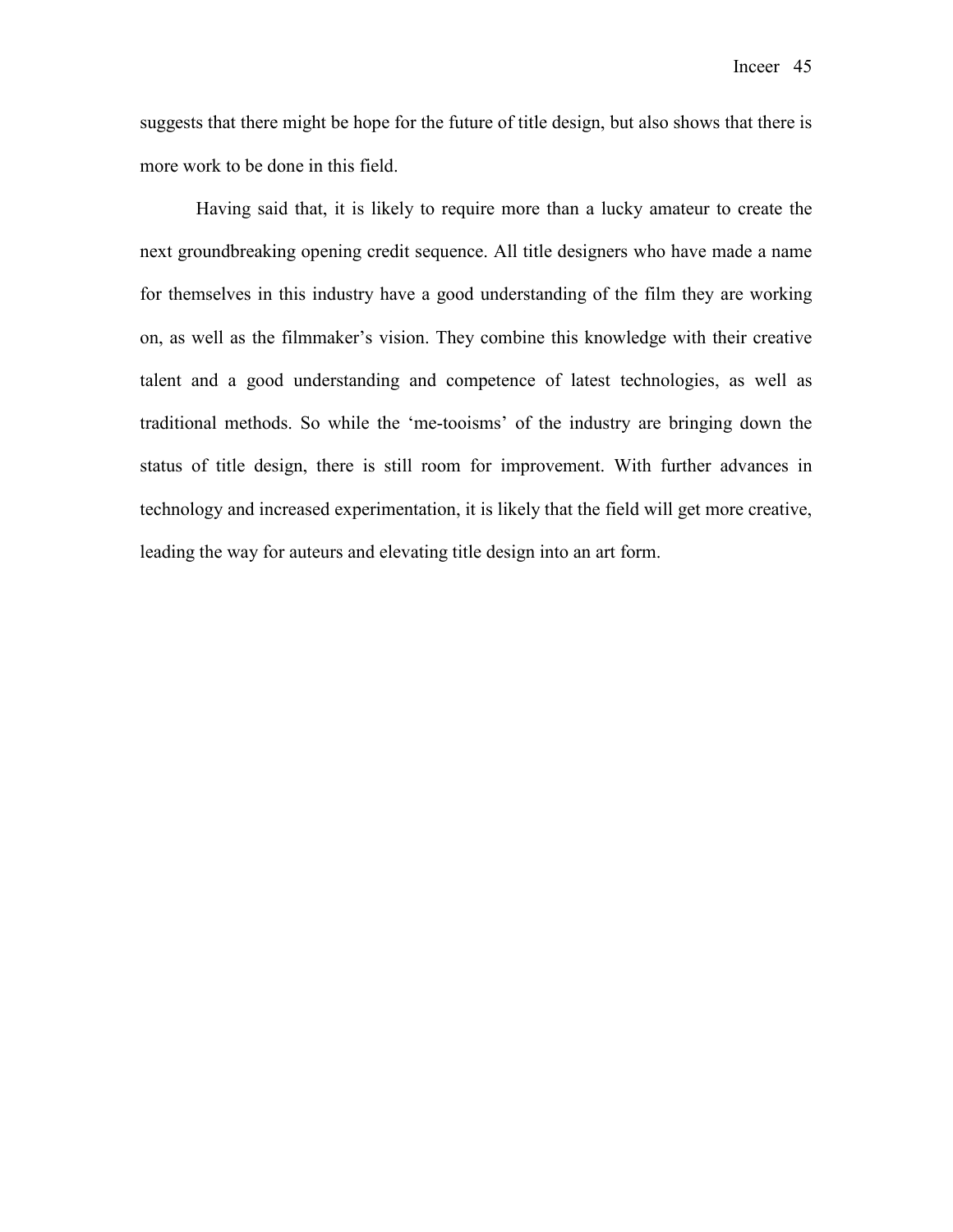suggests that there might be hope for the future of title design, but also shows that there is more work to be done in this field.

Having said that, it is likely to require more than a lucky amateur to create the next groundbreaking opening credit sequence. All title designers who have made a name for themselves in this industry have a good understanding of the film they are working on, as well as the filmmaker's vision. They combine this knowledge with their creative talent and a good understanding and competence of latest technologies, as well as traditional methods. So while the 'me-tooisms' of the industry are bringing down the status of title design, there is still room for improvement. With further advances in technology and increased experimentation, it is likely that the field will get more creative, leading the way for auteurs and elevating title design into an art form.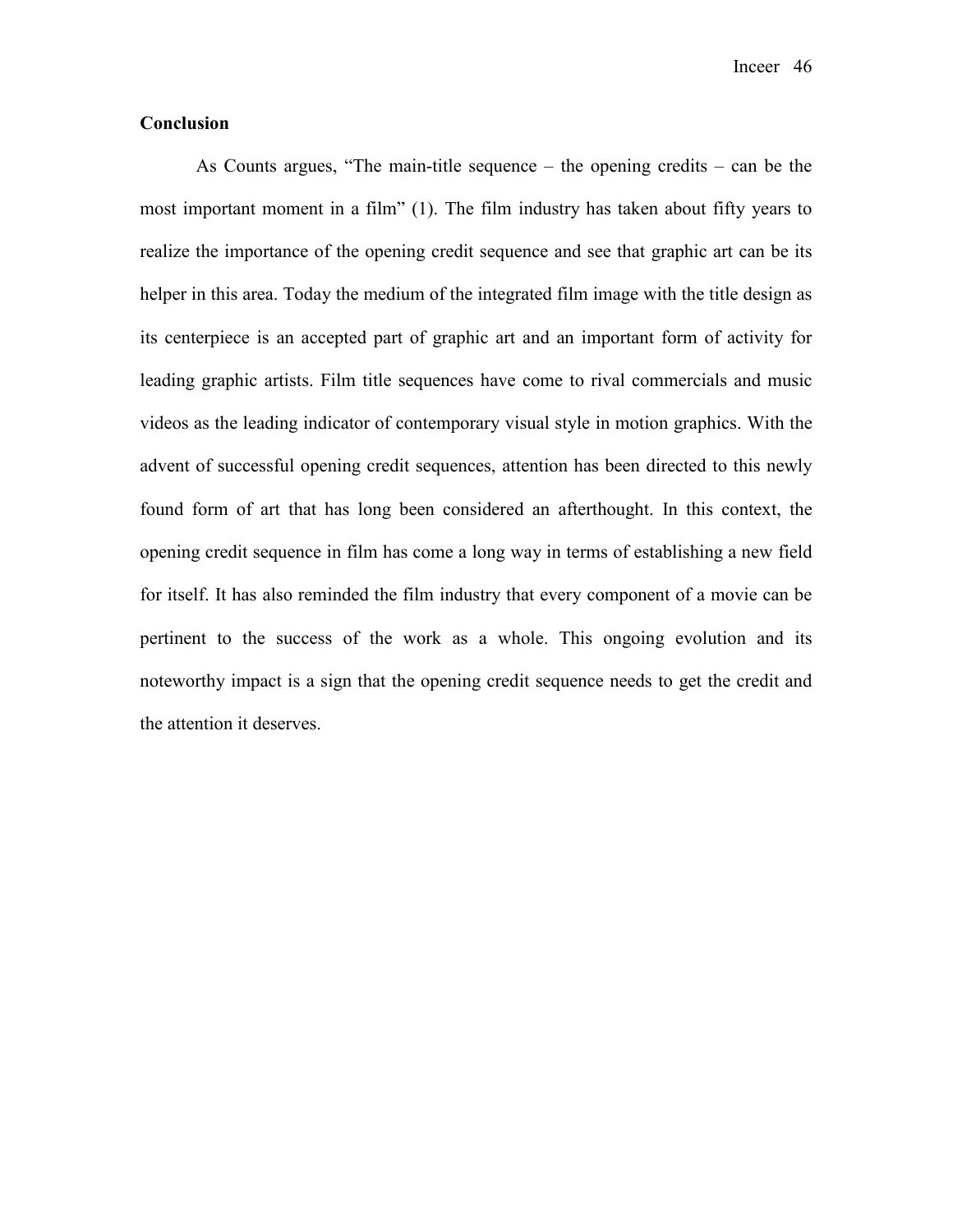## Conclusion

As Counts argues, “The main-title sequence – the opening credits – can be the most important moment in a film” (1). The film industry has taken about fifty years to realize the importance of the opening credit sequence and see that graphic art can be its helper in this area. Today the medium of the integrated film image with the title design as its centerpiece is an accepted part of graphic art and an important form of activity for leading graphic artists. Film title sequences have come to rival commercials and music videos as the leading indicator of contemporary visual style in motion graphics. With the advent of successful opening credit sequences, attention has been directed to this newly found form of art that has long been considered an afterthought. In this context, the opening credit sequence in film has come a long way in terms of establishing a new field for itself. It has also reminded the film industry that every component of a movie can be pertinent to the success of the work as a whole. This ongoing evolution and its noteworthy impact is a sign that the opening credit sequence needs to get the credit and the attention it deserves.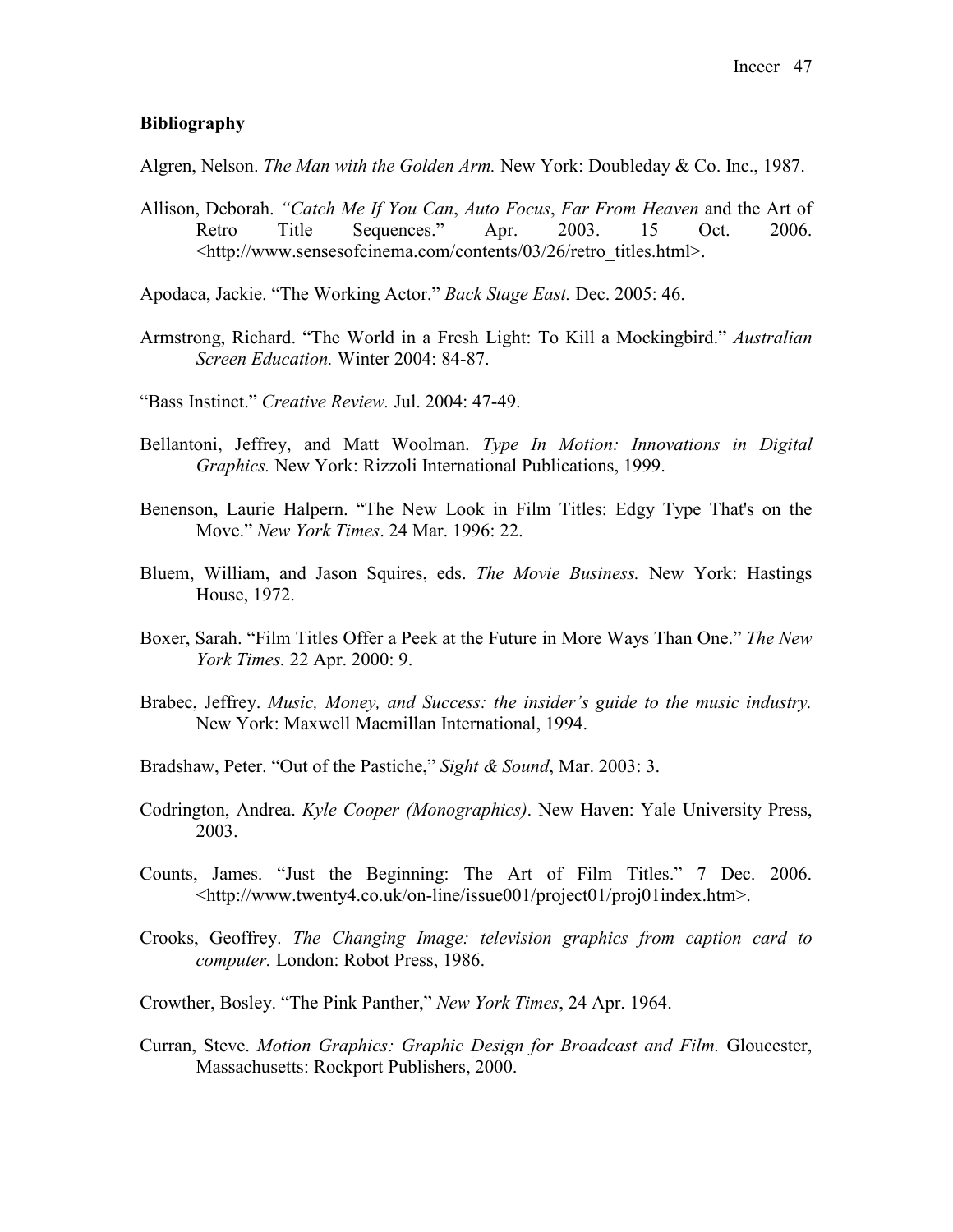**Bibliography**

Algren, Nelson. *The Man with the Golden Arm.* New York: Doubleday & Co. Inc., 1987.

Allison, Deborah. *"Catch Me If You Can*, *Auto Focus*, *Far From Heaven* and the Art of Retro Title Sequences." Apr. 2003. 15 Oct. 2006. <http://www.sensesofcinema.com/contents/03/26/retro_titles.html>.

Apodaca, Jackie. "The Working Actor." *Back Stage East.* Dec. 2005: 46.

Armstrong, Richard. "The World in a Fresh Light: To Kill a Mockingbird." *Australian Screen Education.* Winter 2004: 84-87.

"Bass Instinct." *Creative Review.* Jul. 2004: 47-49.

Bellantoni, Jeffrey, and Matt Woolman. *Type In Motion: Innovations in Digital Graphics.* New York: Rizzoli International Publications, 1999.

Benenson, Laurie Halpern. "The New Look in Film Titles: Edgy Type That's on the Move." *New York Times*. 24 Mar. 1996: 22.

Bluem, William, and Jason Squires, eds. *The Movie Business.* New York: Hastings House, 1972.

Boxer, Sarah. "Film Titles Offer a Peek at the Future in More Ways Than One." *The New York Times.* 22 Apr. 2000: 9.

Brabec, Jeffrey. *Music, Money, and Success: the insider's guide to the music industry.* New York: Maxwell Macmillan International, 1994.

Bradshaw, Peter. "Out of the Pastiche," *Sight & Sound*, Mar. 2003: 3.

Codrington, Andrea. *Kyle Cooper (Monographics)*. New Haven: Yale University Press, 2003.

Counts, James. "Just the Beginning: The Art of Film Titles." 7 Dec. 2006. <http://www.twenty4.co.uk/on-line/issue001/project01/proj01index.htm>.

Crooks, Geoffrey. *The Changing Image: television graphics from caption card to computer.* London: Robot Press, 1986.

Crowther, Bosley. "The Pink Panther," *New York Times*, 24 Apr. 1964.

Curran, Steve. *Motion Graphics: Graphic Design for Broadcast and Film.* Gloucester, Massachusetts: Rockport Publishers, 2000.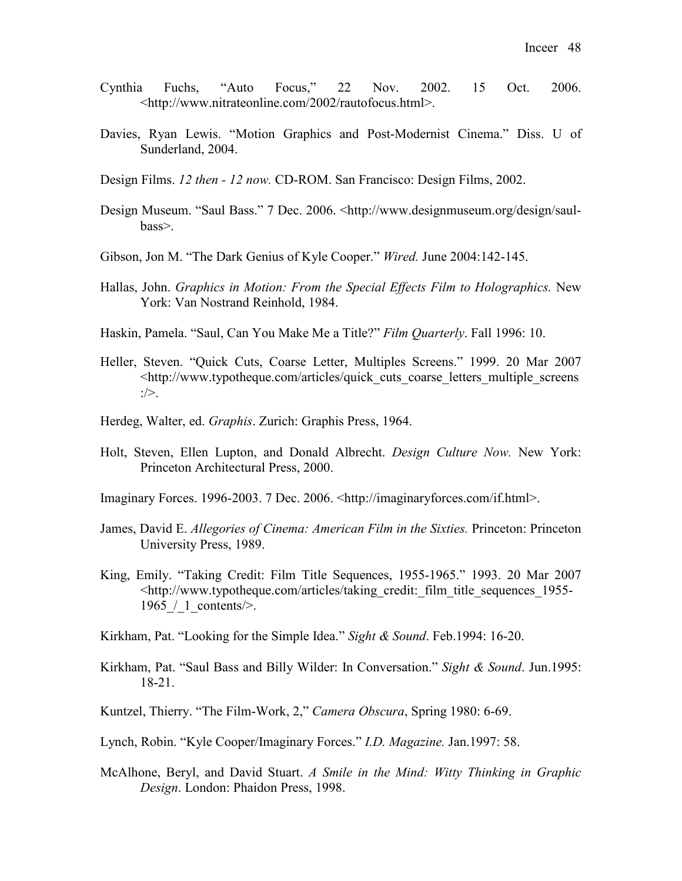Cynthia Fuchs, “Auto Focus,” 22 Nov. 2002. 15 Oct. 2006. <http://www.nitrateonline.com/2002/rautofocus.html>.

Davies, Ryan Lewis. “Motion Graphics and Post-Modernist Cinema.” Diss. U of Sunderland, 2004.

Design Films. *12 then - 12 now.* CD-ROM. San Francisco: Design Films, 2002.

Design Museum. “Saul Bass.” 7 Dec. 2006. <http://www.designmuseum.org/design/saul-bass>.

Gibson, Jon M. “The Dark Genius of Kyle Cooper.” *Wired.* June 2004:142-145.

Hallas, John. *Graphics in Motion: From the Special Effects Film to Holographics.* New York: Van Nostrand Reinhold, 1984.

Haskin, Pamela. “Saul, Can You Make Me a Title?” *Film Quarterly*. Fall 1996: 10.

Heller, Steven. “Quick Cuts, Coarse Letter, Multiples Screens.” 1999. 20 Mar 2007 <http://www.typotheque.com/articles/quick_cuts_coarse_letters_multiple_screens :/>.

Herdeg, Walter, ed. *Graphis*. Zurich: Graphis Press, 1964.

Holt, Steven, Ellen Lupton, and Donald Albrecht. *Design Culture Now.* New York: Princeton Architectural Press, 2000.

Imaginary Forces. 1996-2003. 7 Dec. 2006. <http://imaginaryforces.com/if.html>.

James, David E. *Allegories of Cinema: American Film in the Sixties.* Princeton: Princeton University Press, 1989.

King, Emily. “Taking Credit: Film Title Sequences, 1955-1965.” 1993. 20 Mar 2007 <http://www.typotheque.com/articles/taking_credit:_film_title_sequences_1955-1965_/_1_contents/>.

Kirkham, Pat. “Looking for the Simple Idea.” *Sight & Sound*. Feb.1994: 16-20.

Kirkham, Pat. “Saul Bass and Billy Wilder: In Conversation.” *Sight & Sound*. Jun.1995: 18-21.

Kuntzel, Thierry. “The Film-Work, 2,” *Camera Obscura*, Spring 1980: 6-69.

Lynch, Robin. “Kyle Cooper/Imaginary Forces.” *I.D. Magazine.* Jan.1997: 58.

McAlhone, Beryl, and David Stuart. *A Smile in the Mind: Witty Thinking in Graphic Design*. London: Phaidon Press, 1998.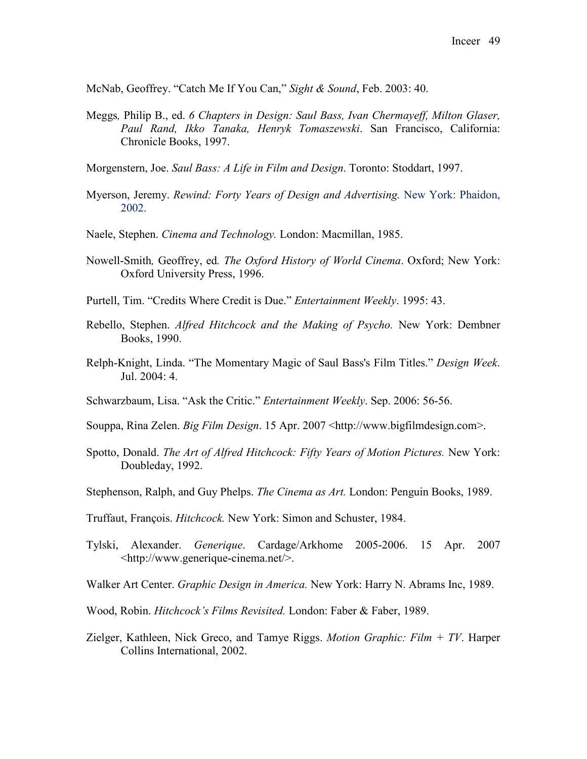McNab, Geoffrey. "Catch Me If You Can," *Sight & Sound*, Feb. 2003: 40.

Meggs, Philip B., ed. *6 Chapters in Design: Saul Bass, Ivan Chermayeff, Milton Glaser, Paul Rand, Ikko Tanaka, Henryk Tomaszewski*. San Francisco, California: Chronicle Books, 1997.

Morgenstern, Joe. *Saul Bass: A Life in Film and Design*. Toronto: Stoddart, 1997.

Myerson, Jeremy. *Rewind: Forty Years of Design and Advertising.* New York: Phaidon, 2002.

Naele, Stephen. *Cinema and Technology.* London: Macmillan, 1985.

Nowell-Smith, Geoffrey, ed. *The Oxford History of World Cinema*. Oxford; New York: Oxford University Press, 1996.

Purtell, Tim. "Credits Where Credit is Due." *Entertainment Weekly*. 1995: 43.

Rebello, Stephen. *Alfred Hitchcock and the Making of Psycho.* New York: Dembner Books, 1990.

Relph-Knight, Linda. "The Momentary Magic of Saul Bass's Film Titles." *Design Week*. Jul. 2004: 4.

Schwarzbaum, Lisa. "Ask the Critic." *Entertainment Weekly*. Sep. 2006: 56-56.

Souppa, Rina Zelen. *Big Film Design*. 15 Apr. 2007 <http://www.bigfilmdesign.com>.

Spotto, Donald. *The Art of Alfred Hitchcock: Fifty Years of Motion Pictures.* New York: Doubleday, 1992.

Stephenson, Ralph, and Guy Phelps. *The Cinema as Art.* London: Penguin Books, 1989.

Truffaut, François. *Hitchcock.* New York: Simon and Schuster, 1984.

Tylski, Alexander. *Generique*. Cardage/Arkhome 2005-2006. 15 Apr. 2007 <http://www.generique-cinema.net/>.

Walker Art Center. *Graphic Design in America.* New York: Harry N. Abrams Inc, 1989.

Wood, Robin. *Hitchcock's Films Revisited.* London: Faber & Faber, 1989.

Zielger, Kathleen, Nick Greco, and Tamye Riggs. *Motion Graphic: Film + TV*. Harper Collins International, 2002.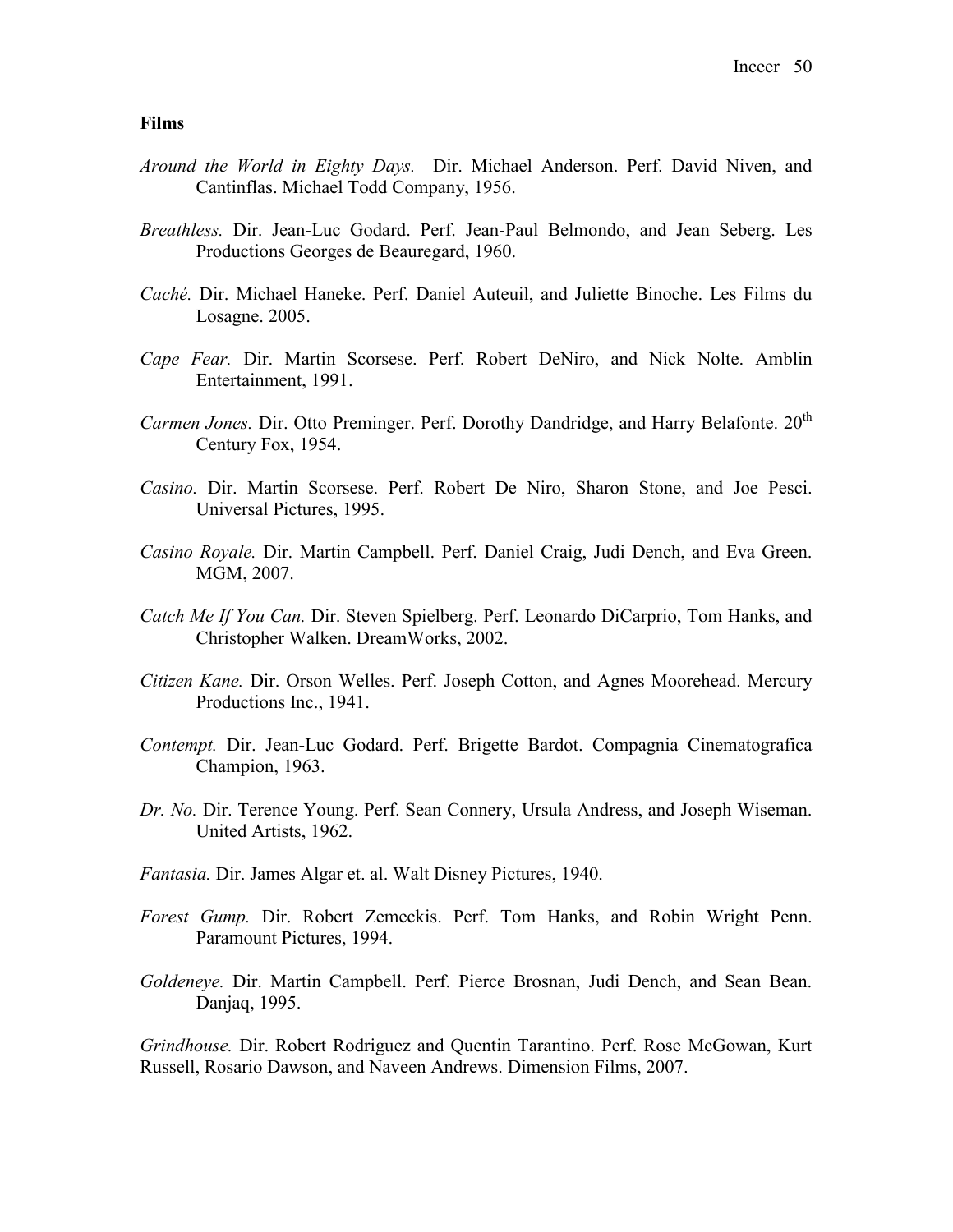**Films**

*Around the World in Eighty Days.* Dir. Michael Anderson. Perf. David Niven, and Cantinflas. Michael Todd Company, 1956.

*Breathless.* Dir. Jean-Luc Godard. Perf. Jean-Paul Belmondo, and Jean Seberg. Les Productions Georges de Beauregard, 1960.

*Caché.* Dir. Michael Haneke. Perf. Daniel Auteuil, and Juliette Binoche. Les Films du Losagne. 2005.

*Cape Fear.* Dir. Martin Scorsese. Perf. Robert DeNiro, and Nick Nolte. Amblin Entertainment, 1991.

*Carmen Jones.* Dir. Otto Preminger. Perf. Dorothy Dandridge, and Harry Belafonte. 20th Century Fox, 1954.

*Casino.* Dir. Martin Scorsese. Perf. Robert De Niro, Sharon Stone, and Joe Pesci. Universal Pictures, 1995.

*Casino Royale.* Dir. Martin Campbell. Perf. Daniel Craig, Judi Dench, and Eva Green. MGM, 2007.

*Catch Me If You Can.* Dir. Steven Spielberg. Perf. Leonardo DiCarprio, Tom Hanks, and Christopher Walken. DreamWorks, 2002.

*Citizen Kane.* Dir. Orson Welles. Perf. Joseph Cotton, and Agnes Moorehead. Mercury Productions Inc., 1941.

*Contempt.* Dir. Jean-Luc Godard. Perf. Brigette Bardot. Compagnia Cinematografica Champion, 1963.

*Dr. No.* Dir. Terence Young. Perf. Sean Connery, Ursula Andress, and Joseph Wiseman. United Artists, 1962.

*Fantasia.* Dir. James Algar et. al. Walt Disney Pictures, 1940.

*Forest Gump.* Dir. Robert Zemeckis. Perf. Tom Hanks, and Robin Wright Penn. Paramount Pictures, 1994.

*Goldeneye.* Dir. Martin Campbell. Perf. Pierce Brosnan, Judi Dench, and Sean Bean. Danjaq, 1995.

*Grindhouse.* Dir. Robert Rodriguez and Quentin Tarantino. Perf. Rose McGowan, Kurt Russell, Rosario Dawson, and Naveen Andrews. Dimension Films, 2007.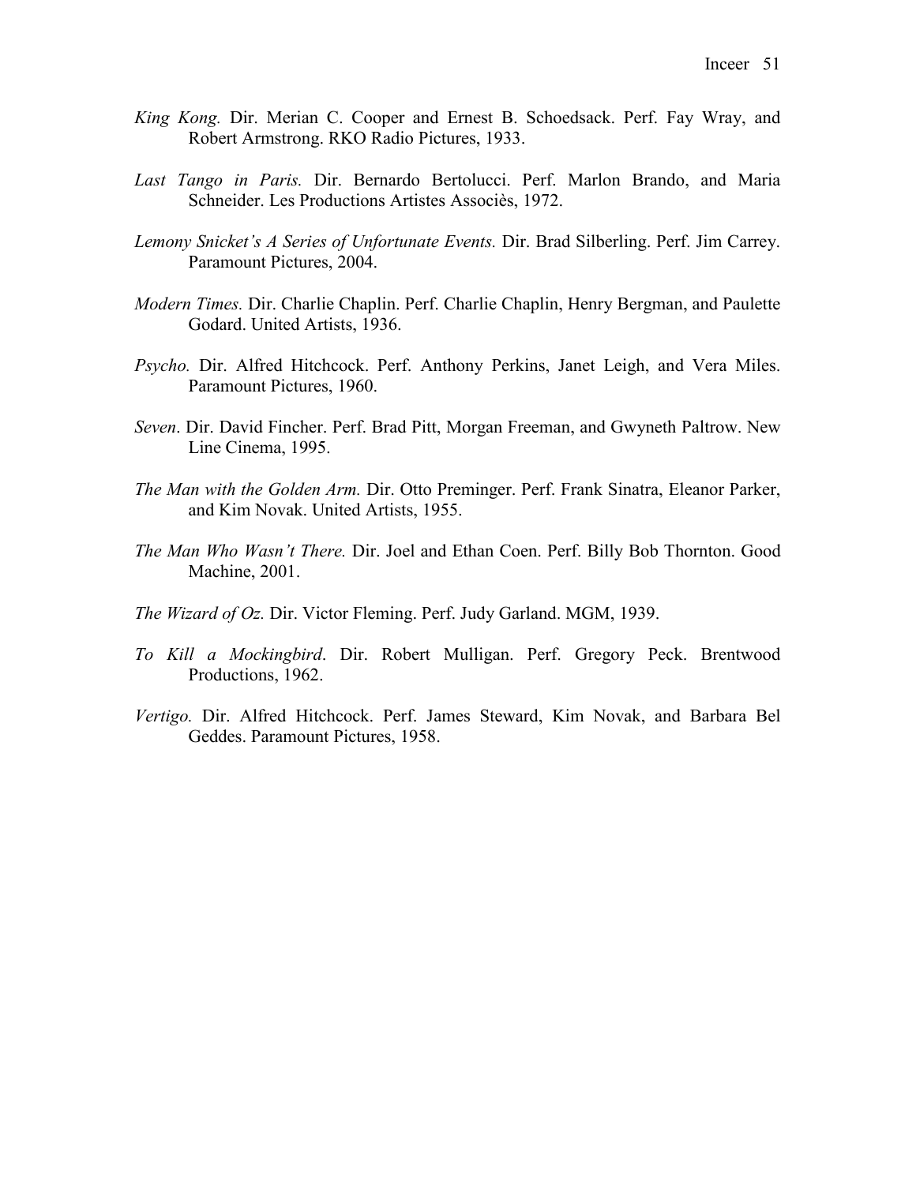*King Kong.* Dir. Merian C. Cooper and Ernest B. Schoedsack. Perf. Fay Wray, and Robert Armstrong. RKO Radio Pictures, 1933.

*Last Tango in Paris.* Dir. Bernardo Bertolucci. Perf. Marlon Brando, and Maria Schneider. Les Productions Artistes Associès, 1972.

*Lemony Snicket's A Series of Unfortunate Events.* Dir. Brad Silberling. Perf. Jim Carrey. Paramount Pictures, 2004.

*Modern Times.* Dir. Charlie Chaplin. Perf. Charlie Chaplin, Henry Bergman, and Paulette Godard. United Artists, 1936.

*Psycho.* Dir. Alfred Hitchcock. Perf. Anthony Perkins, Janet Leigh, and Vera Miles. Paramount Pictures, 1960.

*Seven*. Dir. David Fincher. Perf. Brad Pitt, Morgan Freeman, and Gwyneth Paltrow. New Line Cinema, 1995.

*The Man with the Golden Arm.* Dir. Otto Preminger. Perf. Frank Sinatra, Eleanor Parker, and Kim Novak. United Artists, 1955.

*The Man Who Wasn't There.* Dir. Joel and Ethan Coen. Perf. Billy Bob Thornton. Good Machine, 2001.

*The Wizard of Oz.* Dir. Victor Fleming. Perf. Judy Garland. MGM, 1939.

*To Kill a Mockingbird*. Dir. Robert Mulligan. Perf. Gregory Peck. Brentwood Productions, 1962.

*Vertigo.* Dir. Alfred Hitchcock. Perf. James Steward, Kim Novak, and Barbara Bel Geddes. Paramount Pictures, 1958.